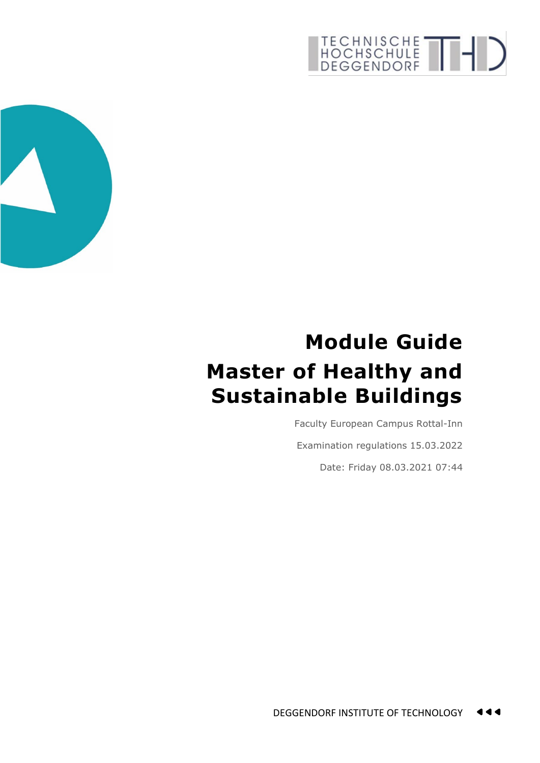# Module Guide

# Master of Healthy and Sustainable Buildings

Faculty European Campus Rottal-Inn

Examination regulations 15.03.2022

Date: Friday 08.03.2021 07:44

DEGGENDORF INSTITUTE OF TECHNOLOGY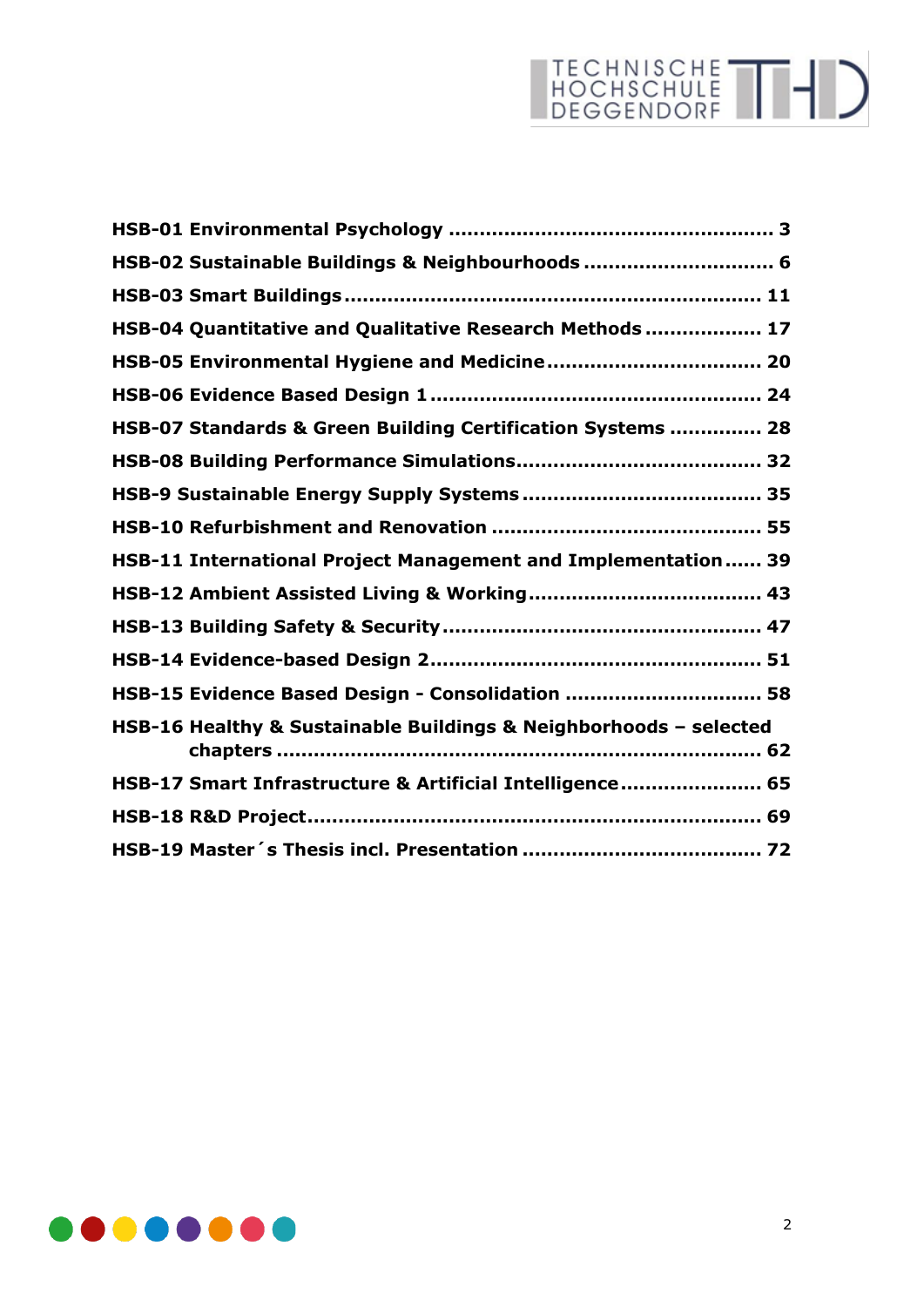**HSB-01 Environmental Psychology .................................................... 3**

**HSB-02 Sustainable Buildings & Neighbourhoods .............................. 6**

**HSB-03 Smart Buildings ................................................................... 11**

**HSB-04 Quantitative and Qualitative Research Methods .................. 17**

**HSB-05 Environmental Hygiene and Medicine .................................. 20**

**HSB-06 Evidence Based Design 1 ..................................................... 24**

**HSB-07 Standards & Green Building Certification Systems ............... 28**

**HSB-08 Building Performance Simulations ....................................... 32**

**HSB-9 Sustainable Energy Supply Systems ...................................... 35**

**HSB-10 Refurbishment and Renovation ........................................... 55**

**HSB-11 International Project Management and Implementation ...... 39**

**HSB-12 Ambient Assisted Living & Working ..................................... 43**

**HSB-13 Building Safety & Security ................................................... 47**

**HSB-14 Evidence-based Design 2 ..................................................... 51**

**HSB-15 Evidence Based Design - Consolidation ............................... 58**

**HSB-16 Healthy & Sustainable Buildings & Neighborhoods – selected chapters ............................................................................ 62**

**HSB-17 Smart Infrastructure & Artificial Intelligence ....................... 65**

**HSB-18 R&D Project ........................................................................ 69**

**HSB-19 Master´s Thesis incl. Presentation ...................................... 72**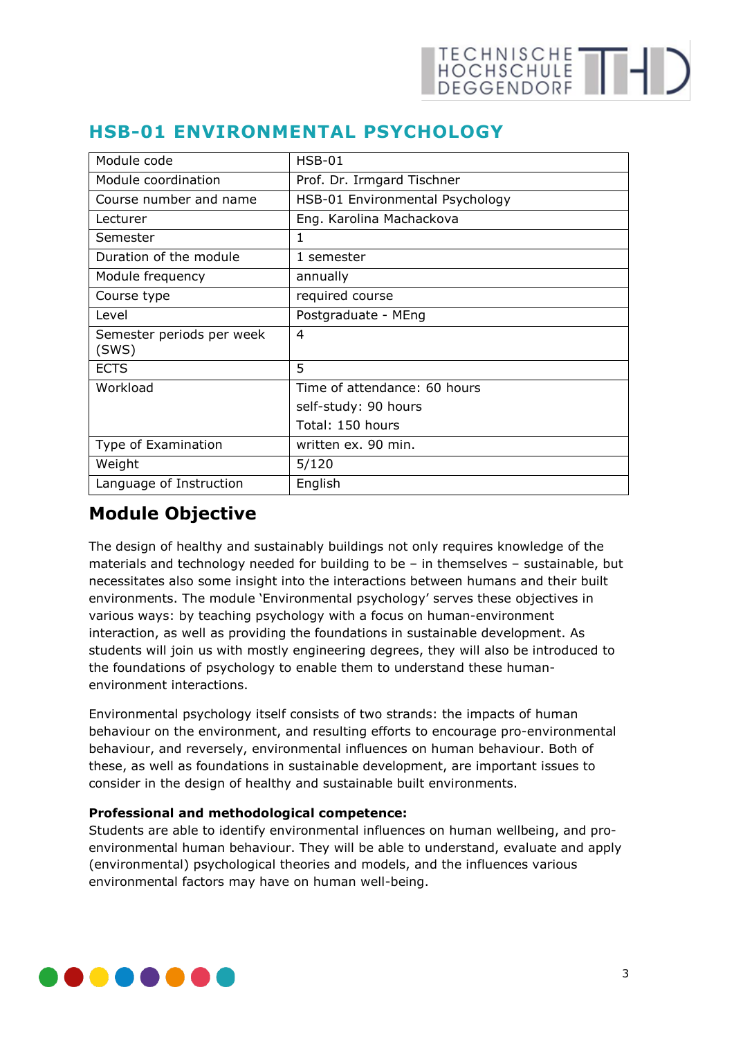## HSB-01 ENVIRONMENTAL PSYCHOLOGY

| Module code | HSB-01 |
|---|---|
| Module coordination | Prof. Dr. Irmgard Tischner |
| Course number and name | HSB-01 Environmental Psychology |
| Lecturer | Eng. Karolina Machackova |
| Semester | 1 |
| Duration of the module | 1 semester |
| Module frequency | annually |
| Course type | required course |
| Level | Postgraduate - MEng |
| Semester periods per week (SWS) | 4 |
| ECTS | 5 |
| Workload | Time of attendance: 60 hours<br>self-study: 90 hours<br>Total: 150 hours |
| Type of Examination | written ex. 90 min. |
| Weight | 5/120 |
| Language of Instruction | English |

## Module Objective

The design of healthy and sustainably buildings not only requires knowledge of the materials and technology needed for building to be – in themselves – sustainable, but necessitates also some insight into the interactions between humans and their built environments. The module 'Environmental psychology' serves these objectives in various ways: by teaching psychology with a focus on human-environment interaction, as well as providing the foundations in sustainable development. As students will join us with mostly engineering degrees, they will also be introduced to the foundations of psychology to enable them to understand these human-environment interactions.

Environmental psychology itself consists of two strands: the impacts of human behaviour on the environment, and resulting efforts to encourage pro-environmental behaviour, and reversely, environmental influences on human behaviour. Both of these, as well as foundations in sustainable development, are important issues to consider in the design of healthy and sustainable built environments.

**Professional and methodological competence:**
Students are able to identify environmental influences on human wellbeing, and pro-environmental human behaviour. They will be able to understand, evaluate and apply (environmental) psychological theories and models, and the influences various environmental factors may have on human well-being.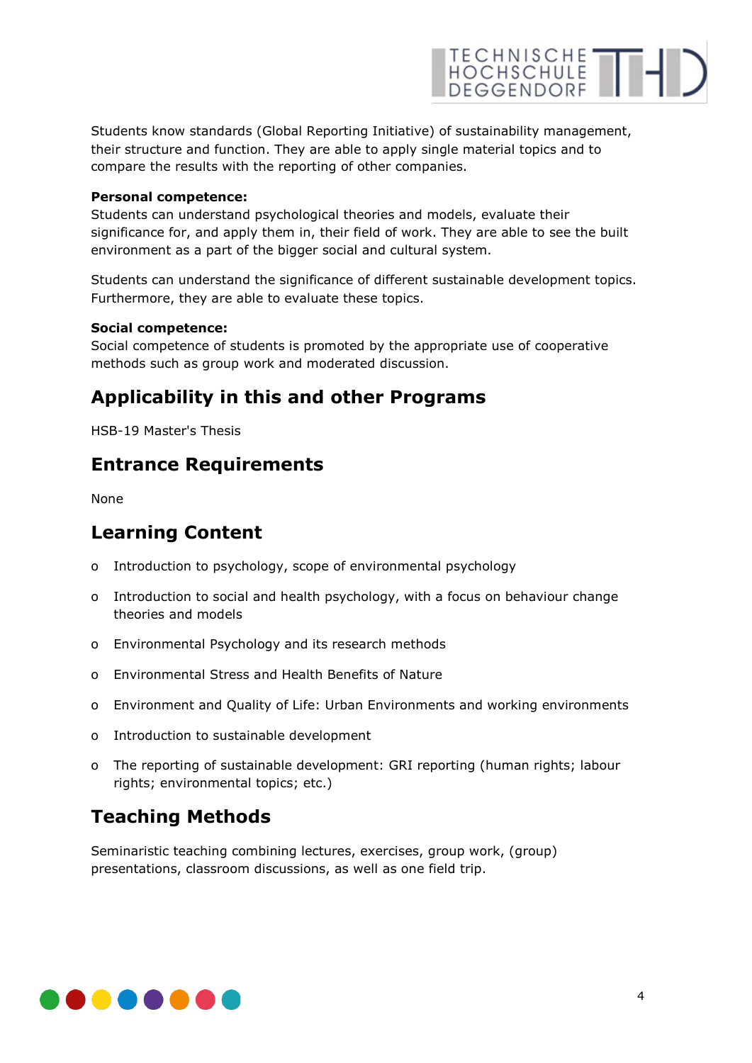Students know standards (Global Reporting Initiative) of sustainability management, their structure and function. They are able to apply single material topics and to compare the results with the reporting of other companies.

**Personal competence:**
Students can understand psychological theories and models, evaluate their significance for, and apply them in, their field of work. They are able to see the built environment as a part of the bigger social and cultural system.

Students can understand the significance of different sustainable development topics. Furthermore, they are able to evaluate these topics.

**Social competence:**
Social competence of students is promoted by the appropriate use of cooperative methods such as group work and moderated discussion.

## Applicability in this and other Programs

HSB-19 Master's Thesis

## Entrance Requirements

None

## Learning Content

- Introduction to psychology, scope of environmental psychology
- Introduction to social and health psychology, with a focus on behaviour change theories and models
- Environmental Psychology and its research methods
- Environmental Stress and Health Benefits of Nature
- Environment and Quality of Life: Urban Environments and working environments
- Introduction to sustainable development
- The reporting of sustainable development: GRI reporting (human rights; labour rights; environmental topics; etc.)

## Teaching Methods

Seminaristic teaching combining lectures, exercises, group work, (group) presentations, classroom discussions, as well as one field trip.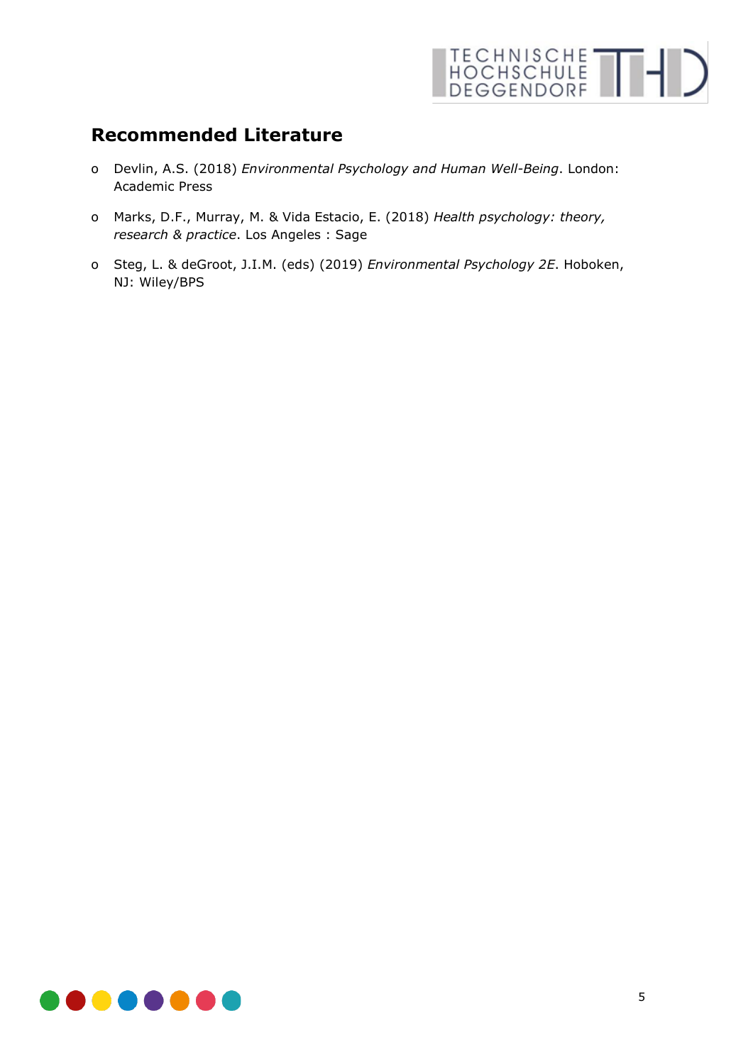## Recommended Literature

- Devlin, A.S. (2018) *Environmental Psychology and Human Well-Being*. London: Academic Press
- Marks, D.F., Murray, M. & Vida Estacio, E. (2018) *Health psychology: theory, research & practice*. Los Angeles : Sage
- Steg, L. & deGroot, J.I.M. (eds) (2019) *Environmental Psychology 2E*. Hoboken, NJ: Wiley/BPS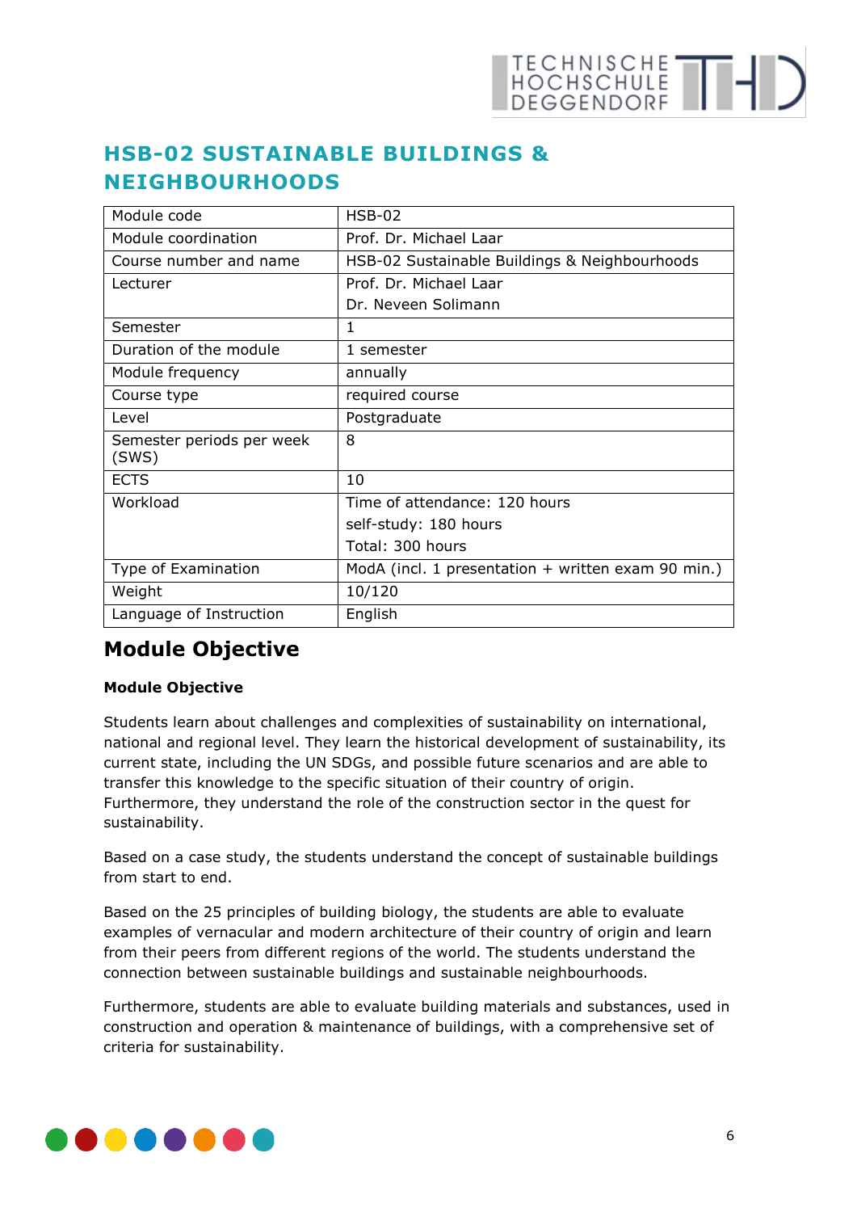# HSB-02 SUSTAINABLE BUILDINGS & NEIGHBOURHOODS

| Module code | HSB-02 |
|---|---|
| Module coordination | Prof. Dr. Michael Laar |
| Course number and name | HSB-02 Sustainable Buildings & Neighbourhoods |
| Lecturer | Prof. Dr. Michael Laar<br>Dr. Neveen Solimann |
| Semester | 1 |
| Duration of the module | 1 semester |
| Module frequency | annually |
| Course type | required course |
| Level | Postgraduate |
| Semester periods per week (SWS) | 8 |
| ECTS | 10 |
| Workload | Time of attendance: 120 hours<br>self-study: 180 hours<br>Total: 300 hours |
| Type of Examination | ModA (incl. 1 presentation + written exam 90 min.) |
| Weight | 10/120 |
| Language of Instruction | English |

## Module Objective

**Module Objective**

Students learn about challenges and complexities of sustainability on international, national and regional level. They learn the historical development of sustainability, its current state, including the UN SDGs, and possible future scenarios and are able to transfer this knowledge to the specific situation of their country of origin. Furthermore, they understand the role of the construction sector in the quest for sustainability.

Based on a case study, the students understand the concept of sustainable buildings from start to end.

Based on the 25 principles of building biology, the students are able to evaluate examples of vernacular and modern architecture of their country of origin and learn from their peers from different regions of the world. The students understand the connection between sustainable buildings and sustainable neighbourhoods.

Furthermore, students are able to evaluate building materials and substances, used in construction and operation & maintenance of buildings, with a comprehensive set of criteria for sustainability.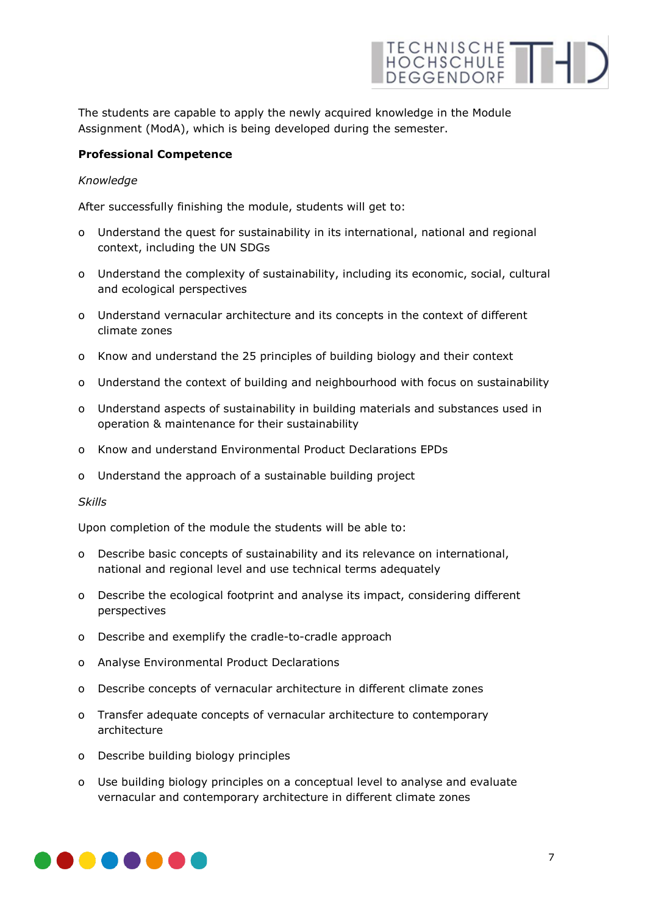The students are capable to apply the newly acquired knowledge in the Module Assignment (ModA), which is being developed during the semester.

**Professional Competence**

*Knowledge*

After successfully finishing the module, students will get to:

- Understand the quest for sustainability in its international, national and regional context, including the UN SDGs
- Understand the complexity of sustainability, including its economic, social, cultural and ecological perspectives
- Understand vernacular architecture and its concepts in the context of different climate zones
- Know and understand the 25 principles of building biology and their context
- Understand the context of building and neighbourhood with focus on sustainability
- Understand aspects of sustainability in building materials and substances used in operation & maintenance for their sustainability
- Know and understand Environmental Product Declarations EPDs
- Understand the approach of a sustainable building project

*Skills*

Upon completion of the module the students will be able to:

- Describe basic concepts of sustainability and its relevance on international, national and regional level and use technical terms adequately
- Describe the ecological footprint and analyse its impact, considering different perspectives
- Describe and exemplify the cradle-to-cradle approach
- Analyse Environmental Product Declarations
- Describe concepts of vernacular architecture in different climate zones
- Transfer adequate concepts of vernacular architecture to contemporary architecture
- Describe building biology principles
- Use building biology principles on a conceptual level to analyse and evaluate vernacular and contemporary architecture in different climate zones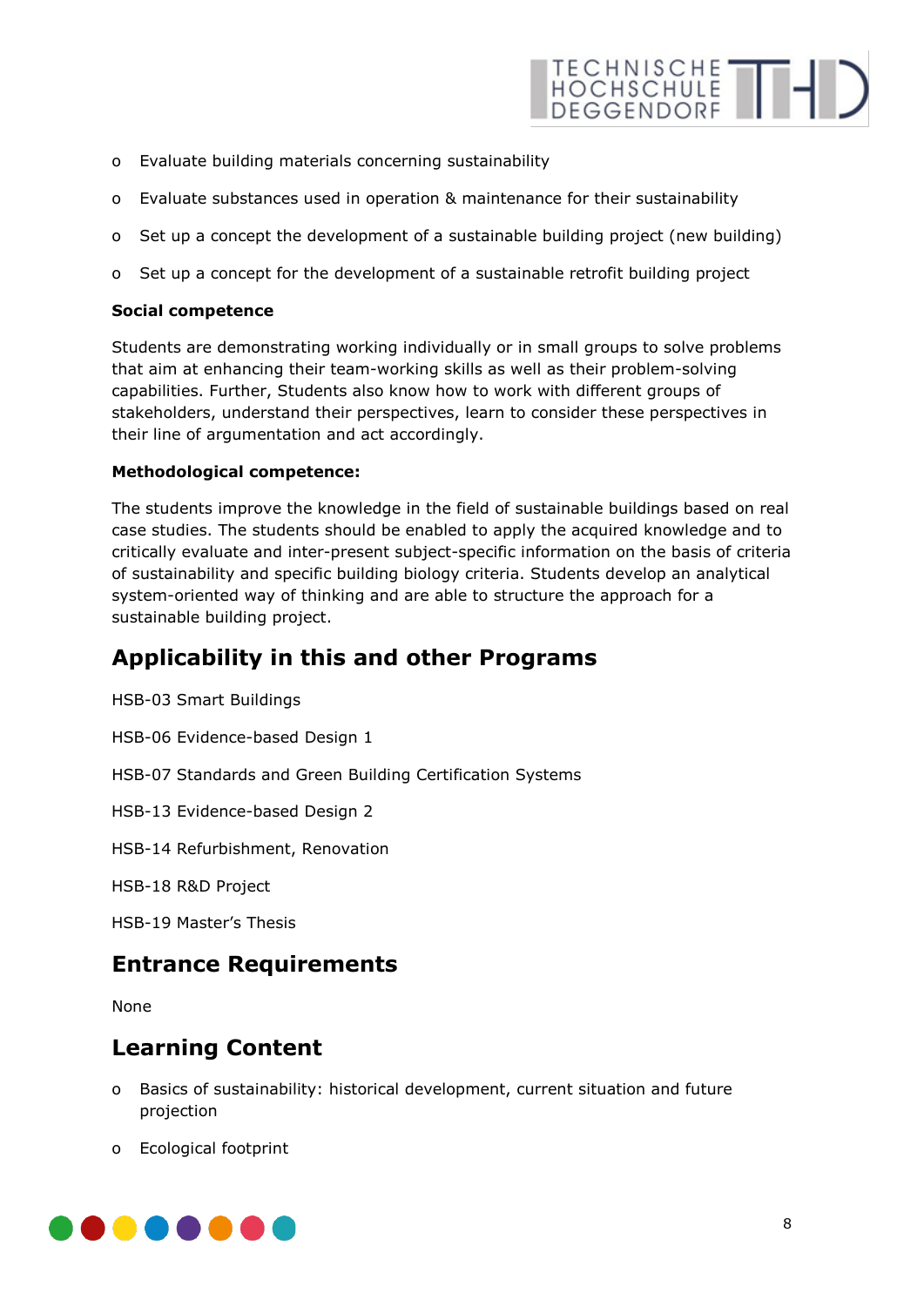- Evaluate building materials concerning sustainability
- Evaluate substances used in operation & maintenance for their sustainability
- Set up a concept the development of a sustainable building project (new building)
- Set up a concept for the development of a sustainable retrofit building project

**Social competence**

Students are demonstrating working individually or in small groups to solve problems that aim at enhancing their team-working skills as well as their problem-solving capabilities. Further, Students also know how to work with different groups of stakeholders, understand their perspectives, learn to consider these perspectives in their line of argumentation and act accordingly.

**Methodological competence:**

The students improve the knowledge in the field of sustainable buildings based on real case studies. The students should be enabled to apply the acquired knowledge and to critically evaluate and inter-present subject-specific information on the basis of criteria of sustainability and specific building biology criteria. Students develop an analytical system-oriented way of thinking and are able to structure the approach for a sustainable building project.

## Applicability in this and other Programs

HSB-03 Smart Buildings

HSB-06 Evidence-based Design 1

HSB-07 Standards and Green Building Certification Systems

HSB-13 Evidence-based Design 2

HSB-14 Refurbishment, Renovation

HSB-18 R&D Project

HSB-19 Master's Thesis

## Entrance Requirements

None

## Learning Content

- Basics of sustainability: historical development, current situation and future projection
- Ecological footprint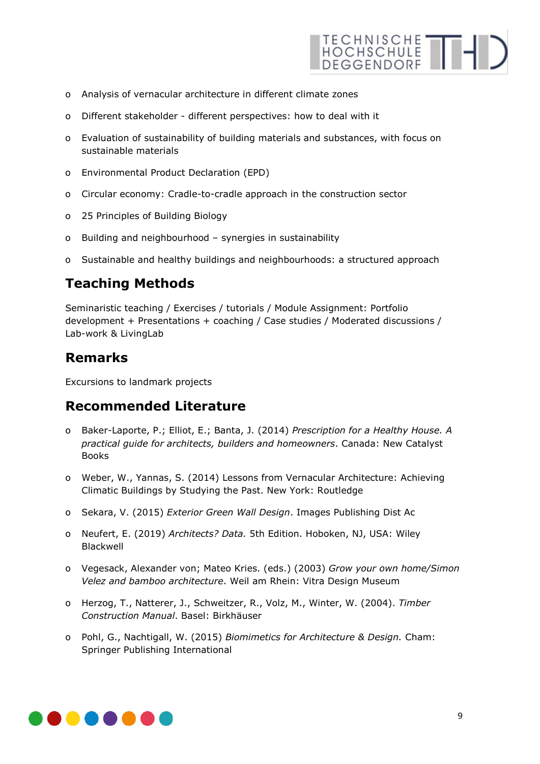- Analysis of vernacular architecture in different climate zones
- Different stakeholder - different perspectives: how to deal with it
- Evaluation of sustainability of building materials and substances, with focus on sustainable materials
- Environmental Product Declaration (EPD)
- Circular economy: Cradle-to-cradle approach in the construction sector
- 25 Principles of Building Biology
- Building and neighbourhood – synergies in sustainability
- Sustainable and healthy buildings and neighbourhoods: a structured approach

## Teaching Methods

Seminaristic teaching / Exercises / tutorials / Module Assignment: Portfolio development + Presentations + coaching / Case studies / Moderated discussions / Lab-work & LivingLab

## Remarks

Excursions to landmark projects

## Recommended Literature

- Baker-Laporte, P.; Elliot, E.; Banta, J. (2014) *Prescription for a Healthy House. A practical guide for architects, builders and homeowners*. Canada: New Catalyst Books
- Weber, W., Yannas, S. (2014) Lessons from Vernacular Architecture: Achieving Climatic Buildings by Studying the Past. New York: Routledge
- Sekara, V. (2015) *Exterior Green Wall Design*. Images Publishing Dist Ac
- Neufert, E. (2019) *Architects? Data.* 5th Edition. Hoboken, NJ, USA: Wiley Blackwell
- Vegesack, Alexander von; Mateo Kries. (eds.) (2003) *Grow your own home/Simon Velez and bamboo architecture*. Weil am Rhein: Vitra Design Museum
- Herzog, T., Natterer, J., Schweitzer, R., Volz, M., Winter, W. (2004). *Timber Construction Manual*. Basel: Birkhäuser
- Pohl, G., Nachtigall, W. (2015) *Biomimetics for Architecture & Design.* Cham: Springer Publishing International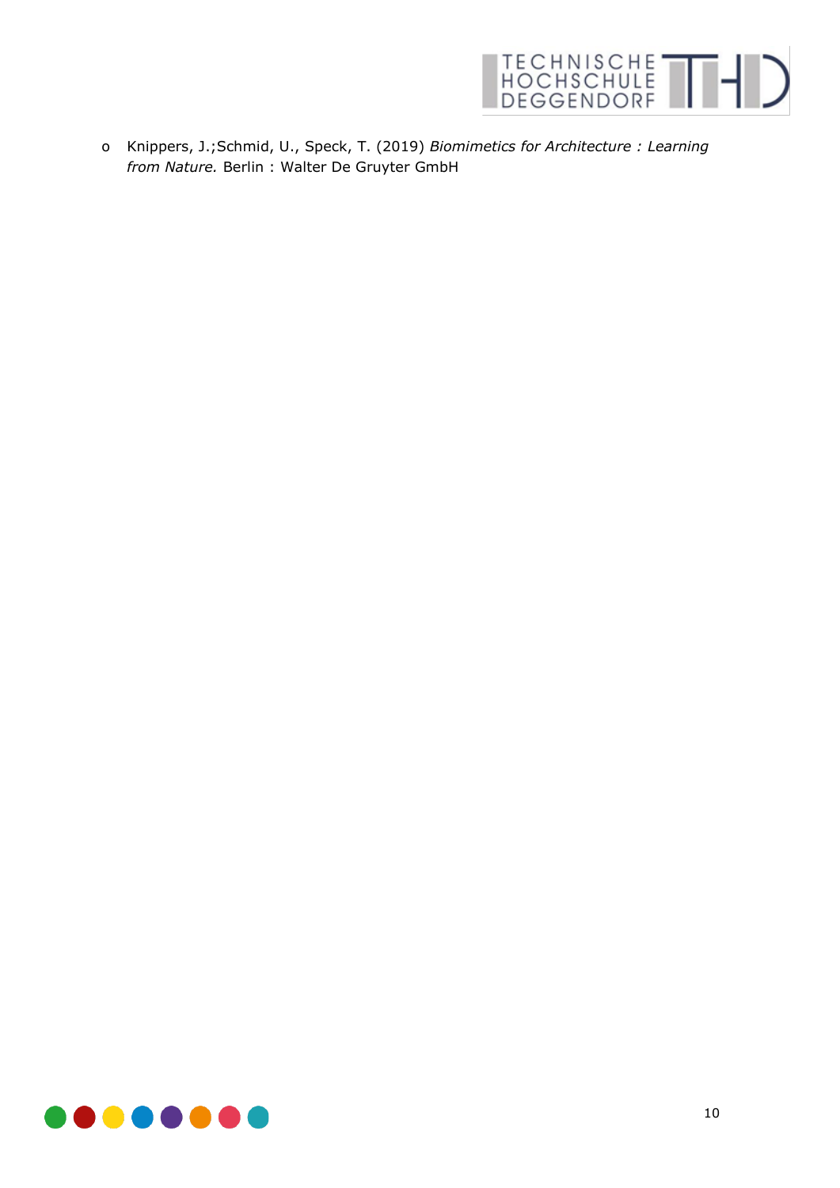- Knippers, J.;Schmid, U., Speck, T. (2019) *Biomimetics for Architecture : Learning from Nature.* Berlin : Walter De Gruyter GmbH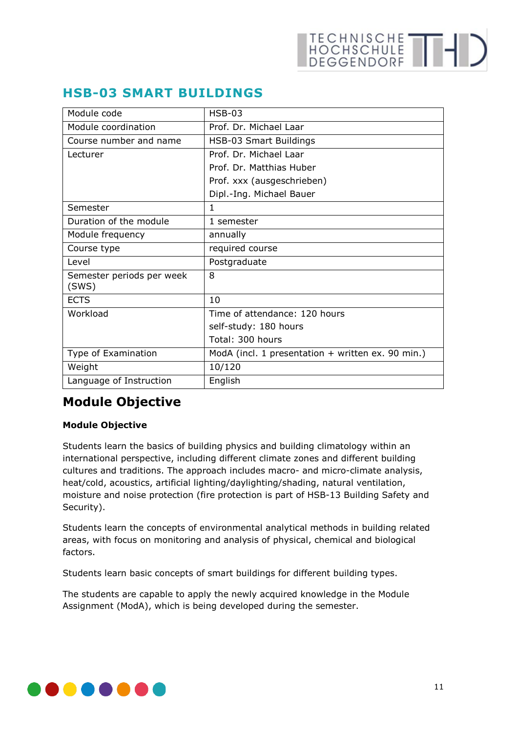# HSB-03 SMART BUILDINGS

| Module code | HSB-03 |
| --- | --- |
| Module coordination | Prof. Dr. Michael Laar |
| Course number and name | HSB-03 Smart Buildings |
| Lecturer | Prof. Dr. Michael Laar<br>Prof. Dr. Matthias Huber<br>Prof. xxx (ausgeschrieben)<br>Dipl.-Ing. Michael Bauer |
| Semester | 1 |
| Duration of the module | 1 semester |
| Module frequency | annually |
| Course type | required course |
| Level | Postgraduate |
| Semester periods per week (SWS) | 8 |
| ECTS | 10 |
| Workload | Time of attendance: 120 hours<br>self-study: 180 hours<br>Total: 300 hours |
| Type of Examination | ModA (incl. 1 presentation + written ex. 90 min.) |
| Weight | 10/120 |
| Language of Instruction | English |

## Module Objective

**Module Objective**

Students learn the basics of building physics and building climatology within an international perspective, including different climate zones and different building cultures and traditions. The approach includes macro- and micro-climate analysis, heat/cold, acoustics, artificial lighting/daylighting/shading, natural ventilation, moisture and noise protection (fire protection is part of HSB-13 Building Safety and Security).

Students learn the concepts of environmental analytical methods in building related areas, with focus on monitoring and analysis of physical, chemical and biological factors.

Students learn basic concepts of smart buildings for different building types.

The students are capable to apply the newly acquired knowledge in the Module Assignment (ModA), which is being developed during the semester.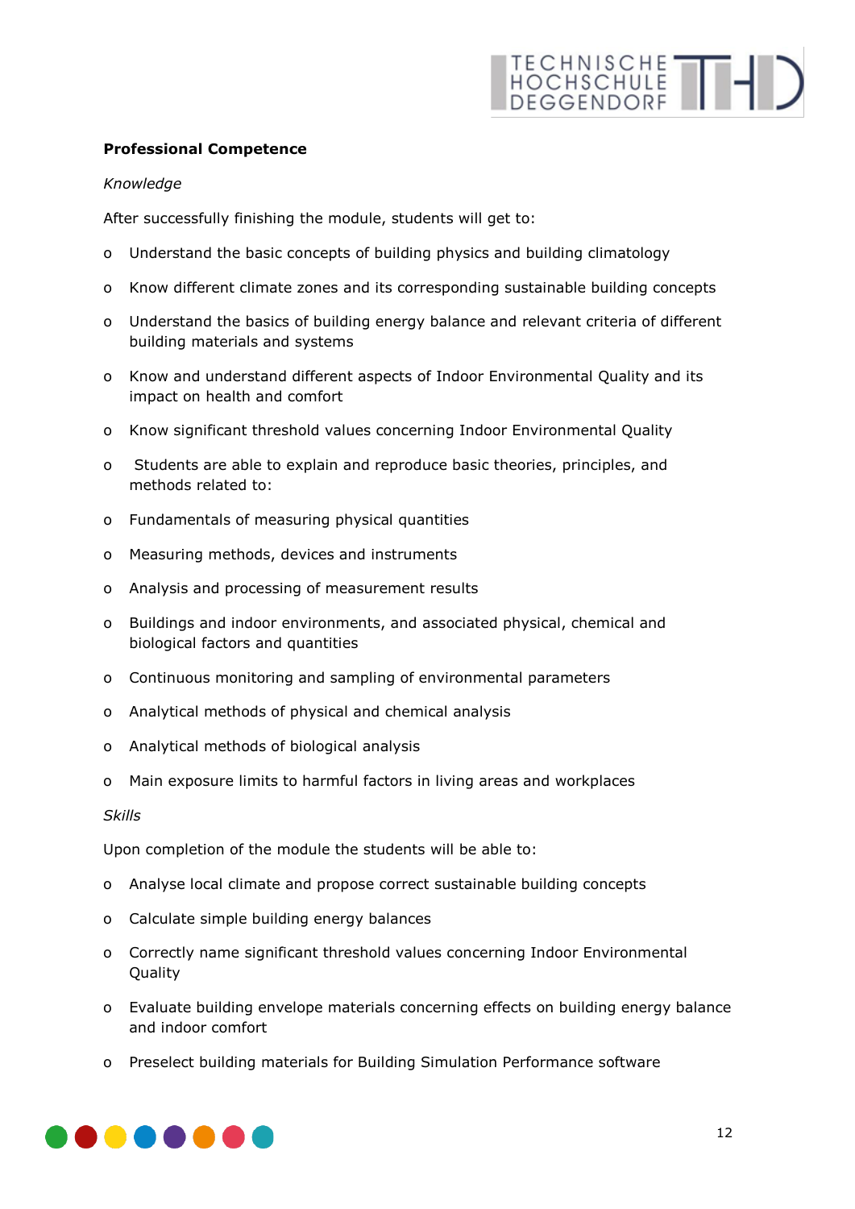**Professional Competence**

*Knowledge*

After successfully finishing the module, students will get to:

- Understand the basic concepts of building physics and building climatology
- Know different climate zones and its corresponding sustainable building concepts
- Understand the basics of building energy balance and relevant criteria of different building materials and systems
- Know and understand different aspects of Indoor Environmental Quality and its impact on health and comfort
- Know significant threshold values concerning Indoor Environmental Quality
- Students are able to explain and reproduce basic theories, principles, and methods related to:
- Fundamentals of measuring physical quantities
- Measuring methods, devices and instruments
- Analysis and processing of measurement results
- Buildings and indoor environments, and associated physical, chemical and biological factors and quantities
- Continuous monitoring and sampling of environmental parameters
- Analytical methods of physical and chemical analysis
- Analytical methods of biological analysis
- Main exposure limits to harmful factors in living areas and workplaces

*Skills*

Upon completion of the module the students will be able to:

- Analyse local climate and propose correct sustainable building concepts
- Calculate simple building energy balances
- Correctly name significant threshold values concerning Indoor Environmental Quality
- Evaluate building envelope materials concerning effects on building energy balance and indoor comfort
- Preselect building materials for Building Simulation Performance software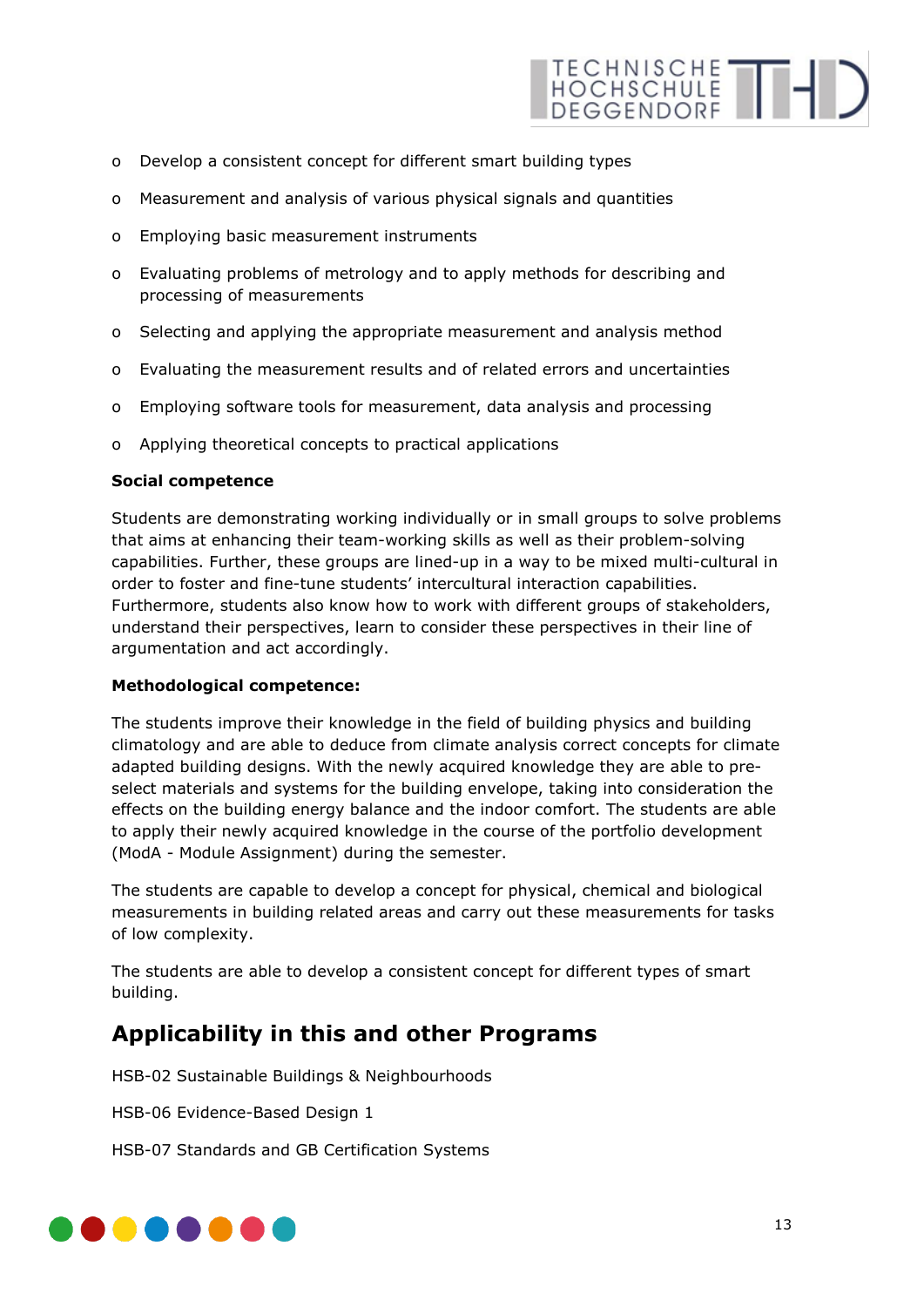- Develop a consistent concept for different smart building types
- Measurement and analysis of various physical signals and quantities
- Employing basic measurement instruments
- Evaluating problems of metrology and to apply methods for describing and processing of measurements
- Selecting and applying the appropriate measurement and analysis method
- Evaluating the measurement results and of related errors and uncertainties
- Employing software tools for measurement, data analysis and processing
- Applying theoretical concepts to practical applications

**Social competence**

Students are demonstrating working individually or in small groups to solve problems that aims at enhancing their team-working skills as well as their problem-solving capabilities. Further, these groups are lined-up in a way to be mixed multi-cultural in order to foster and fine-tune students' intercultural interaction capabilities. Furthermore, students also know how to work with different groups of stakeholders, understand their perspectives, learn to consider these perspectives in their line of argumentation and act accordingly.

**Methodological competence:**

The students improve their knowledge in the field of building physics and building climatology and are able to deduce from climate analysis correct concepts for climate adapted building designs. With the newly acquired knowledge they are able to pre-select materials and systems for the building envelope, taking into consideration the effects on the building energy balance and the indoor comfort. The students are able to apply their newly acquired knowledge in the course of the portfolio development (ModA - Module Assignment) during the semester.

The students are capable to develop a concept for physical, chemical and biological measurements in building related areas and carry out these measurements for tasks of low complexity.

The students are able to develop a consistent concept for different types of smart building.

## Applicability in this and other Programs

HSB-02 Sustainable Buildings & Neighbourhoods

HSB-06 Evidence-Based Design 1

HSB-07 Standards and GB Certification Systems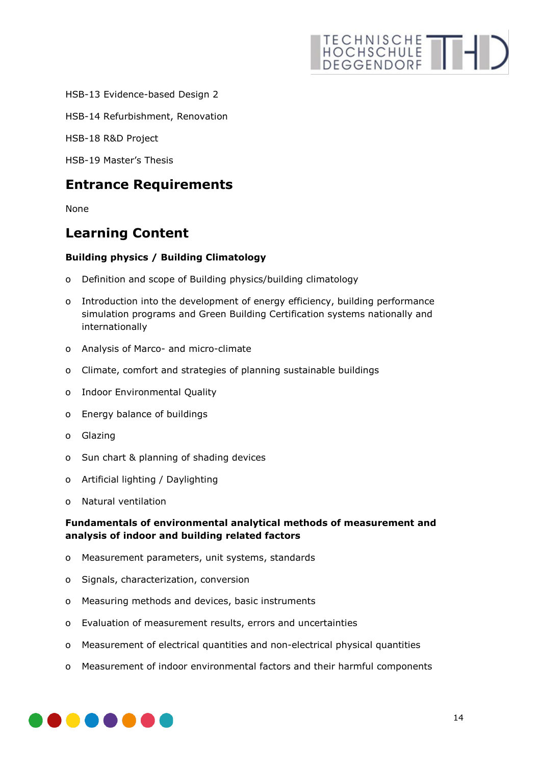HSB-13 Evidence-based Design 2

HSB-14 Refurbishment, Renovation

HSB-18 R&D Project

HSB-19 Master's Thesis

## Entrance Requirements

None

## Learning Content

**Building physics / Building Climatology**

- Definition and scope of Building physics/building climatology
- Introduction into the development of energy efficiency, building performance simulation programs and Green Building Certification systems nationally and internationally
- Analysis of Marco- and micro-climate
- Climate, comfort and strategies of planning sustainable buildings
- Indoor Environmental Quality
- Energy balance of buildings
- Glazing
- Sun chart & planning of shading devices
- Artificial lighting / Daylighting
- Natural ventilation

**Fundamentals of environmental analytical methods of measurement and analysis of indoor and building related factors**

- Measurement parameters, unit systems, standards
- Signals, characterization, conversion
- Measuring methods and devices, basic instruments
- Evaluation of measurement results, errors and uncertainties
- Measurement of electrical quantities and non-electrical physical quantities
- Measurement of indoor environmental factors and their harmful components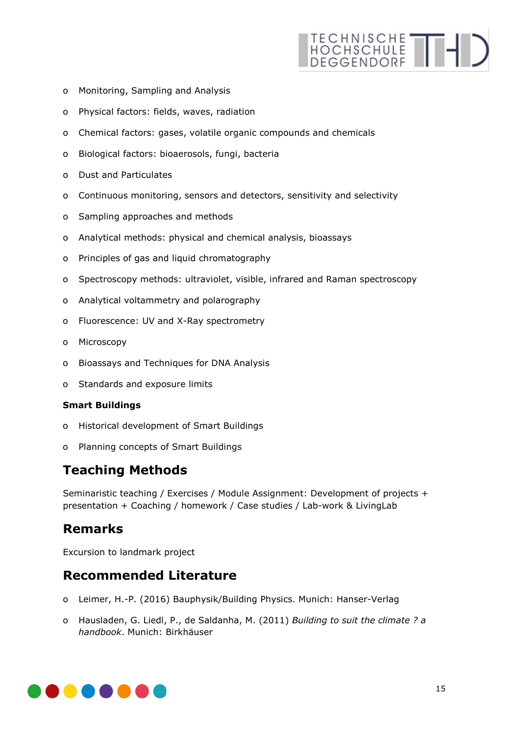- Monitoring, Sampling and Analysis
- Physical factors: fields, waves, radiation
- Chemical factors: gases, volatile organic compounds and chemicals
- Biological factors: bioaerosols, fungi, bacteria
- Dust and Particulates
- Continuous monitoring, sensors and detectors, sensitivity and selectivity
- Sampling approaches and methods
- Analytical methods: physical and chemical analysis, bioassays
- Principles of gas and liquid chromatography
- Spectroscopy methods: ultraviolet, visible, infrared and Raman spectroscopy
- Analytical voltammetry and polarography
- Fluorescence: UV and X-Ray spectrometry
- Microscopy
- Bioassays and Techniques for DNA Analysis
- Standards and exposure limits

**Smart Buildings**

- Historical development of Smart Buildings
- Planning concepts of Smart Buildings

## Teaching Methods

Seminaristic teaching / Exercises / Module Assignment: Development of projects + presentation + Coaching / homework / Case studies / Lab-work & LivingLab

## Remarks

Excursion to landmark project

## Recommended Literature

- Leimer, H.-P. (2016) Bauphysik/Building Physics. Munich: Hanser-Verlag
- Hausladen, G. Liedl, P., de Saldanha, M. (2011) *Building to suit the climate ? a handbook*. Munich: Birkhäuser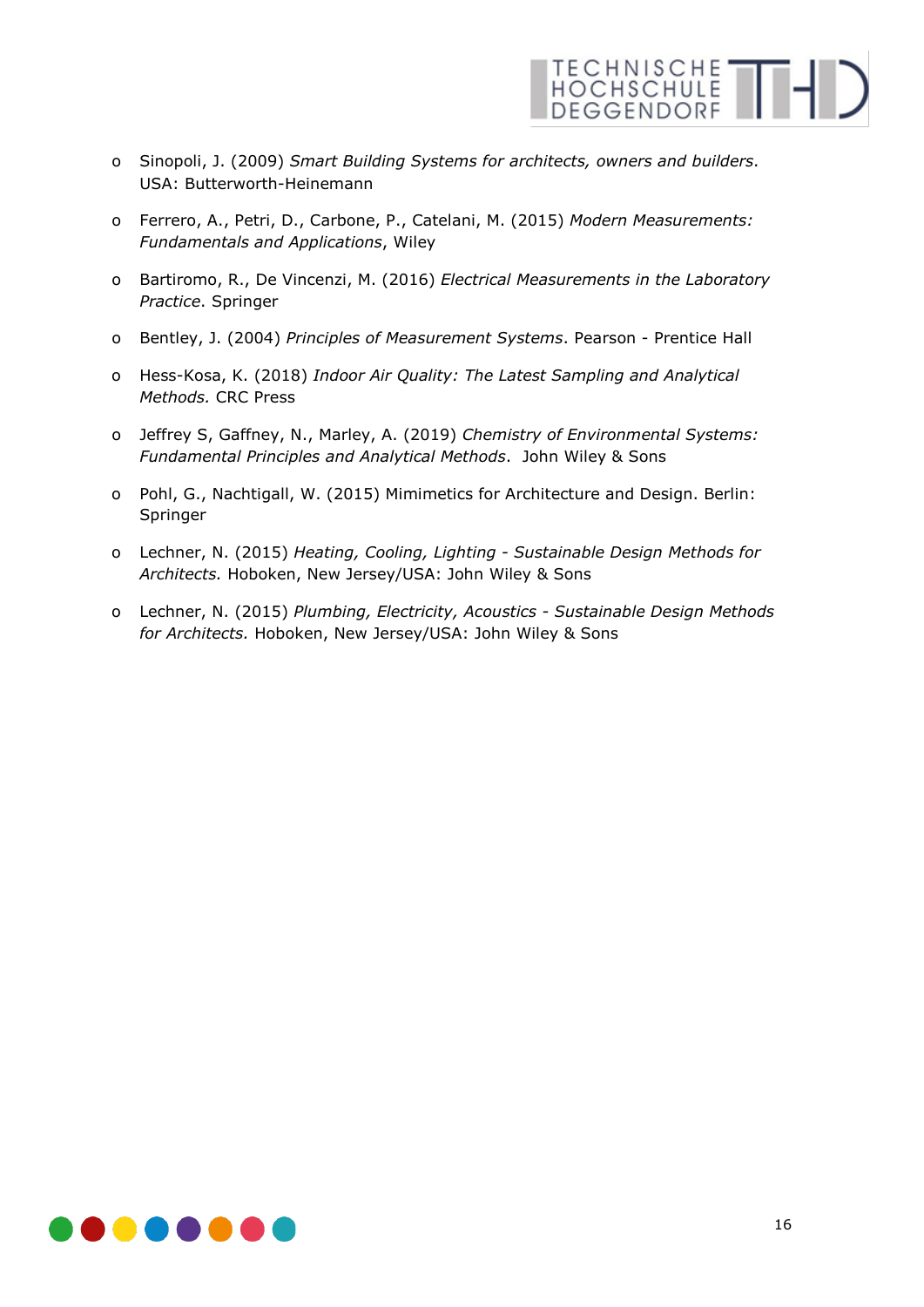- Sinopoli, J. (2009) *Smart Building Systems for architects, owners and builders*. USA: Butterworth-Heinemann
- Ferrero, A., Petri, D., Carbone, P., Catelani, M. (2015) *Modern Measurements: Fundamentals and Applications*, Wiley
- Bartiromo, R., De Vincenzi, M. (2016) *Electrical Measurements in the Laboratory Practice*. Springer
- Bentley, J. (2004) *Principles of Measurement Systems*. Pearson - Prentice Hall
- Hess-Kosa, K. (2018) *Indoor Air Quality: The Latest Sampling and Analytical Methods.* CRC Press
- Jeffrey S, Gaffney, N., Marley, A. (2019) *Chemistry of Environmental Systems: Fundamental Principles and Analytical Methods*. John Wiley & Sons
- Pohl, G., Nachtigall, W. (2015) Mimimetics for Architecture and Design. Berlin: Springer
- Lechner, N. (2015) *Heating, Cooling, Lighting - Sustainable Design Methods for Architects.* Hoboken, New Jersey/USA: John Wiley & Sons
- Lechner, N. (2015) *Plumbing, Electricity, Acoustics - Sustainable Design Methods for Architects.* Hoboken, New Jersey/USA: John Wiley & Sons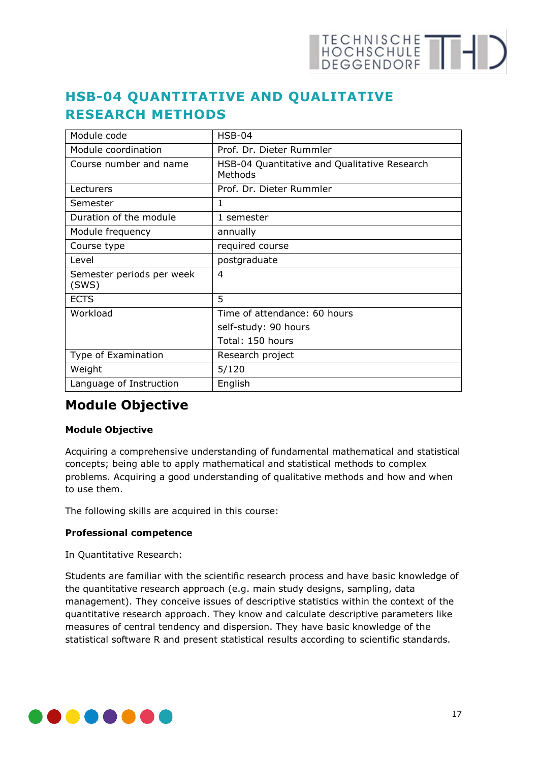# HSB-04 QUANTITATIVE AND QUALITATIVE RESEARCH METHODS

| Module code | HSB-04 |
|---|---|
| Module coordination | Prof. Dr. Dieter Rummler |
| Course number and name | HSB-04 Quantitative and Qualitative Research Methods |
| Lecturers | Prof. Dr. Dieter Rummler |
| Semester | 1 |
| Duration of the module | 1 semester |
| Module frequency | annually |
| Course type | required course |
| Level | postgraduate |
| Semester periods per week (SWS) | 4 |
| ECTS | 5 |
| Workload | Time of attendance: 60 hours<br>self-study: 90 hours<br>Total: 150 hours |
| Type of Examination | Research project |
| Weight | 5/120 |
| Language of Instruction | English |

## Module Objective

**Module Objective**

Acquiring a comprehensive understanding of fundamental mathematical and statistical concepts; being able to apply mathematical and statistical methods to complex problems. Acquiring a good understanding of qualitative methods and how and when to use them.

The following skills are acquired in this course:

**Professional competence**

In Quantitative Research:

Students are familiar with the scientific research process and have basic knowledge of the quantitative research approach (e.g. main study designs, sampling, data management). They conceive issues of descriptive statistics within the context of the quantitative research approach. They know and calculate descriptive parameters like measures of central tendency and dispersion. They have basic knowledge of the statistical software R and present statistical results according to scientific standards.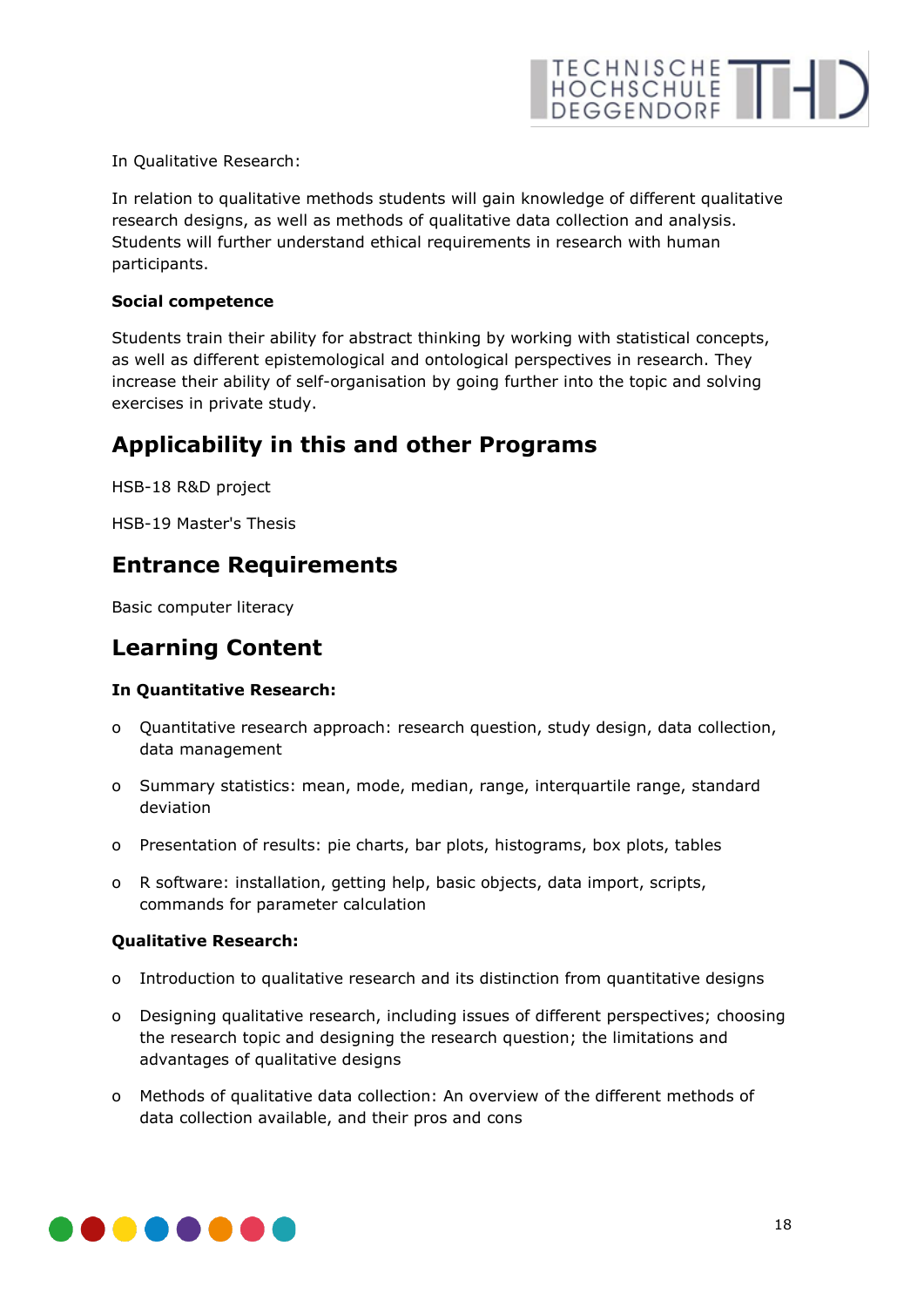In Qualitative Research:

In relation to qualitative methods students will gain knowledge of different qualitative research designs, as well as methods of qualitative data collection and analysis. Students will further understand ethical requirements in research with human participants.

**Social competence**

Students train their ability for abstract thinking by working with statistical concepts, as well as different epistemological and ontological perspectives in research. They increase their ability of self-organisation by going further into the topic and solving exercises in private study.

## Applicability in this and other Programs

HSB-18 R&D project

HSB-19 Master's Thesis

## Entrance Requirements

Basic computer literacy

## Learning Content

**In Quantitative Research:**

- Quantitative research approach: research question, study design, data collection, data management
- Summary statistics: mean, mode, median, range, interquartile range, standard deviation
- Presentation of results: pie charts, bar plots, histograms, box plots, tables
- R software: installation, getting help, basic objects, data import, scripts, commands for parameter calculation

**Qualitative Research:**

- Introduction to qualitative research and its distinction from quantitative designs
- Designing qualitative research, including issues of different perspectives; choosing the research topic and designing the research question; the limitations and advantages of qualitative designs
- Methods of qualitative data collection: An overview of the different methods of data collection available, and their pros and cons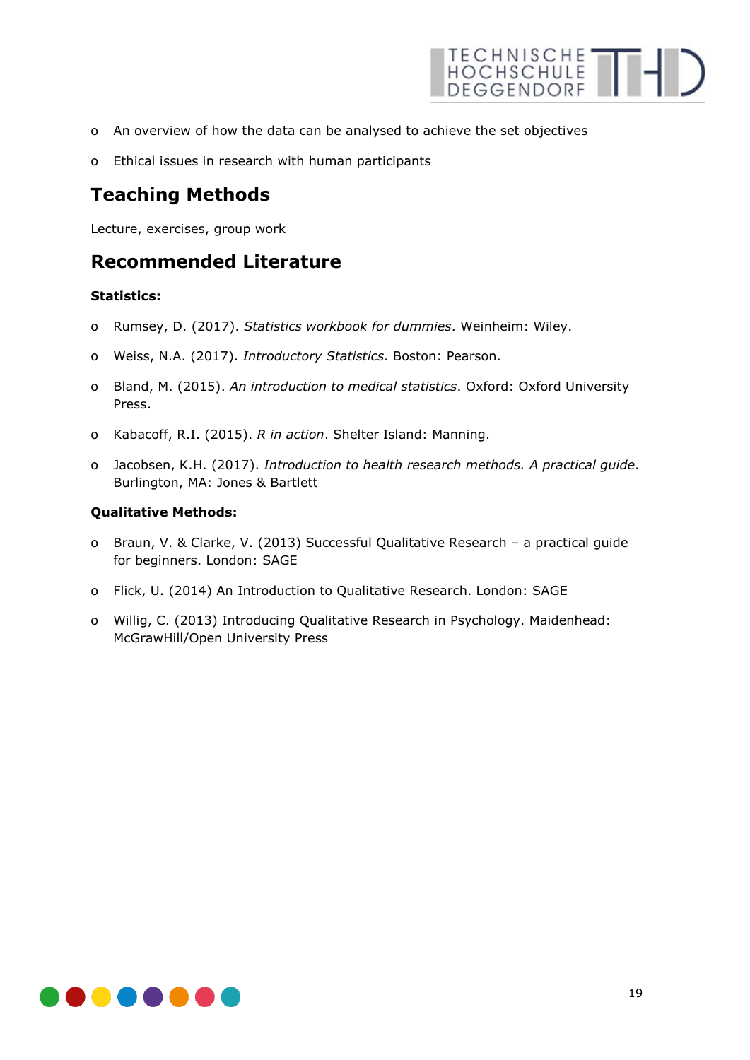- An overview of how the data can be analysed to achieve the set objectives
- Ethical issues in research with human participants

## Teaching Methods

Lecture, exercises, group work

## Recommended Literature

**Statistics:**

- Rumsey, D. (2017). *Statistics workbook for dummies*. Weinheim: Wiley.
- Weiss, N.A. (2017). *Introductory Statistics*. Boston: Pearson.
- Bland, M. (2015). *An introduction to medical statistics*. Oxford: Oxford University Press.
- Kabacoff, R.I. (2015). *R in action*. Shelter Island: Manning.
- Jacobsen, K.H. (2017). *Introduction to health research methods. A practical guide*. Burlington, MA: Jones & Bartlett

**Qualitative Methods:**

- Braun, V. & Clarke, V. (2013) Successful Qualitative Research – a practical guide for beginners. London: SAGE
- Flick, U. (2014) An Introduction to Qualitative Research. London: SAGE
- Willig, C. (2013) Introducing Qualitative Research in Psychology. Maidenhead: McGrawHill/Open University Press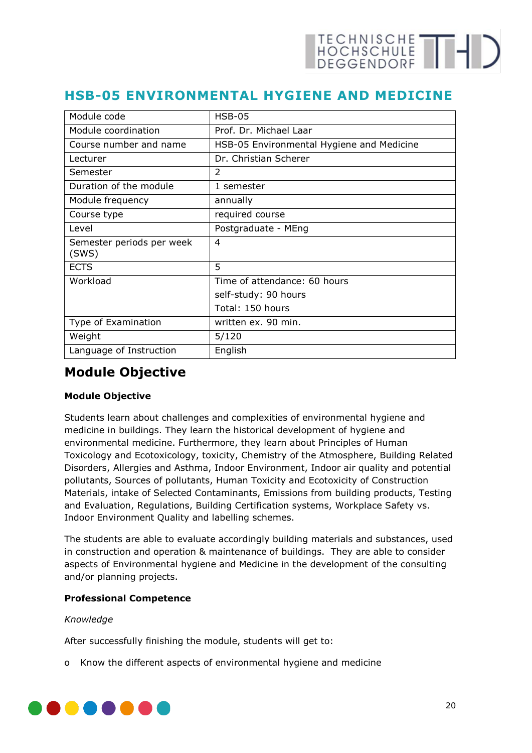# HSB-05 ENVIRONMENTAL HYGIENE AND MEDICINE

| Module code | HSB-05 |
|---|---|
| Module coordination | Prof. Dr. Michael Laar |
| Course number and name | HSB-05 Environmental Hygiene and Medicine |
| Lecturer | Dr. Christian Scherer |
| Semester | 2 |
| Duration of the module | 1 semester |
| Module frequency | annually |
| Course type | required course |
| Level | Postgraduate - MEng |
| Semester periods per week (SWS) | 4 |
| ECTS | 5 |
| Workload | Time of attendance: 60 hours<br>self-study: 90 hours<br>Total: 150 hours |
| Type of Examination | written ex. 90 min. |
| Weight | 5/120 |
| Language of Instruction | English |

## Module Objective

**Module Objective**

Students learn about challenges and complexities of environmental hygiene and medicine in buildings. They learn the historical development of hygiene and environmental medicine. Furthermore, they learn about Principles of Human Toxicology and Ecotoxicology, toxicity, Chemistry of the Atmosphere, Building Related Disorders, Allergies and Asthma, Indoor Environment, Indoor air quality and potential pollutants, Sources of pollutants, Human Toxicity and Ecotoxicity of Construction Materials, intake of Selected Contaminants, Emissions from building products, Testing and Evaluation, Regulations, Building Certification systems, Workplace Safety vs. Indoor Environment Quality and labelling schemes.

The students are able to evaluate accordingly building materials and substances, used in construction and operation & maintenance of buildings. They are able to consider aspects of Environmental hygiene and Medicine in the development of the consulting and/or planning projects.

**Professional Competence**

*Knowledge*

After successfully finishing the module, students will get to:

- Know the different aspects of environmental hygiene and medicine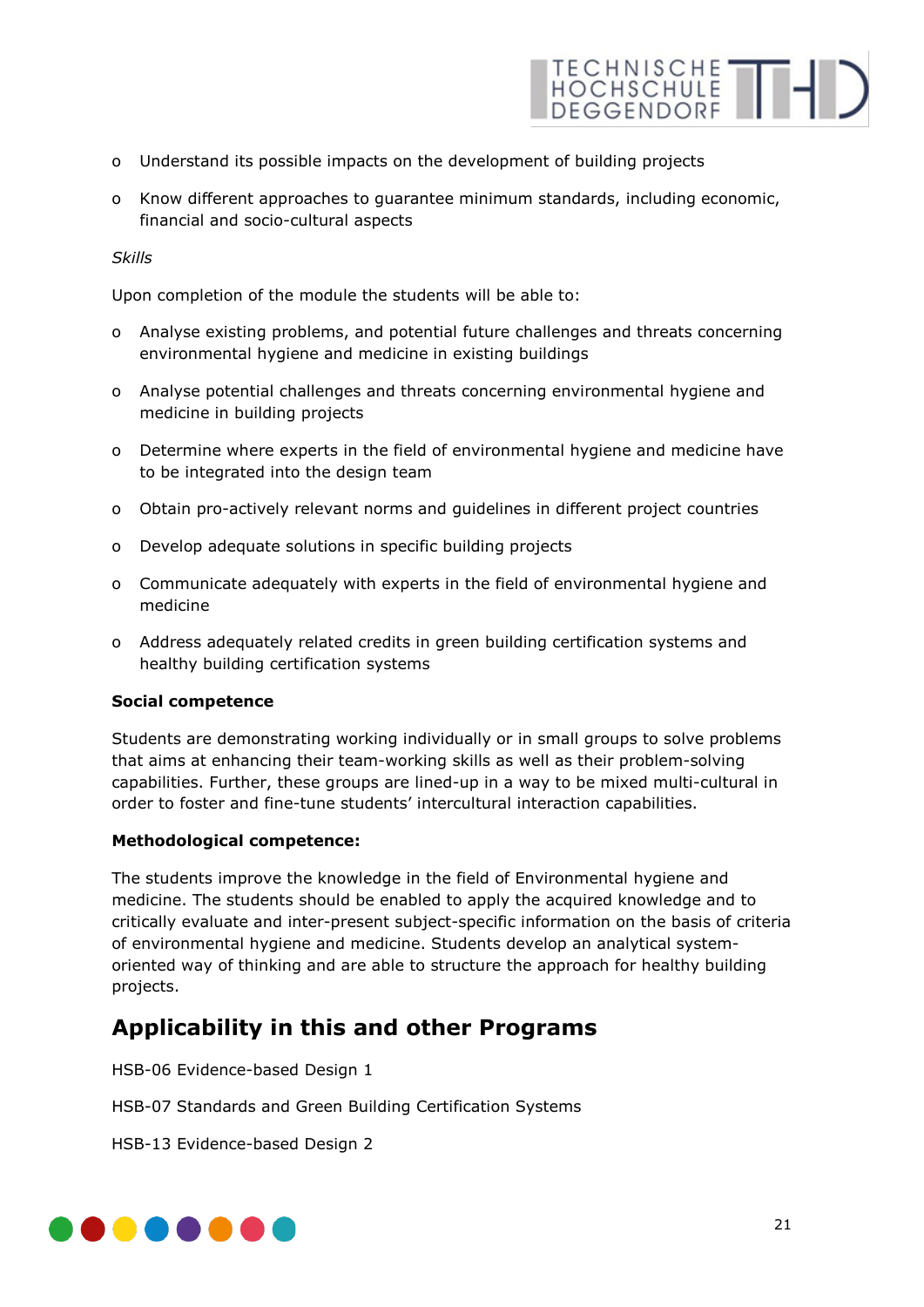- Understand its possible impacts on the development of building projects
- Know different approaches to guarantee minimum standards, including economic, financial and socio-cultural aspects

*Skills*

Upon completion of the module the students will be able to:

- Analyse existing problems, and potential future challenges and threats concerning environmental hygiene and medicine in existing buildings
- Analyse potential challenges and threats concerning environmental hygiene and medicine in building projects
- Determine where experts in the field of environmental hygiene and medicine have to be integrated into the design team
- Obtain pro-actively relevant norms and guidelines in different project countries
- Develop adequate solutions in specific building projects
- Communicate adequately with experts in the field of environmental hygiene and medicine
- Address adequately related credits in green building certification systems and healthy building certification systems

**Social competence**

Students are demonstrating working individually or in small groups to solve problems that aims at enhancing their team-working skills as well as their problem-solving capabilities. Further, these groups are lined-up in a way to be mixed multi-cultural in order to foster and fine-tune students' intercultural interaction capabilities.

**Methodological competence:**

The students improve the knowledge in the field of Environmental hygiene and medicine. The students should be enabled to apply the acquired knowledge and to critically evaluate and inter-present subject-specific information on the basis of criteria of environmental hygiene and medicine. Students develop an analytical system-oriented way of thinking and are able to structure the approach for healthy building projects.

## Applicability in this and other Programs

HSB-06 Evidence-based Design 1

HSB-07 Standards and Green Building Certification Systems

HSB-13 Evidence-based Design 2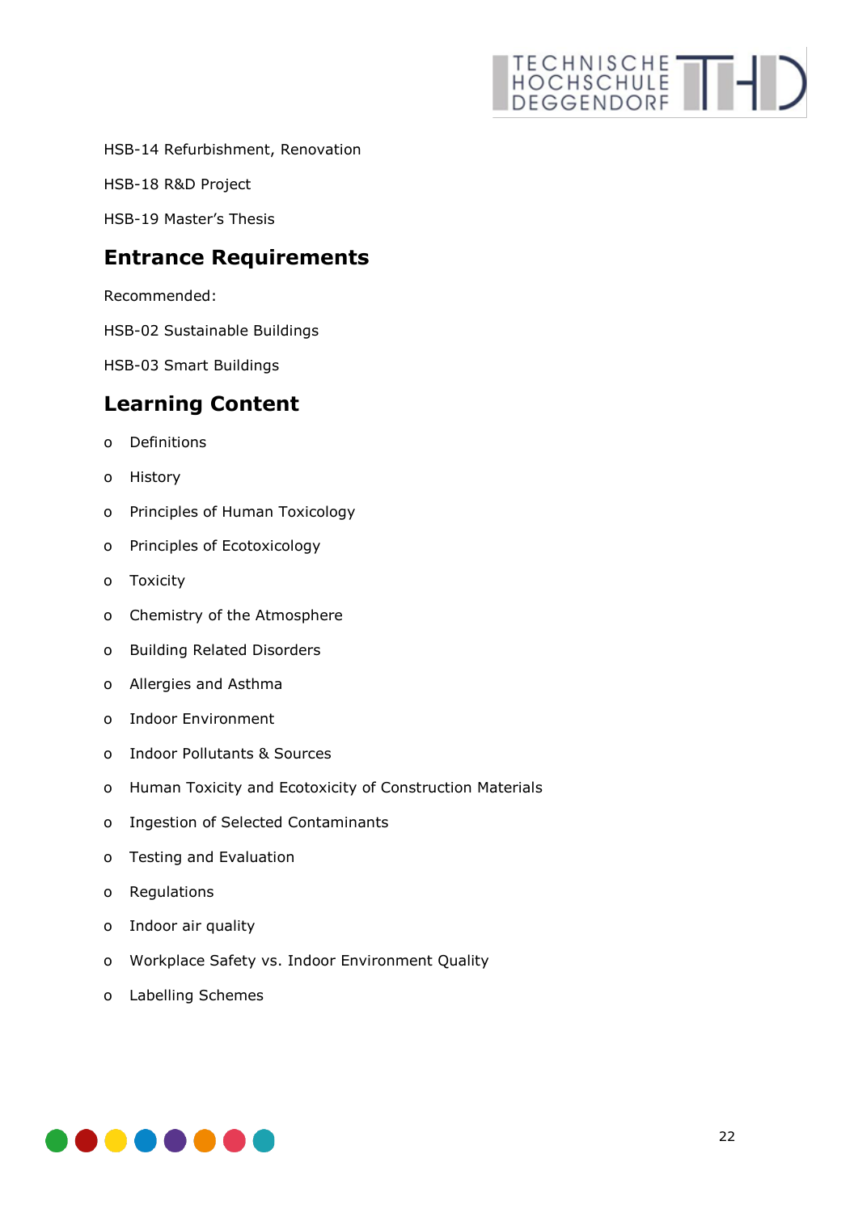HSB-14 Refurbishment, Renovation

HSB-18 R&D Project

HSB-19 Master's Thesis

## Entrance Requirements

Recommended:

HSB-02 Sustainable Buildings

HSB-03 Smart Buildings

## Learning Content

- Definitions
- History
- Principles of Human Toxicology
- Principles of Ecotoxicology
- Toxicity
- Chemistry of the Atmosphere
- Building Related Disorders
- Allergies and Asthma
- Indoor Environment
- Indoor Pollutants & Sources
- Human Toxicity and Ecotoxicity of Construction Materials
- Ingestion of Selected Contaminants
- Testing and Evaluation
- Regulations
- Indoor air quality
- Workplace Safety vs. Indoor Environment Quality
- Labelling Schemes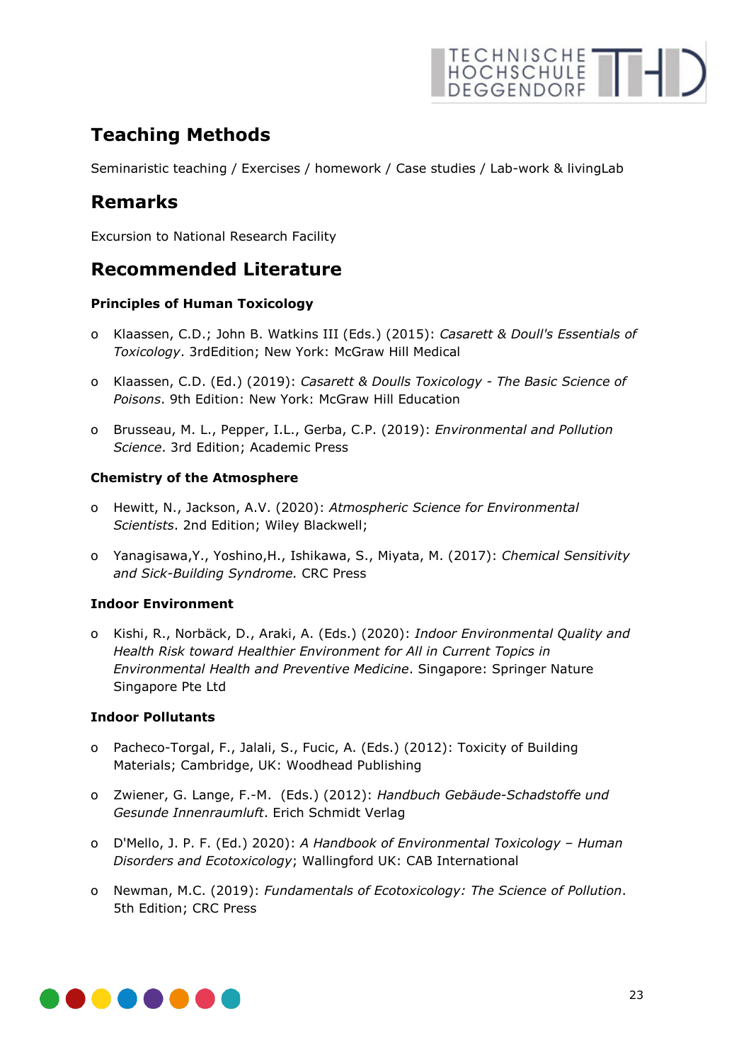## Teaching Methods

Seminaristic teaching / Exercises / homework / Case studies / Lab-work & livingLab

## Remarks

Excursion to National Research Facility

## Recommended Literature

**Principles of Human Toxicology**

- Klaassen, C.D.; John B. Watkins III (Eds.) (2015): *Casarett & Doull's Essentials of Toxicology*. 3rdEdition; New York: McGraw Hill Medical
- Klaassen, C.D. (Ed.) (2019): *Casarett & Doulls Toxicology - The Basic Science of Poisons*. 9th Edition: New York: McGraw Hill Education
- Brusseau, M. L., Pepper, I.L., Gerba, C.P. (2019): *Environmental and Pollution Science*. 3rd Edition; Academic Press

**Chemistry of the Atmosphere**

- Hewitt, N., Jackson, A.V. (2020): *Atmospheric Science for Environmental Scientists*. 2nd Edition; Wiley Blackwell;
- Yanagisawa,Y., Yoshino,H., Ishikawa, S., Miyata, M. (2017): *Chemical Sensitivity and Sick-Building Syndrome.* CRC Press

**Indoor Environment**

- Kishi, R., Norbäck, D., Araki, A. (Eds.) (2020): *Indoor Environmental Quality and Health Risk toward Healthier Environment for All in Current Topics in Environmental Health and Preventive Medicine*. Singapore: Springer Nature Singapore Pte Ltd

**Indoor Pollutants**

- Pacheco-Torgal, F., Jalali, S., Fucic, A. (Eds.) (2012): Toxicity of Building Materials; Cambridge, UK: Woodhead Publishing
- Zwiener, G. Lange, F.-M. (Eds.) (2012): *Handbuch Gebäude-Schadstoffe und Gesunde Innenraumluft*. Erich Schmidt Verlag
- D'Mello, J. P. F. (Ed.) 2020): *A Handbook of Environmental Toxicology – Human Disorders and Ecotoxicology*; Wallingford UK: CAB International
- Newman, M.C. (2019): *Fundamentals of Ecotoxicology: The Science of Pollution*. 5th Edition; CRC Press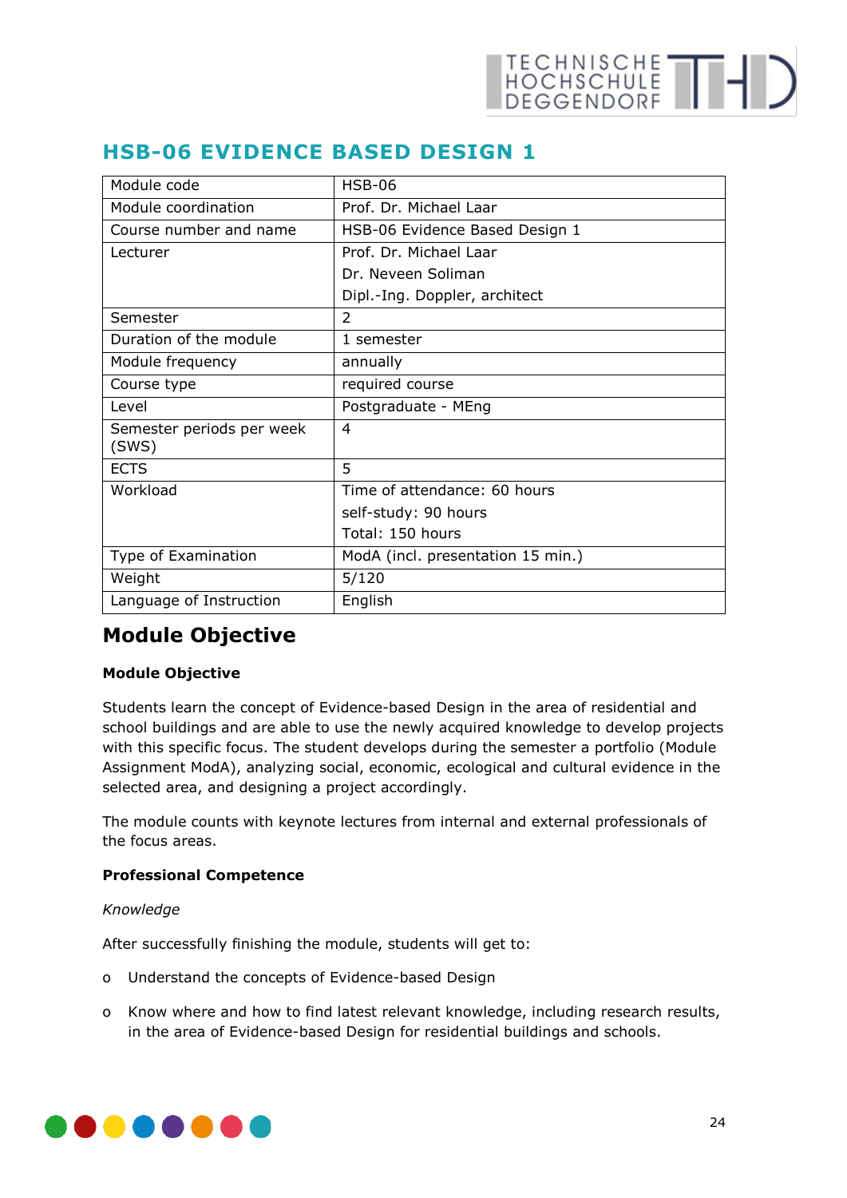## HSB-06 EVIDENCE BASED DESIGN 1

| Module code | HSB-06 |
|---|---|
| Module coordination | Prof. Dr. Michael Laar |
| Course number and name | HSB-06 Evidence Based Design 1 |
| Lecturer | Prof. Dr. Michael Laar<br>Dr. Neveen Soliman<br>Dipl.-Ing. Doppler, architect |
| Semester | 2 |
| Duration of the module | 1 semester |
| Module frequency | annually |
| Course type | required course |
| Level | Postgraduate - MEng |
| Semester periods per week (SWS) | 4 |
| ECTS | 5 |
| Workload | Time of attendance: 60 hours<br>self-study: 90 hours<br>Total: 150 hours |
| Type of Examination | ModA (incl. presentation 15 min.) |
| Weight | 5/120 |
| Language of Instruction | English |

## Module Objective

**Module Objective**

Students learn the concept of Evidence-based Design in the area of residential and school buildings and are able to use the newly acquired knowledge to develop projects with this specific focus. The student develops during the semester a portfolio (Module Assignment ModA), analyzing social, economic, ecological and cultural evidence in the selected area, and designing a project accordingly.

The module counts with keynote lectures from internal and external professionals of the focus areas.

**Professional Competence**

*Knowledge*

After successfully finishing the module, students will get to:

- Understand the concepts of Evidence-based Design
- Know where and how to find latest relevant knowledge, including research results, in the area of Evidence-based Design for residential buildings and schools.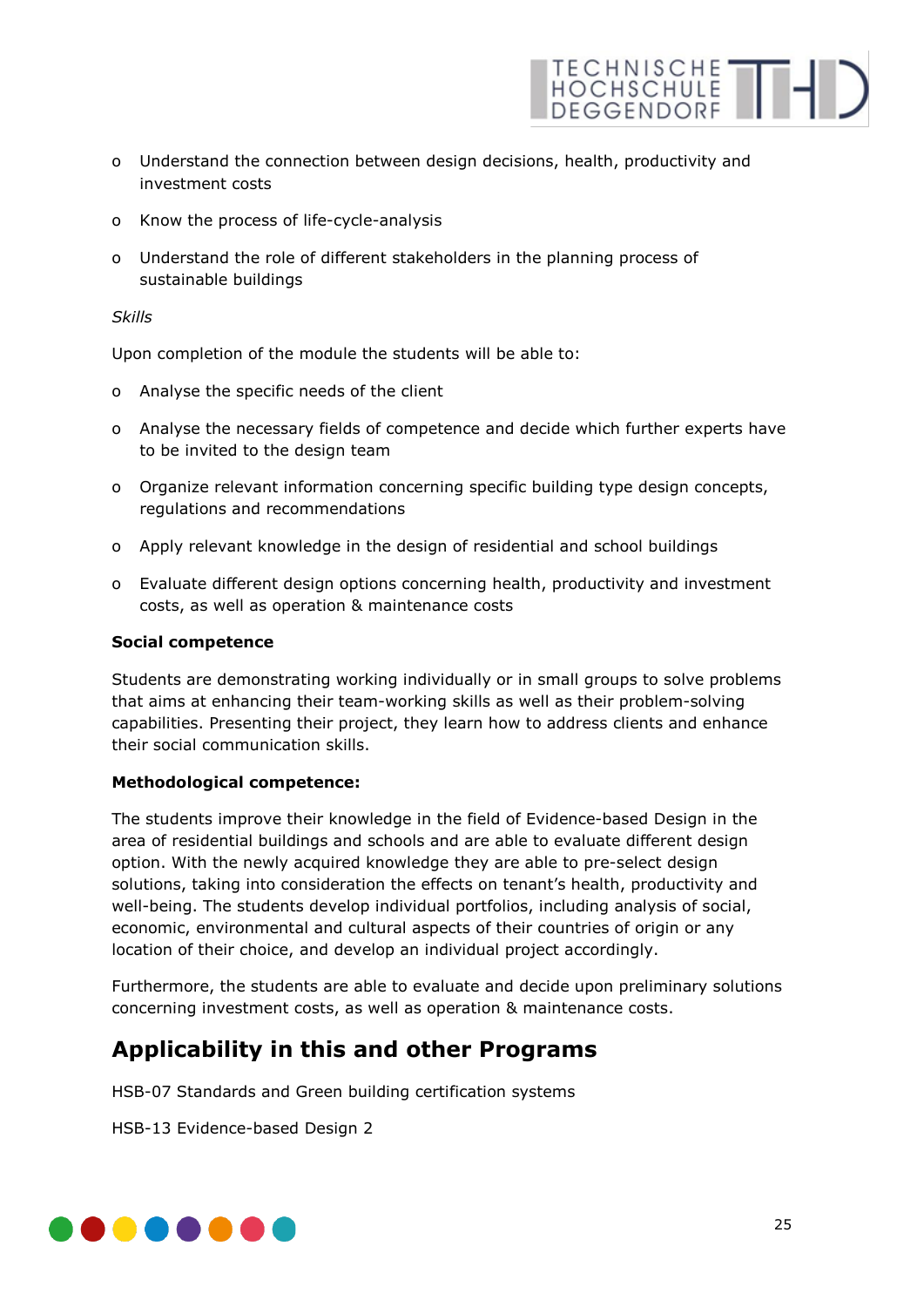- Understand the connection between design decisions, health, productivity and investment costs
- Know the process of life-cycle-analysis
- Understand the role of different stakeholders in the planning process of sustainable buildings

*Skills*

Upon completion of the module the students will be able to:

- Analyse the specific needs of the client
- Analyse the necessary fields of competence and decide which further experts have to be invited to the design team
- Organize relevant information concerning specific building type design concepts, regulations and recommendations
- Apply relevant knowledge in the design of residential and school buildings
- Evaluate different design options concerning health, productivity and investment costs, as well as operation & maintenance costs

**Social competence**

Students are demonstrating working individually or in small groups to solve problems that aims at enhancing their team-working skills as well as their problem-solving capabilities. Presenting their project, they learn how to address clients and enhance their social communication skills.

**Methodological competence:**

The students improve their knowledge in the field of Evidence-based Design in the area of residential buildings and schools and are able to evaluate different design option. With the newly acquired knowledge they are able to pre-select design solutions, taking into consideration the effects on tenant's health, productivity and well-being. The students develop individual portfolios, including analysis of social, economic, environmental and cultural aspects of their countries of origin or any location of their choice, and develop an individual project accordingly.

Furthermore, the students are able to evaluate and decide upon preliminary solutions concerning investment costs, as well as operation & maintenance costs.

## Applicability in this and other Programs

HSB-07 Standards and Green building certification systems

HSB-13 Evidence-based Design 2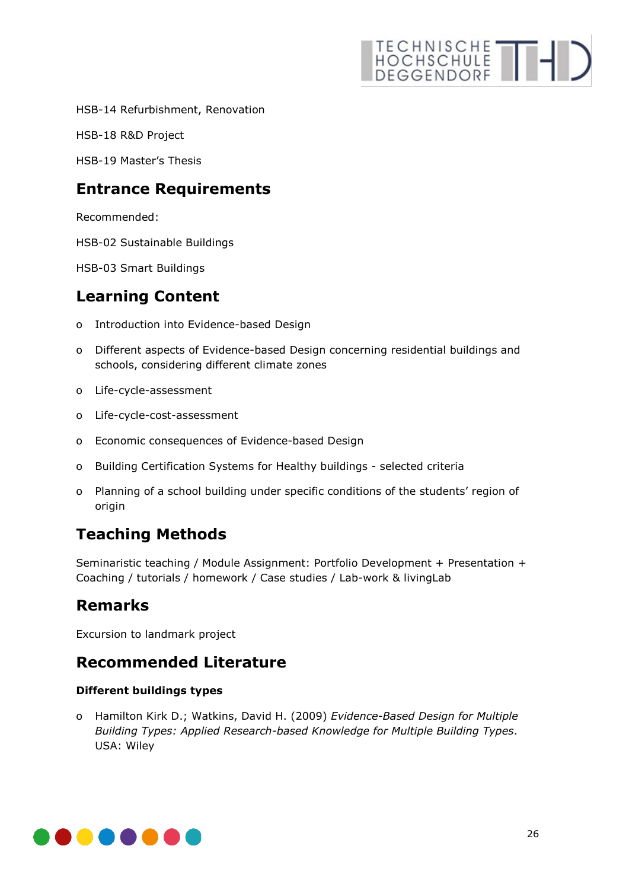HSB-14 Refurbishment, Renovation

HSB-18 R&D Project

HSB-19 Master's Thesis

## Entrance Requirements

Recommended:

HSB-02 Sustainable Buildings

HSB-03 Smart Buildings

## Learning Content

- Introduction into Evidence-based Design
- Different aspects of Evidence-based Design concerning residential buildings and schools, considering different climate zones
- Life-cycle-assessment
- Life-cycle-cost-assessment
- Economic consequences of Evidence-based Design
- Building Certification Systems for Healthy buildings - selected criteria
- Planning of a school building under specific conditions of the students' region of origin

## Teaching Methods

Seminaristic teaching / Module Assignment: Portfolio Development + Presentation + Coaching / tutorials / homework / Case studies / Lab-work & livingLab

## Remarks

Excursion to landmark project

## Recommended Literature

**Different buildings types**

- Hamilton Kirk D.; Watkins, David H. (2009) *Evidence-Based Design for Multiple Building Types: Applied Research-based Knowledge for Multiple Building Types*. USA: Wiley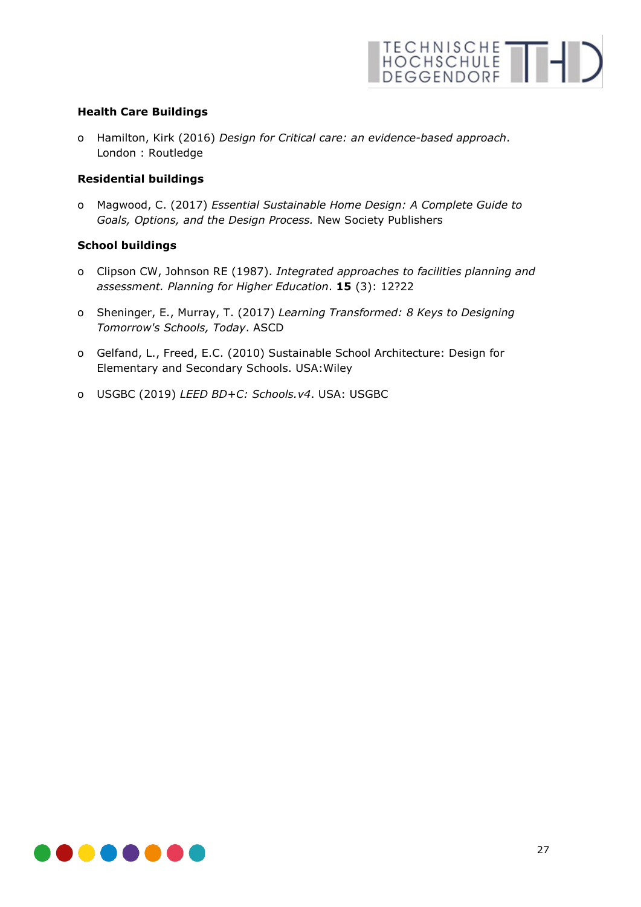**Health Care Buildings**

- Hamilton, Kirk (2016) *Design for Critical care: an evidence-based approach*. London : Routledge

**Residential buildings**

- Magwood, C. (2017) *Essential Sustainable Home Design: A Complete Guide to Goals, Options, and the Design Process.* New Society Publishers

**School buildings**

- Clipson CW, Johnson RE (1987). *Integrated approaches to facilities planning and assessment. Planning for Higher Education*. **15** (3): 12?22

- Sheninger, E., Murray, T. (2017) *Learning Transformed: 8 Keys to Designing Tomorrow's Schools, Today*. ASCD

- Gelfand, L., Freed, E.C. (2010) Sustainable School Architecture: Design for Elementary and Secondary Schools. USA:Wiley

- USGBC (2019) *LEED BD+C: Schools.v4*. USA: USGBC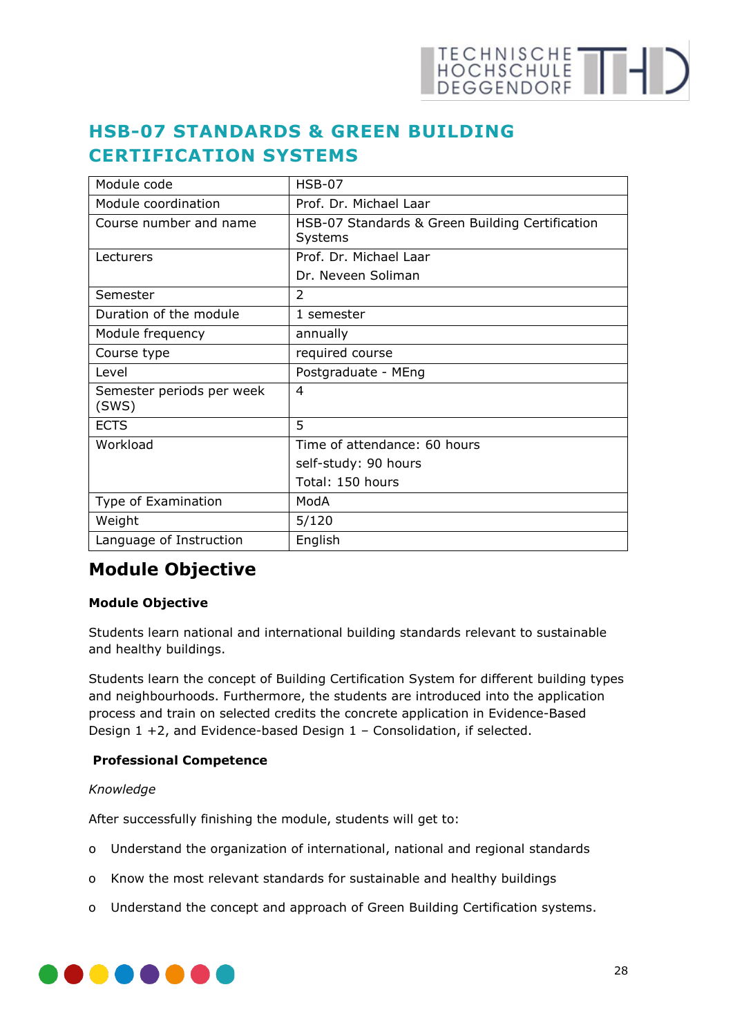# HSB-07 STANDARDS & GREEN BUILDING CERTIFICATION SYSTEMS

| Module code | HSB-07 |
|---|---|
| Module coordination | Prof. Dr. Michael Laar |
| Course number and name | HSB-07 Standards & Green Building Certification Systems |
| Lecturers | Prof. Dr. Michael Laar<br>Dr. Neveen Soliman |
| Semester | 2 |
| Duration of the module | 1 semester |
| Module frequency | annually |
| Course type | required course |
| Level | Postgraduate - MEng |
| Semester periods per week (SWS) | 4 |
| ECTS | 5 |
| Workload | Time of attendance: 60 hours<br>self-study: 90 hours<br>Total: 150 hours |
| Type of Examination | ModA |
| Weight | 5/120 |
| Language of Instruction | English |

## Module Objective

**Module Objective**

Students learn national and international building standards relevant to sustainable and healthy buildings.

Students learn the concept of Building Certification System for different building types and neighbourhoods. Furthermore, the students are introduced into the application process and train on selected credits the concrete application in Evidence-Based Design 1 +2, and Evidence-based Design 1 – Consolidation, if selected.

**Professional Competence**

*Knowledge*

After successfully finishing the module, students will get to:

- Understand the organization of international, national and regional standards
- Know the most relevant standards for sustainable and healthy buildings
- Understand the concept and approach of Green Building Certification systems.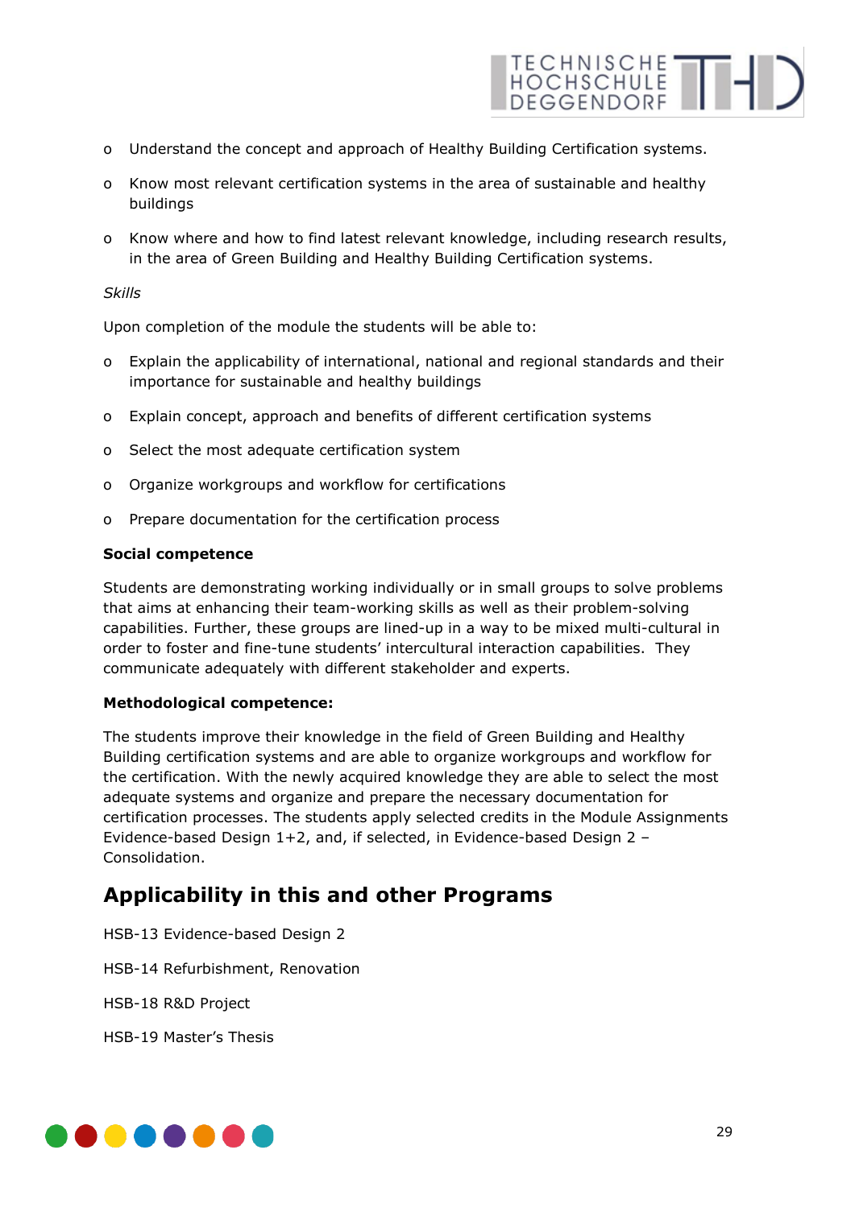- Understand the concept and approach of Healthy Building Certification systems.
- Know most relevant certification systems in the area of sustainable and healthy buildings
- Know where and how to find latest relevant knowledge, including research results, in the area of Green Building and Healthy Building Certification systems.

*Skills*

Upon completion of the module the students will be able to:

- Explain the applicability of international, national and regional standards and their importance for sustainable and healthy buildings
- Explain concept, approach and benefits of different certification systems
- Select the most adequate certification system
- Organize workgroups and workflow for certifications
- Prepare documentation for the certification process

**Social competence**

Students are demonstrating working individually or in small groups to solve problems that aims at enhancing their team-working skills as well as their problem-solving capabilities. Further, these groups are lined-up in a way to be mixed multi-cultural in order to foster and fine-tune students' intercultural interaction capabilities. They communicate adequately with different stakeholder and experts.

**Methodological competence:**

The students improve their knowledge in the field of Green Building and Healthy Building certification systems and are able to organize workgroups and workflow for the certification. With the newly acquired knowledge they are able to select the most adequate systems and organize and prepare the necessary documentation for certification processes. The students apply selected credits in the Module Assignments Evidence-based Design 1+2, and, if selected, in Evidence-based Design 2 – Consolidation.

## Applicability in this and other Programs

HSB-13 Evidence-based Design 2

HSB-14 Refurbishment, Renovation

HSB-18 R&D Project

HSB-19 Master's Thesis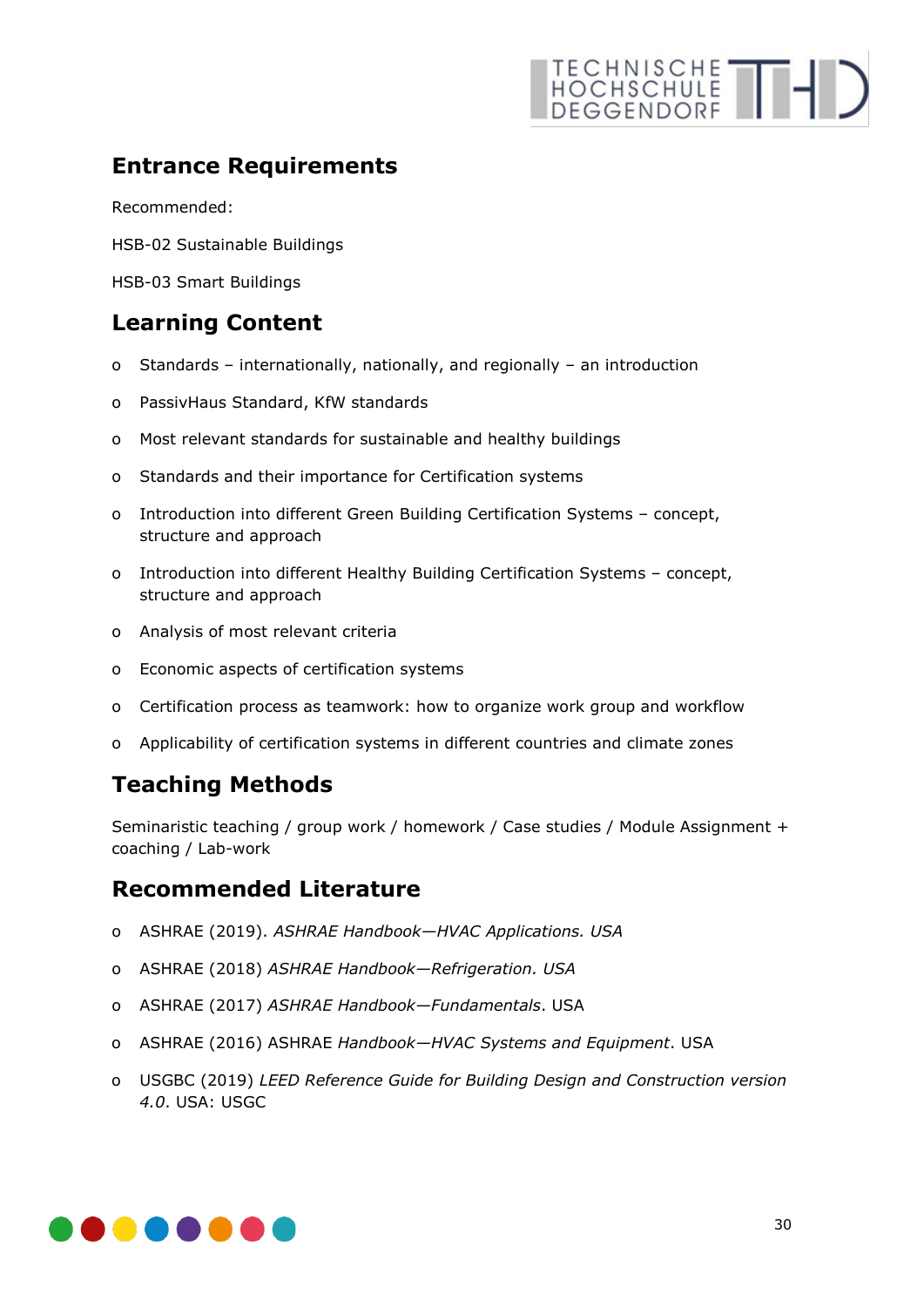## Entrance Requirements

Recommended:

HSB-02 Sustainable Buildings

HSB-03 Smart Buildings

## Learning Content

- Standards – internationally, nationally, and regionally – an introduction
- PassivHaus Standard, KfW standards
- Most relevant standards for sustainable and healthy buildings
- Standards and their importance for Certification systems
- Introduction into different Green Building Certification Systems – concept, structure and approach
- Introduction into different Healthy Building Certification Systems – concept, structure and approach
- Analysis of most relevant criteria
- Economic aspects of certification systems
- Certification process as teamwork: how to organize work group and workflow
- Applicability of certification systems in different countries and climate zones

## Teaching Methods

Seminaristic teaching / group work / homework / Case studies / Module Assignment + coaching / Lab-work

## Recommended Literature

- ASHRAE (2019). *ASHRAE Handbook—HVAC Applications. USA*
- ASHRAE (2018) *ASHRAE Handbook—Refrigeration. USA*
- ASHRAE (2017) *ASHRAE Handbook—Fundamentals*. USA
- ASHRAE (2016) ASHRAE *Handbook—HVAC Systems and Equipment*. USA
- USGBC (2019) *LEED Reference Guide for Building Design and Construction version 4.0*. USA: USGC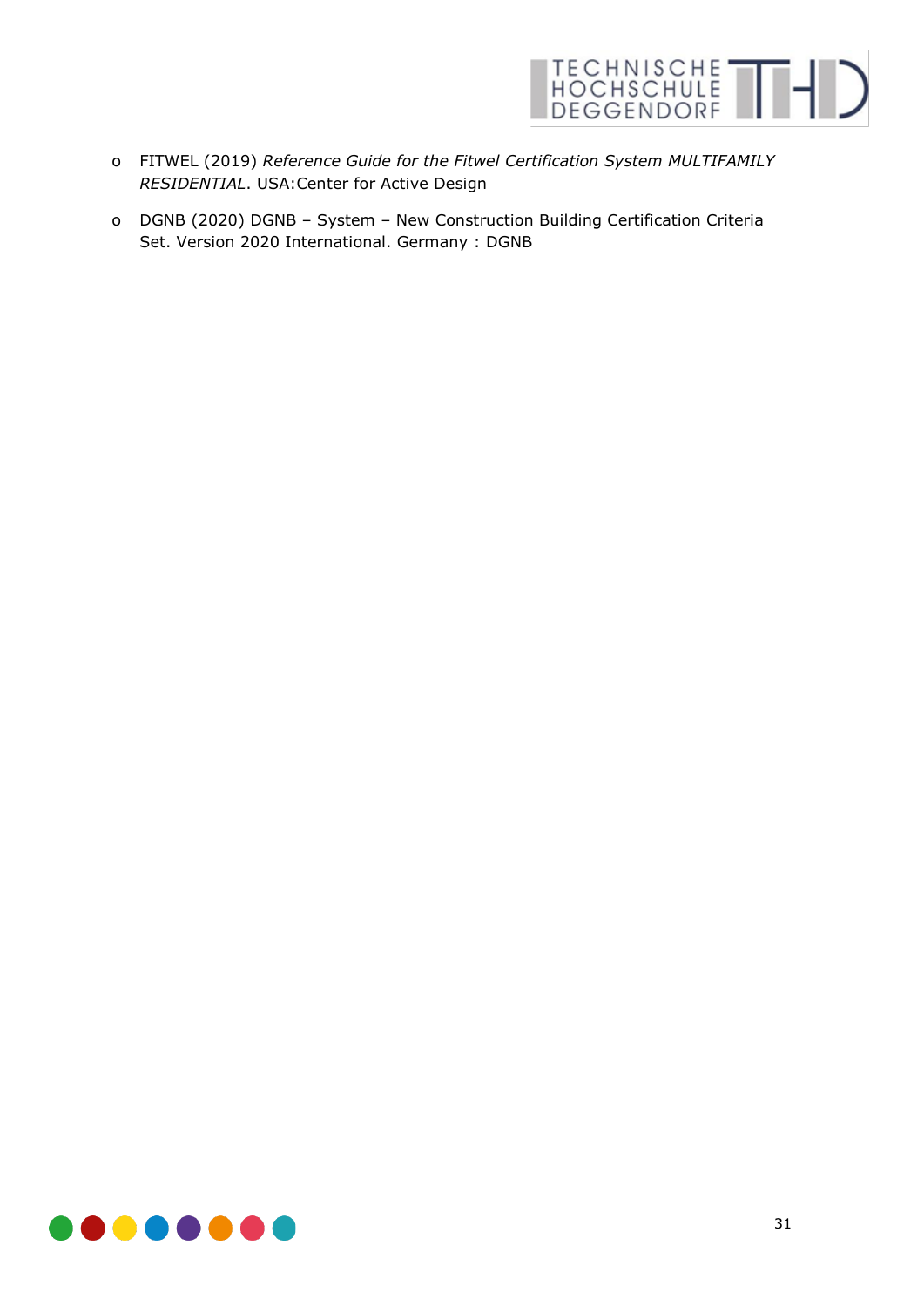- FITWEL (2019) *Reference Guide for the Fitwel Certification System MULTIFAMILY RESIDENTIAL*. USA:Center for Active Design
- DGNB (2020) DGNB – System – New Construction Building Certification Criteria Set. Version 2020 International. Germany : DGNB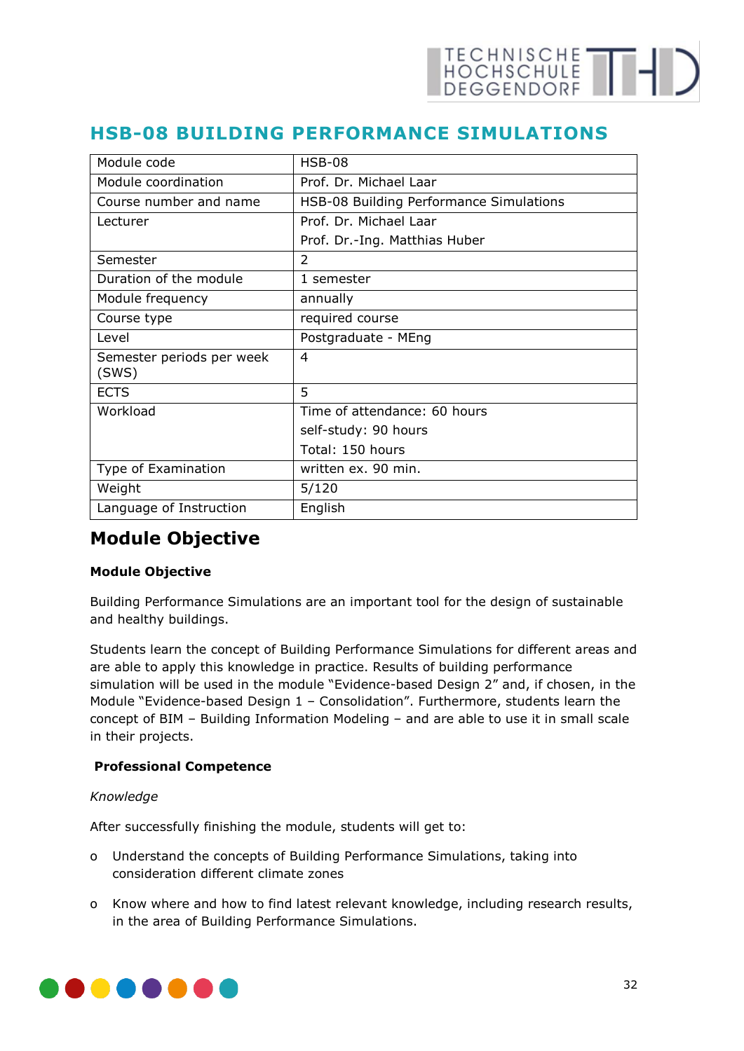## HSB-08 BUILDING PERFORMANCE SIMULATIONS

| Module code | HSB-08 |
|---|---|
| Module coordination | Prof. Dr. Michael Laar |
| Course number and name | HSB-08 Building Performance Simulations |
| Lecturer | Prof. Dr. Michael Laar<br>Prof. Dr.-Ing. Matthias Huber |
| Semester | 2 |
| Duration of the module | 1 semester |
| Module frequency | annually |
| Course type | required course |
| Level | Postgraduate - MEng |
| Semester periods per week (SWS) | 4 |
| ECTS | 5 |
| Workload | Time of attendance: 60 hours<br>self-study: 90 hours<br>Total: 150 hours |
| Type of Examination | written ex. 90 min. |
| Weight | 5/120 |
| Language of Instruction | English |

# Module Objective

**Module Objective**

Building Performance Simulations are an important tool for the design of sustainable and healthy buildings.

Students learn the concept of Building Performance Simulations for different areas and are able to apply this knowledge in practice. Results of building performance simulation will be used in the module "Evidence-based Design 2" and, if chosen, in the Module "Evidence-based Design 1 – Consolidation". Furthermore, students learn the concept of BIM – Building Information Modeling – and are able to use it in small scale in their projects.

**Professional Competence**

*Knowledge*

After successfully finishing the module, students will get to:

- Understand the concepts of Building Performance Simulations, taking into consideration different climate zones
- Know where and how to find latest relevant knowledge, including research results, in the area of Building Performance Simulations.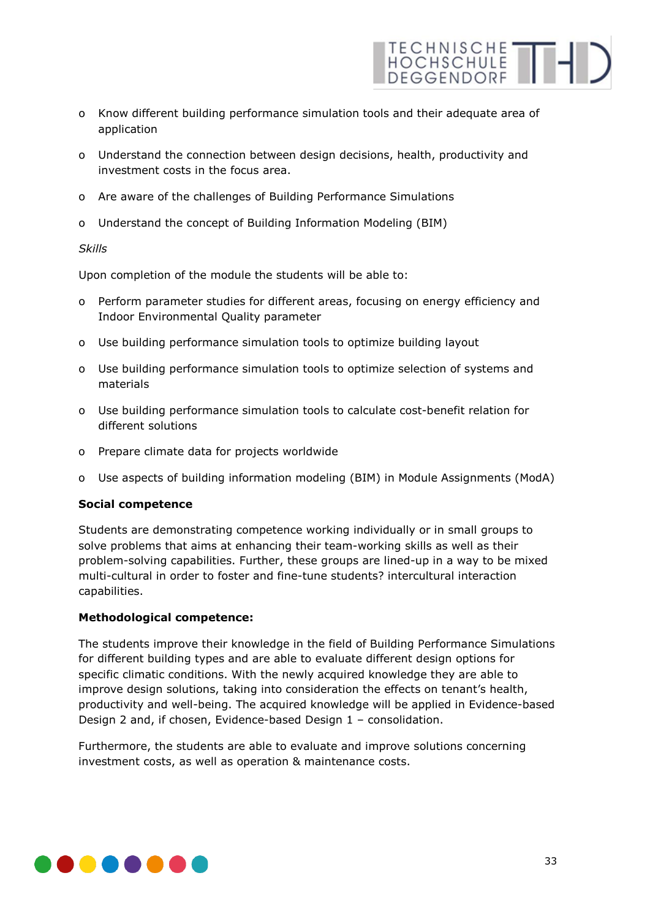- Know different building performance simulation tools and their adequate area of application
- Understand the connection between design decisions, health, productivity and investment costs in the focus area.
- Are aware of the challenges of Building Performance Simulations
- Understand the concept of Building Information Modeling (BIM)

*Skills*

Upon completion of the module the students will be able to:

- Perform parameter studies for different areas, focusing on energy efficiency and Indoor Environmental Quality parameter
- Use building performance simulation tools to optimize building layout
- Use building performance simulation tools to optimize selection of systems and materials
- Use building performance simulation tools to calculate cost-benefit relation for different solutions
- Prepare climate data for projects worldwide
- Use aspects of building information modeling (BIM) in Module Assignments (ModA)

**Social competence**

Students are demonstrating competence working individually or in small groups to solve problems that aims at enhancing their team-working skills as well as their problem-solving capabilities. Further, these groups are lined-up in a way to be mixed multi-cultural in order to foster and fine-tune students? intercultural interaction capabilities.

**Methodological competence:**

The students improve their knowledge in the field of Building Performance Simulations for different building types and are able to evaluate different design options for specific climatic conditions. With the newly acquired knowledge they are able to improve design solutions, taking into consideration the effects on tenant's health, productivity and well-being. The acquired knowledge will be applied in Evidence-based Design 2 and, if chosen, Evidence-based Design 1 – consolidation.

Furthermore, the students are able to evaluate and improve solutions concerning investment costs, as well as operation & maintenance costs.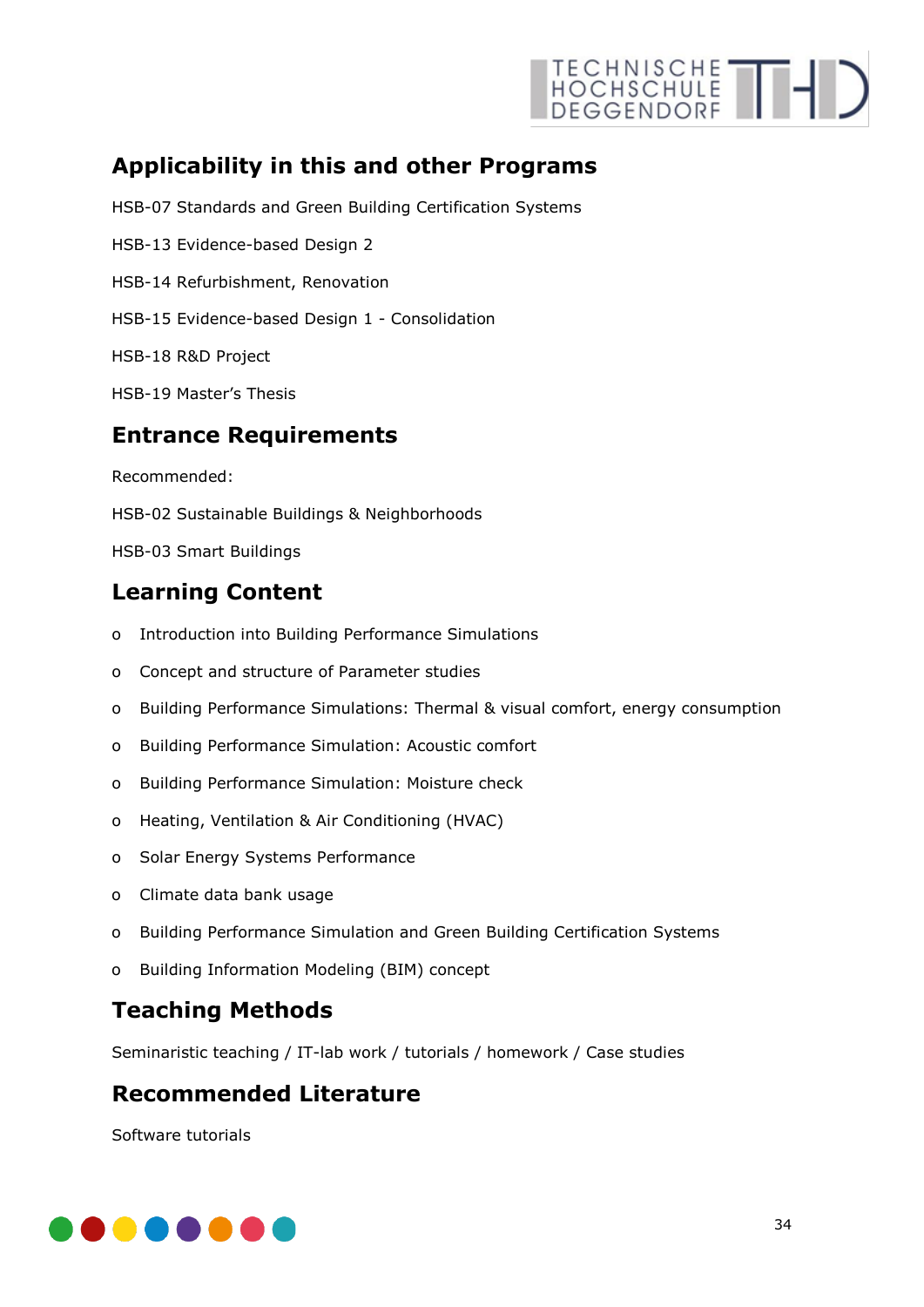## Applicability in this and other Programs

HSB-07 Standards and Green Building Certification Systems

HSB-13 Evidence-based Design 2

HSB-14 Refurbishment, Renovation

HSB-15 Evidence-based Design 1 - Consolidation

HSB-18 R&D Project

HSB-19 Master's Thesis

## Entrance Requirements

Recommended:

HSB-02 Sustainable Buildings & Neighborhoods

HSB-03 Smart Buildings

## Learning Content

- Introduction into Building Performance Simulations
- Concept and structure of Parameter studies
- Building Performance Simulations: Thermal & visual comfort, energy consumption
- Building Performance Simulation: Acoustic comfort
- Building Performance Simulation: Moisture check
- Heating, Ventilation & Air Conditioning (HVAC)
- Solar Energy Systems Performance
- Climate data bank usage
- Building Performance Simulation and Green Building Certification Systems
- Building Information Modeling (BIM) concept

## Teaching Methods

Seminaristic teaching / IT-lab work / tutorials / homework / Case studies

## Recommended Literature

Software tutorials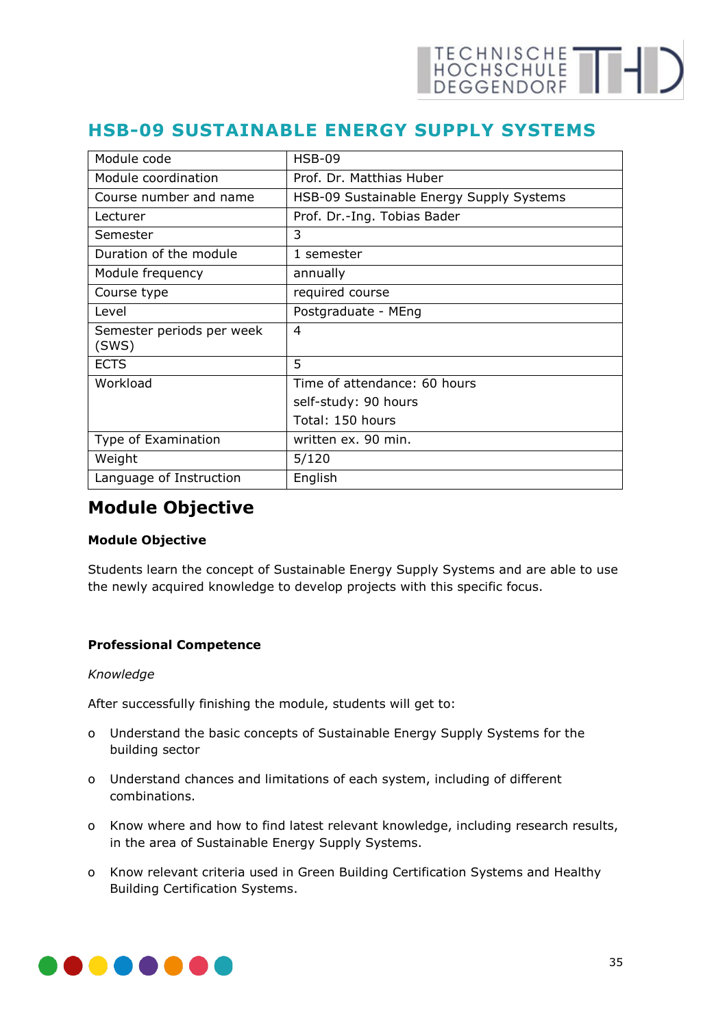## HSB-09 SUSTAINABLE ENERGY SUPPLY SYSTEMS

| Module code | HSB-09 |
|---|---|
| Module coordination | Prof. Dr. Matthias Huber |
| Course number and name | HSB-09 Sustainable Energy Supply Systems |
| Lecturer | Prof. Dr.-Ing. Tobias Bader |
| Semester | 3 |
| Duration of the module | 1 semester |
| Module frequency | annually |
| Course type | required course |
| Level | Postgraduate - MEng |
| Semester periods per week (SWS) | 4 |
| ECTS | 5 |
| Workload | Time of attendance: 60 hours<br>self-study: 90 hours<br>Total: 150 hours |
| Type of Examination | written ex. 90 min. |
| Weight | 5/120 |
| Language of Instruction | English |

## Module Objective

**Module Objective**

Students learn the concept of Sustainable Energy Supply Systems and are able to use the newly acquired knowledge to develop projects with this specific focus.

**Professional Competence**

*Knowledge*

After successfully finishing the module, students will get to:

- Understand the basic concepts of Sustainable Energy Supply Systems for the building sector
- Understand chances and limitations of each system, including of different combinations.
- Know where and how to find latest relevant knowledge, including research results, in the area of Sustainable Energy Supply Systems.
- Know relevant criteria used in Green Building Certification Systems and Healthy Building Certification Systems.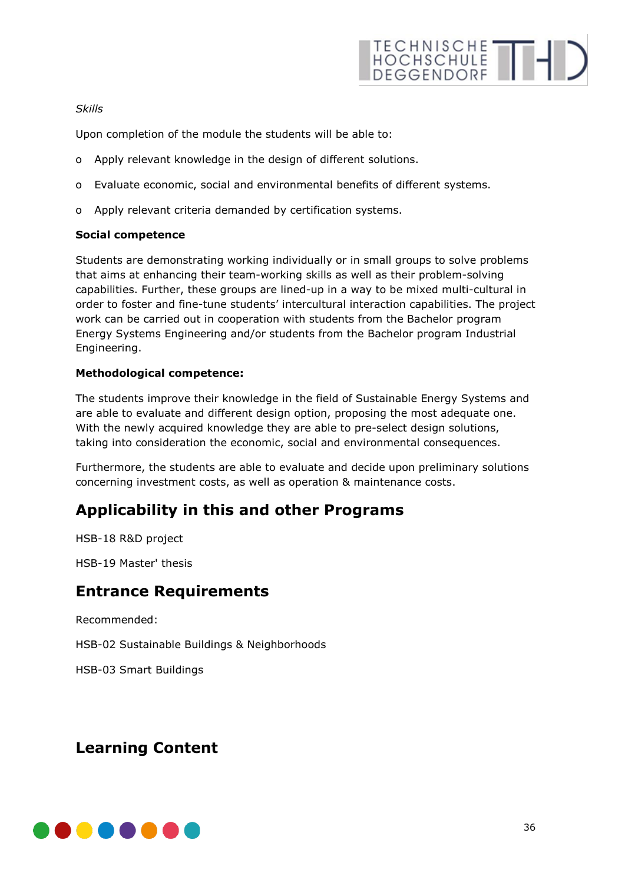*Skills*

Upon completion of the module the students will be able to:

- Apply relevant knowledge in the design of different solutions.
- Evaluate economic, social and environmental benefits of different systems.
- Apply relevant criteria demanded by certification systems.

**Social competence**

Students are demonstrating working individually or in small groups to solve problems that aims at enhancing their team-working skills as well as their problem-solving capabilities. Further, these groups are lined-up in a way to be mixed multi-cultural in order to foster and fine-tune students' intercultural interaction capabilities. The project work can be carried out in cooperation with students from the Bachelor program Energy Systems Engineering and/or students from the Bachelor program Industrial Engineering.

**Methodological competence:**

The students improve their knowledge in the field of Sustainable Energy Systems and are able to evaluate and different design option, proposing the most adequate one. With the newly acquired knowledge they are able to pre-select design solutions, taking into consideration the economic, social and environmental consequences.

Furthermore, the students are able to evaluate and decide upon preliminary solutions concerning investment costs, as well as operation & maintenance costs.

## Applicability in this and other Programs

HSB-18 R&D project

HSB-19 Master' thesis

## Entrance Requirements

Recommended:

HSB-02 Sustainable Buildings & Neighborhoods

HSB-03 Smart Buildings

## Learning Content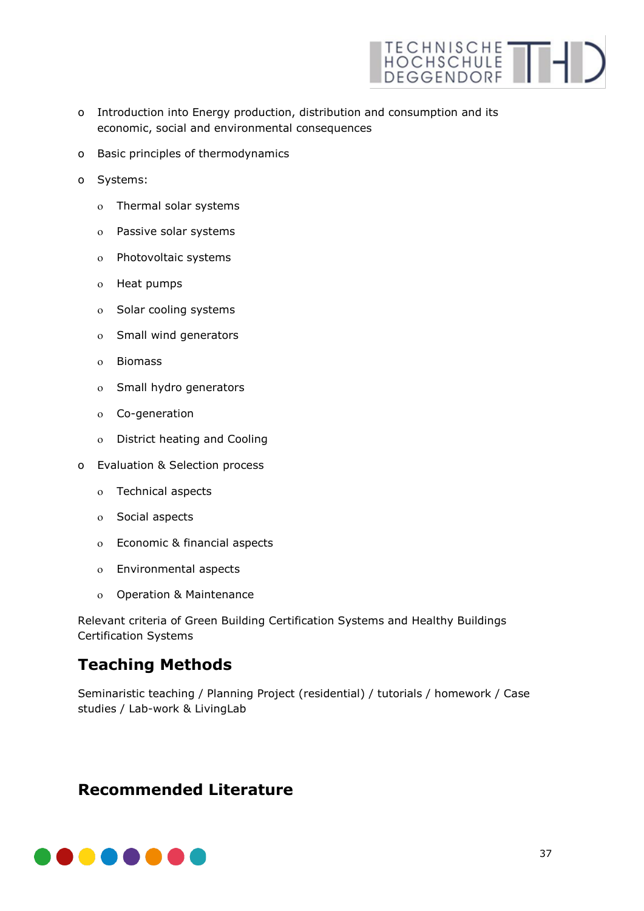- Introduction into Energy production, distribution and consumption and its economic, social and environmental consequences
- Basic principles of thermodynamics
- Systems:
  - Thermal solar systems
  - Passive solar systems
  - Photovoltaic systems
  - Heat pumps
  - Solar cooling systems
  - Small wind generators
  - Biomass
  - Small hydro generators
  - Co-generation
  - District heating and Cooling
- Evaluation & Selection process
  - Technical aspects
  - Social aspects
  - Economic & financial aspects
  - Environmental aspects
  - Operation & Maintenance

Relevant criteria of Green Building Certification Systems and Healthy Buildings Certification Systems

## Teaching Methods

Seminaristic teaching / Planning Project (residential) / tutorials / homework / Case studies / Lab-work & LivingLab

## Recommended Literature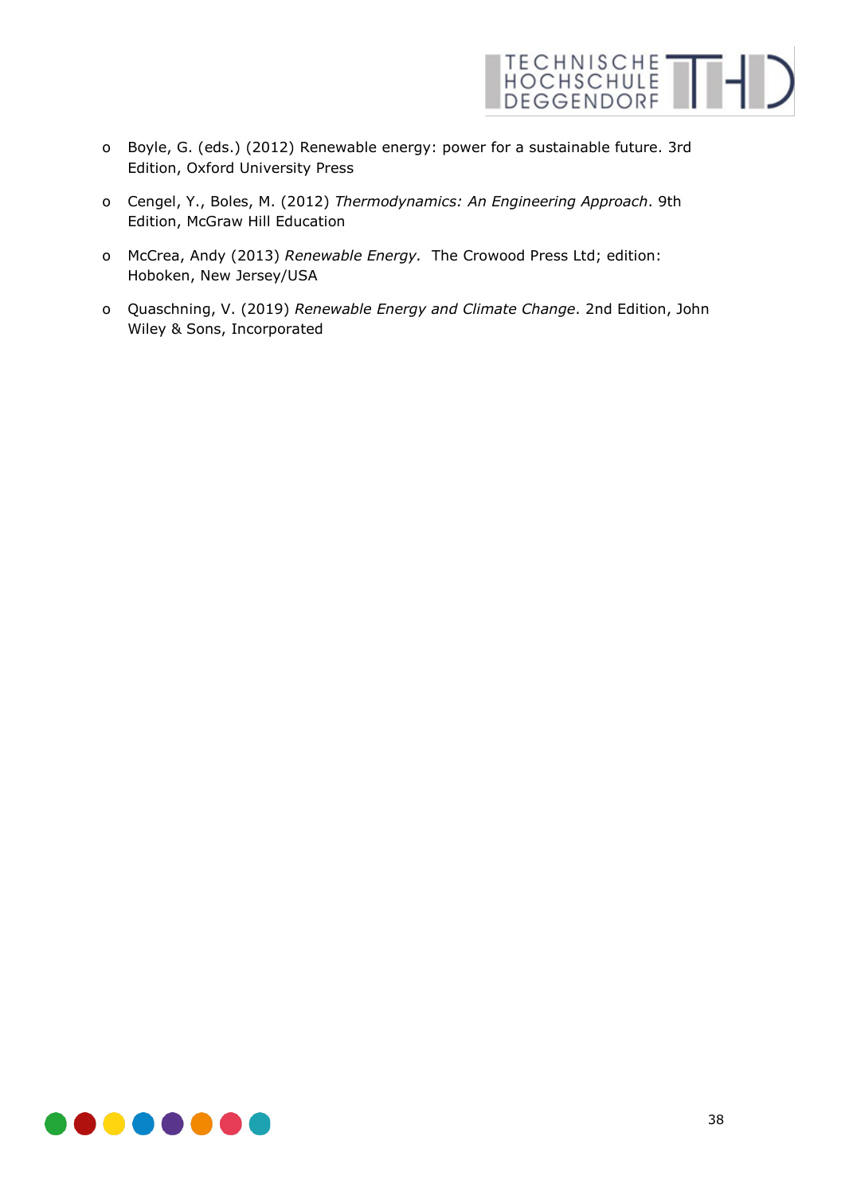- Boyle, G. (eds.) (2012) Renewable energy: power for a sustainable future. 3rd Edition, Oxford University Press
- Cengel, Y., Boles, M. (2012) *Thermodynamics: An Engineering Approach*. 9th Edition, McGraw Hill Education
- McCrea, Andy (2013) *Renewable Energy.* The Crowood Press Ltd; edition: Hoboken, New Jersey/USA
- Quaschning, V. (2019) *Renewable Energy and Climate Change*. 2nd Edition, John Wiley & Sons, Incorporated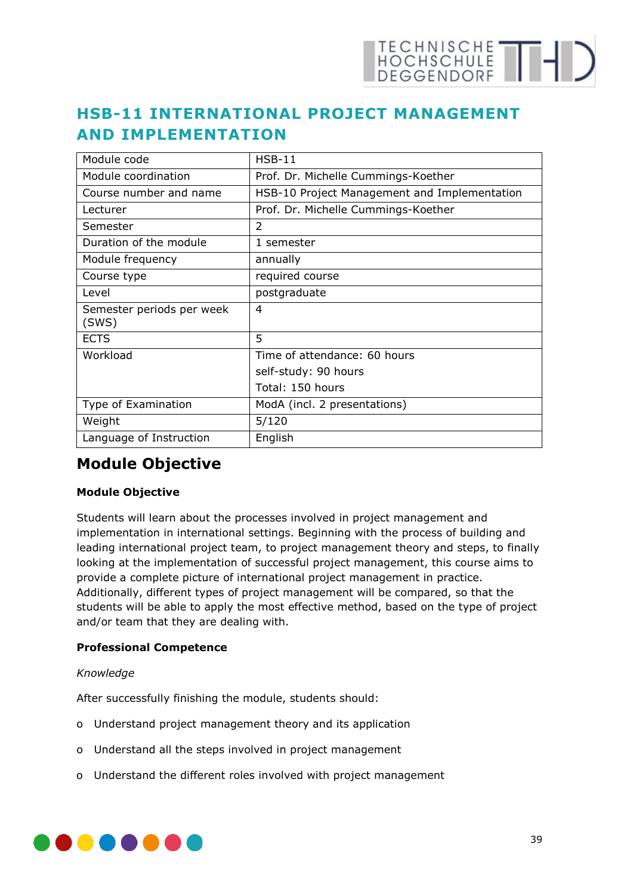# HSB-11 INTERNATIONAL PROJECT MANAGEMENT AND IMPLEMENTATION

| Module code | HSB-11 |
|---|---|
| Module coordination | Prof. Dr. Michelle Cummings-Koether |
| Course number and name | HSB-10 Project Management and Implementation |
| Lecturer | Prof. Dr. Michelle Cummings-Koether |
| Semester | 2 |
| Duration of the module | 1 semester |
| Module frequency | annually |
| Course type | required course |
| Level | postgraduate |
| Semester periods per week (SWS) | 4 |
| ECTS | 5 |
| Workload | Time of attendance: 60 hours<br>self-study: 90 hours<br>Total: 150 hours |
| Type of Examination | ModA (incl. 2 presentations) |
| Weight | 5/120 |
| Language of Instruction | English |

## Module Objective

**Module Objective**

Students will learn about the processes involved in project management and implementation in international settings. Beginning with the process of building and leading international project team, to project management theory and steps, to finally looking at the implementation of successful project management, this course aims to provide a complete picture of international project management in practice. Additionally, different types of project management will be compared, so that the students will be able to apply the most effective method, based on the type of project and/or team that they are dealing with.

**Professional Competence**

*Knowledge*

After successfully finishing the module, students should:

- Understand project management theory and its application
- Understand all the steps involved in project management
- Understand the different roles involved with project management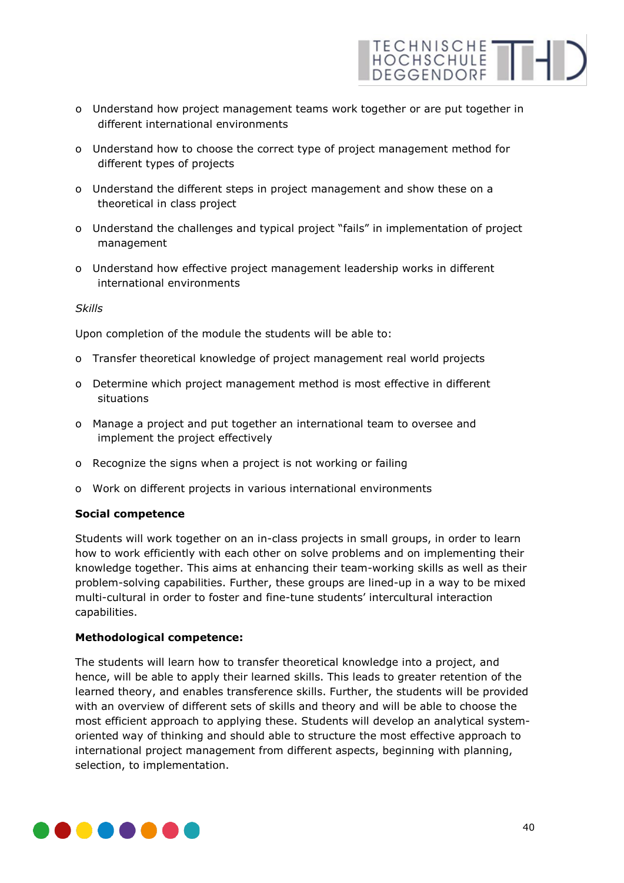- Understand how project management teams work together or are put together in different international environments
- Understand how to choose the correct type of project management method for different types of projects
- Understand the different steps in project management and show these on a theoretical in class project
- Understand the challenges and typical project "fails" in implementation of project management
- Understand how effective project management leadership works in different international environments

*Skills*

Upon completion of the module the students will be able to:

- Transfer theoretical knowledge of project management real world projects
- Determine which project management method is most effective in different situations
- Manage a project and put together an international team to oversee and implement the project effectively
- Recognize the signs when a project is not working or failing
- Work on different projects in various international environments

**Social competence**

Students will work together on an in-class projects in small groups, in order to learn how to work efficiently with each other on solve problems and on implementing their knowledge together. This aims at enhancing their team-working skills as well as their problem-solving capabilities. Further, these groups are lined-up in a way to be mixed multi-cultural in order to foster and fine-tune students' intercultural interaction capabilities.

**Methodological competence:**

The students will learn how to transfer theoretical knowledge into a project, and hence, will be able to apply their learned skills. This leads to greater retention of the learned theory, and enables transference skills. Further, the students will be provided with an overview of different sets of skills and theory and will be able to choose the most efficient approach to applying these. Students will develop an analytical system-oriented way of thinking and should able to structure the most effective approach to international project management from different aspects, beginning with planning, selection, to implementation.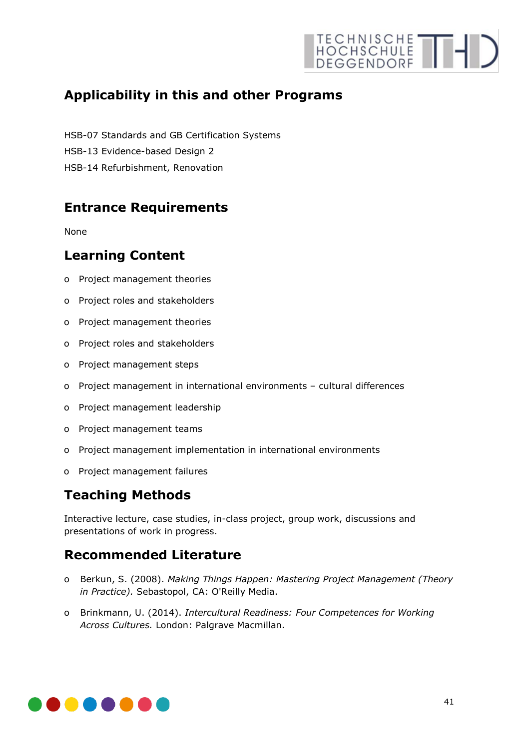## Applicability in this and other Programs

HSB-07 Standards and GB Certification Systems
HSB-13 Evidence-based Design 2
HSB-14 Refurbishment, Renovation

## Entrance Requirements

None

## Learning Content

- Project management theories
- Project roles and stakeholders
- Project management theories
- Project roles and stakeholders
- Project management steps
- Project management in international environments – cultural differences
- Project management leadership
- Project management teams
- Project management implementation in international environments
- Project management failures

## Teaching Methods

Interactive lecture, case studies, in-class project, group work, discussions and presentations of work in progress.

## Recommended Literature

- Berkun, S. (2008). *Making Things Happen: Mastering Project Management (Theory in Practice).* Sebastopol, CA: O'Reilly Media.
- Brinkmann, U. (2014). *Intercultural Readiness: Four Competences for Working Across Cultures.* London: Palgrave Macmillan.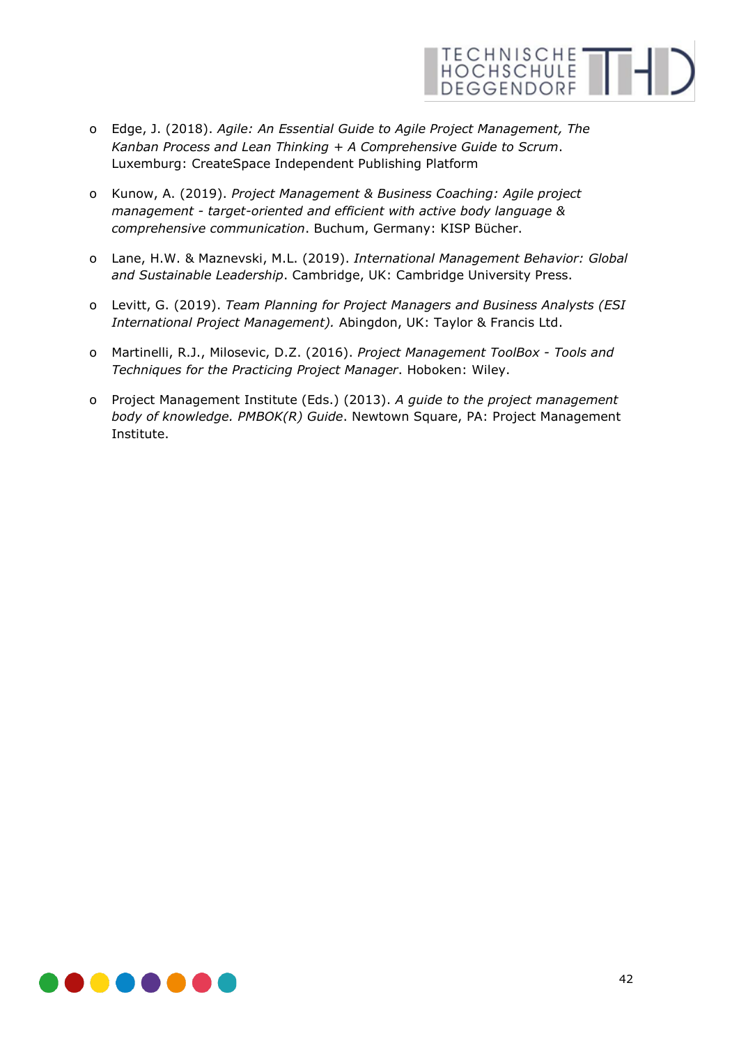- Edge, J. (2018). *Agile: An Essential Guide to Agile Project Management, The Kanban Process and Lean Thinking + A Comprehensive Guide to Scrum*. Luxemburg: CreateSpace Independent Publishing Platform

- Kunow, A. (2019). *Project Management & Business Coaching: Agile project management - target-oriented and efficient with active body language & comprehensive communication*. Buchum, Germany: KISP Bücher.

- Lane, H.W. & Maznevski, M.L. (2019). *International Management Behavior: Global and Sustainable Leadership*. Cambridge, UK: Cambridge University Press.

- Levitt, G. (2019). *Team Planning for Project Managers and Business Analysts (ESI International Project Management).* Abingdon, UK: Taylor & Francis Ltd.

- Martinelli, R.J., Milosevic, D.Z. (2016). *Project Management ToolBox - Tools and Techniques for the Practicing Project Manager*. Hoboken: Wiley.

- Project Management Institute (Eds.) (2013). *A guide to the project management body of knowledge. PMBOK(R) Guide*. Newtown Square, PA: Project Management Institute.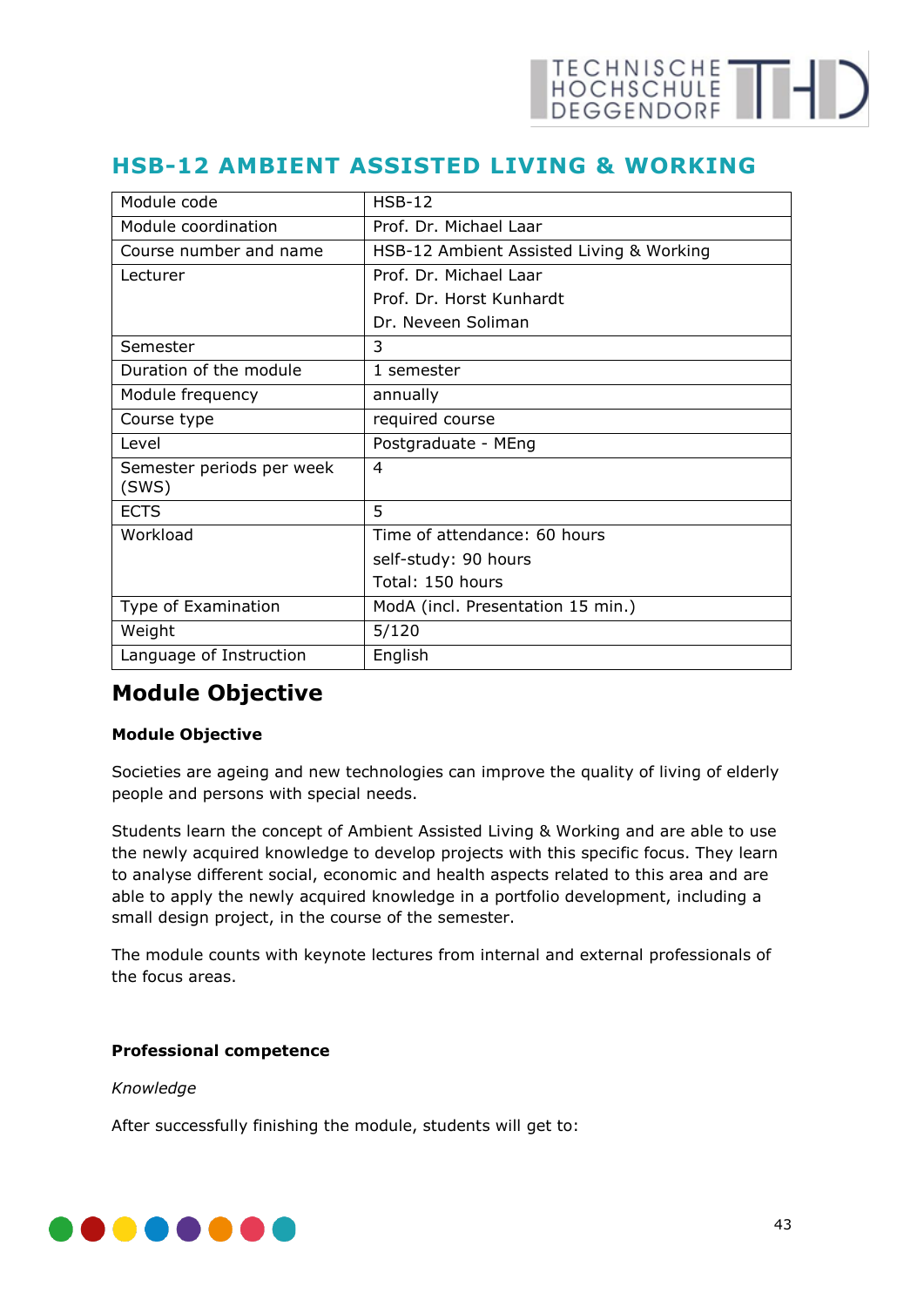## HSB-12 AMBIENT ASSISTED LIVING & WORKING

| Module code | HSB-12 |
|---|---|
| Module coordination | Prof. Dr. Michael Laar |
| Course number and name | HSB-12 Ambient Assisted Living & Working |
| Lecturer | Prof. Dr. Michael Laar<br>Prof. Dr. Horst Kunhardt<br>Dr. Neveen Soliman |
| Semester | 3 |
| Duration of the module | 1 semester |
| Module frequency | annually |
| Course type | required course |
| Level | Postgraduate - MEng |
| Semester periods per week (SWS) | 4 |
| ECTS | 5 |
| Workload | Time of attendance: 60 hours<br>self-study: 90 hours<br>Total: 150 hours |
| Type of Examination | ModA (incl. Presentation 15 min.) |
| Weight | 5/120 |
| Language of Instruction | English |

## Module Objective

**Module Objective**

Societies are ageing and new technologies can improve the quality of living of elderly people and persons with special needs.

Students learn the concept of Ambient Assisted Living & Working and are able to use the newly acquired knowledge to develop projects with this specific focus. They learn to analyse different social, economic and health aspects related to this area and are able to apply the newly acquired knowledge in a portfolio development, including a small design project, in the course of the semester.

The module counts with keynote lectures from internal and external professionals of the focus areas.

**Professional competence**

*Knowledge*

After successfully finishing the module, students will get to: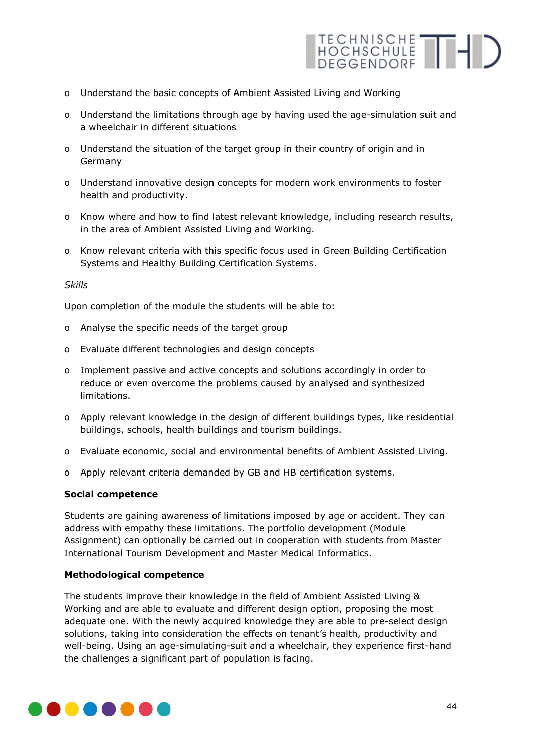- Understand the basic concepts of Ambient Assisted Living and Working
- Understand the limitations through age by having used the age-simulation suit and a wheelchair in different situations
- Understand the situation of the target group in their country of origin and in Germany
- Understand innovative design concepts for modern work environments to foster health and productivity.
- Know where and how to find latest relevant knowledge, including research results, in the area of Ambient Assisted Living and Working.
- Know relevant criteria with this specific focus used in Green Building Certification Systems and Healthy Building Certification Systems.

*Skills*

Upon completion of the module the students will be able to:

- Analyse the specific needs of the target group
- Evaluate different technologies and design concepts
- Implement passive and active concepts and solutions accordingly in order to reduce or even overcome the problems caused by analysed and synthesized limitations.
- Apply relevant knowledge in the design of different buildings types, like residential buildings, schools, health buildings and tourism buildings.
- Evaluate economic, social and environmental benefits of Ambient Assisted Living.
- Apply relevant criteria demanded by GB and HB certification systems.

**Social competence**

Students are gaining awareness of limitations imposed by age or accident. They can address with empathy these limitations. The portfolio development (Module Assignment) can optionally be carried out in cooperation with students from Master International Tourism Development and Master Medical Informatics.

**Methodological competence**

The students improve their knowledge in the field of Ambient Assisted Living & Working and are able to evaluate and different design option, proposing the most adequate one. With the newly acquired knowledge they are able to pre-select design solutions, taking into consideration the effects on tenant's health, productivity and well-being. Using an age-simulating-suit and a wheelchair, they experience first-hand the challenges a significant part of population is facing.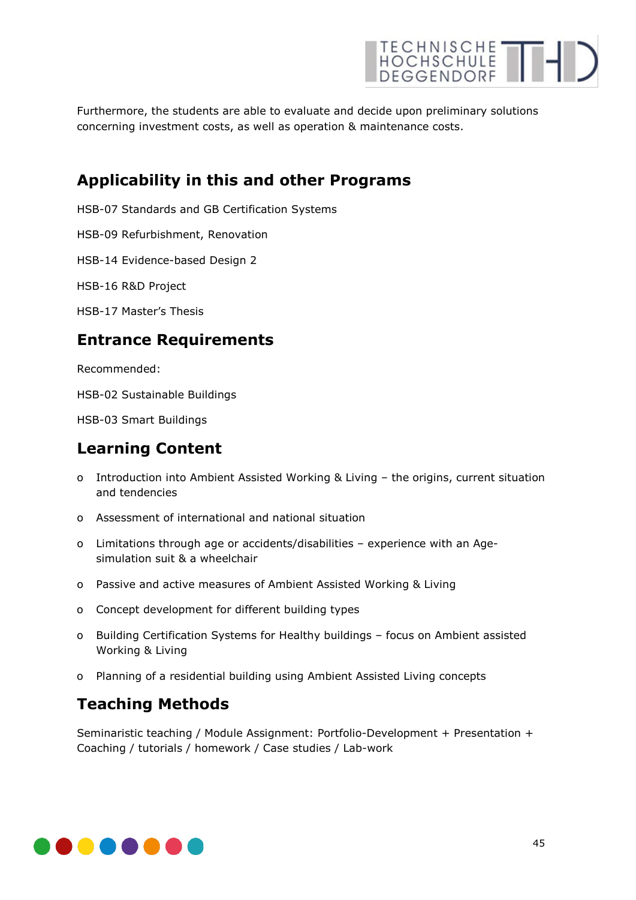Furthermore, the students are able to evaluate and decide upon preliminary solutions concerning investment costs, as well as operation & maintenance costs.

## Applicability in this and other Programs

HSB-07 Standards and GB Certification Systems

HSB-09 Refurbishment, Renovation

HSB-14 Evidence-based Design 2

HSB-16 R&D Project

HSB-17 Master's Thesis

## Entrance Requirements

Recommended:

HSB-02 Sustainable Buildings

HSB-03 Smart Buildings

## Learning Content

- Introduction into Ambient Assisted Working & Living – the origins, current situation and tendencies
- Assessment of international and national situation
- Limitations through age or accidents/disabilities – experience with an Age-simulation suit & a wheelchair
- Passive and active measures of Ambient Assisted Working & Living
- Concept development for different building types
- Building Certification Systems for Healthy buildings – focus on Ambient assisted Working & Living
- Planning of a residential building using Ambient Assisted Living concepts

## Teaching Methods

Seminaristic teaching / Module Assignment: Portfolio-Development + Presentation + Coaching / tutorials / homework / Case studies / Lab-work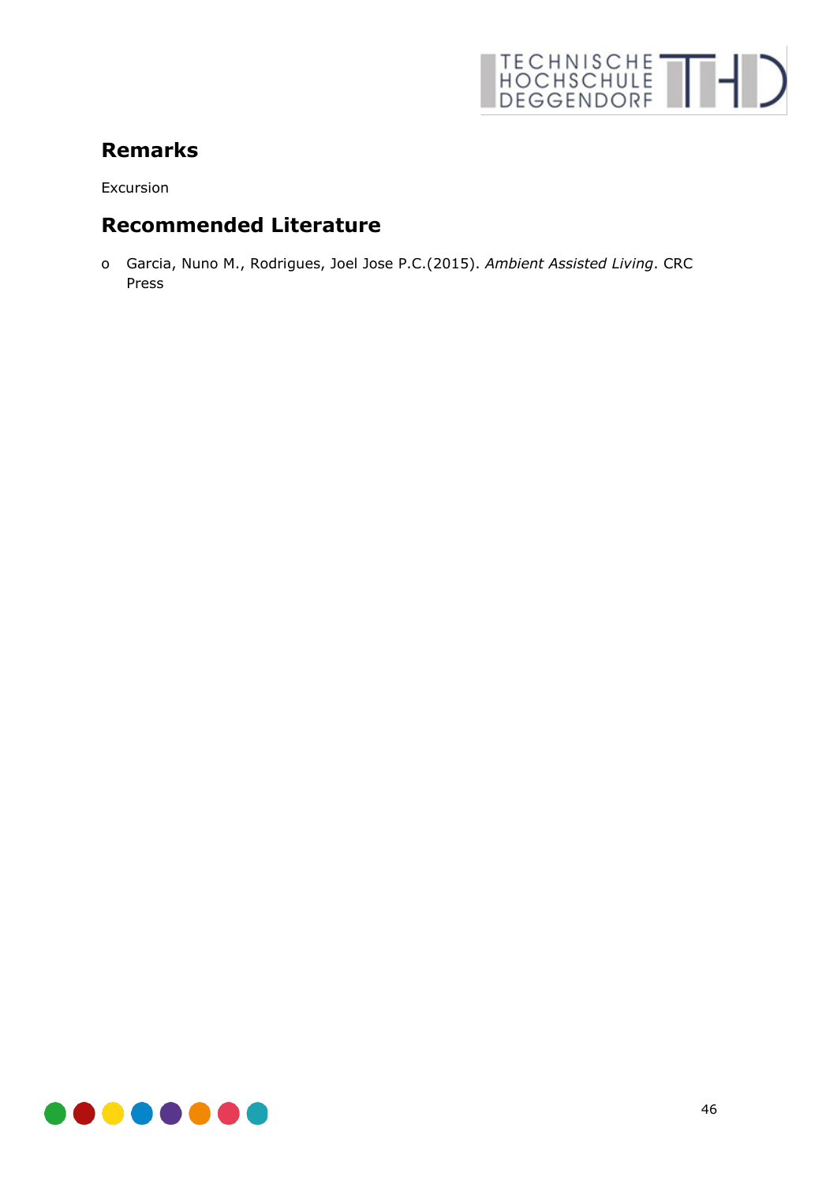## Remarks

Excursion

## Recommended Literature

- Garcia, Nuno M., Rodrigues, Joel Jose P.C.(2015). *Ambient Assisted Living*. CRC Press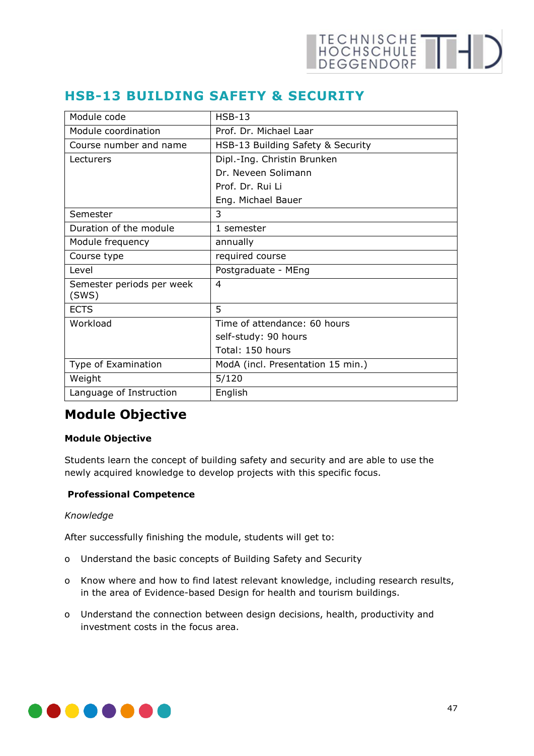# HSB-13 BUILDING SAFETY & SECURITY

| Module code | HSB-13 |
|---|---|
| Module coordination | Prof. Dr. Michael Laar |
| Course number and name | HSB-13 Building Safety & Security |
| Lecturers | Dipl.-Ing. Christin Brunken<br>Dr. Neveen Solimann<br>Prof. Dr. Rui Li<br>Eng. Michael Bauer |
| Semester | 3 |
| Duration of the module | 1 semester |
| Module frequency | annually |
| Course type | required course |
| Level | Postgraduate - MEng |
| Semester periods per week (SWS) | 4 |
| ECTS | 5 |
| Workload | Time of attendance: 60 hours<br>self-study: 90 hours<br>Total: 150 hours |
| Type of Examination | ModA (incl. Presentation 15 min.) |
| Weight | 5/120 |
| Language of Instruction | English |

## Module Objective

**Module Objective**

Students learn the concept of building safety and security and are able to use the newly acquired knowledge to develop projects with this specific focus.

**Professional Competence**

*Knowledge*

After successfully finishing the module, students will get to:

- Understand the basic concepts of Building Safety and Security
- Know where and how to find latest relevant knowledge, including research results, in the area of Evidence-based Design for health and tourism buildings.
- Understand the connection between design decisions, health, productivity and investment costs in the focus area.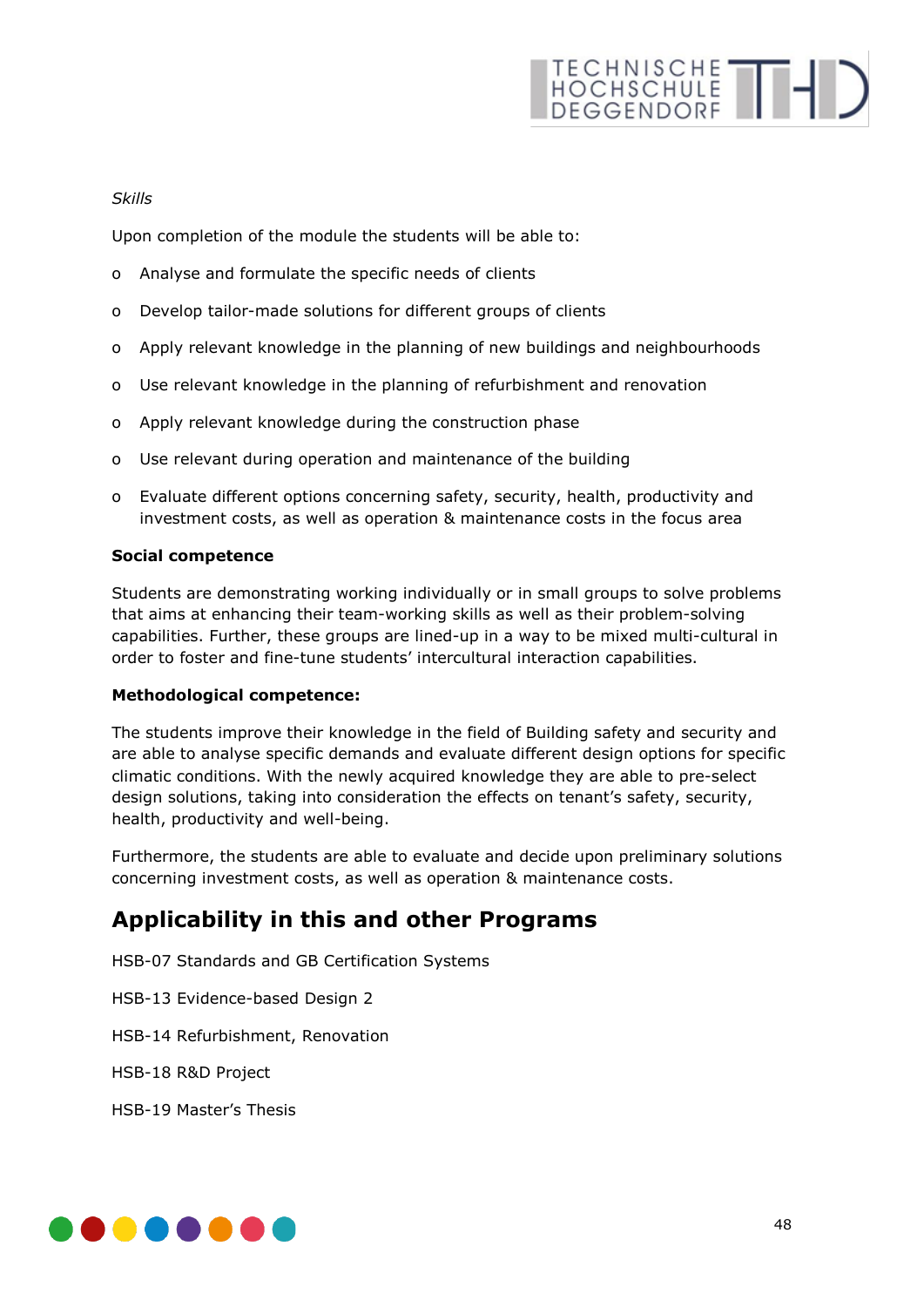*Skills*

Upon completion of the module the students will be able to:

- Analyse and formulate the specific needs of clients
- Develop tailor-made solutions for different groups of clients
- Apply relevant knowledge in the planning of new buildings and neighbourhoods
- Use relevant knowledge in the planning of refurbishment and renovation
- Apply relevant knowledge during the construction phase
- Use relevant during operation and maintenance of the building
- Evaluate different options concerning safety, security, health, productivity and investment costs, as well as operation & maintenance costs in the focus area

**Social competence**

Students are demonstrating working individually or in small groups to solve problems that aims at enhancing their team-working skills as well as their problem-solving capabilities. Further, these groups are lined-up in a way to be mixed multi-cultural in order to foster and fine-tune students' intercultural interaction capabilities.

**Methodological competence:**

The students improve their knowledge in the field of Building safety and security and are able to analyse specific demands and evaluate different design options for specific climatic conditions. With the newly acquired knowledge they are able to pre-select design solutions, taking into consideration the effects on tenant's safety, security, health, productivity and well-being.

Furthermore, the students are able to evaluate and decide upon preliminary solutions concerning investment costs, as well as operation & maintenance costs.

## Applicability in this and other Programs

HSB-07 Standards and GB Certification Systems

HSB-13 Evidence-based Design 2

HSB-14 Refurbishment, Renovation

HSB-18 R&D Project

HSB-19 Master's Thesis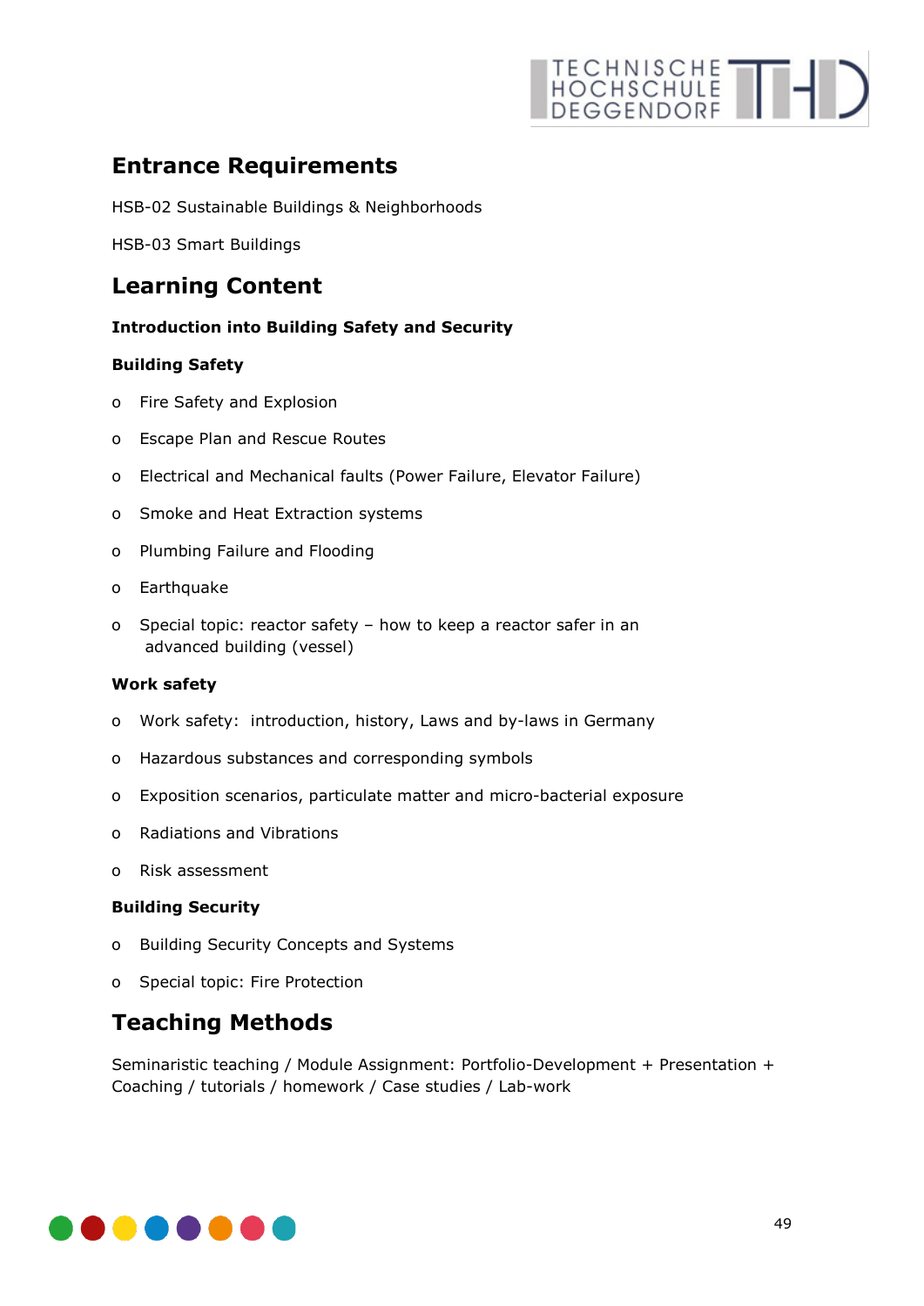## Entrance Requirements

HSB-02 Sustainable Buildings & Neighborhoods

HSB-03 Smart Buildings

## Learning Content

**Introduction into Building Safety and Security**

**Building Safety**

- Fire Safety and Explosion
- Escape Plan and Rescue Routes
- Electrical and Mechanical faults (Power Failure, Elevator Failure)
- Smoke and Heat Extraction systems
- Plumbing Failure and Flooding
- Earthquake
- Special topic: reactor safety – how to keep a reactor safer in an advanced building (vessel)

**Work safety**

- Work safety: introduction, history, Laws and by-laws in Germany
- Hazardous substances and corresponding symbols
- Exposition scenarios, particulate matter and micro-bacterial exposure
- Radiations and Vibrations
- Risk assessment

**Building Security**

- Building Security Concepts and Systems
- Special topic: Fire Protection

## Teaching Methods

Seminaristic teaching / Module Assignment: Portfolio-Development + Presentation + Coaching / tutorials / homework / Case studies / Lab-work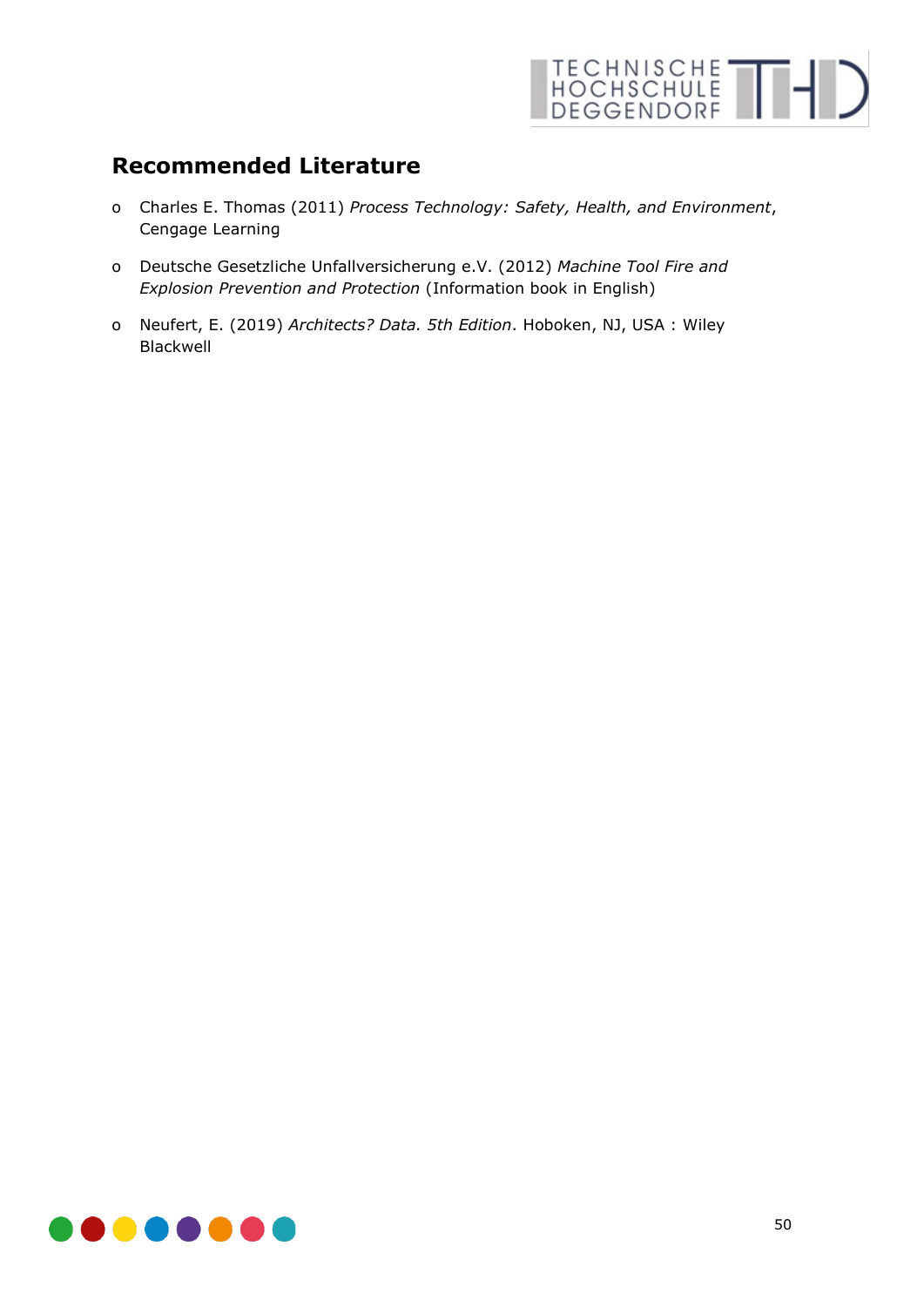## Recommended Literature

- Charles E. Thomas (2011) *Process Technology: Safety, Health, and Environment*, Cengage Learning
- Deutsche Gesetzliche Unfallversicherung e.V. (2012) *Machine Tool Fire and Explosion Prevention and Protection* (Information book in English)
- Neufert, E. (2019) *Architects? Data. 5th Edition*. Hoboken, NJ, USA : Wiley Blackwell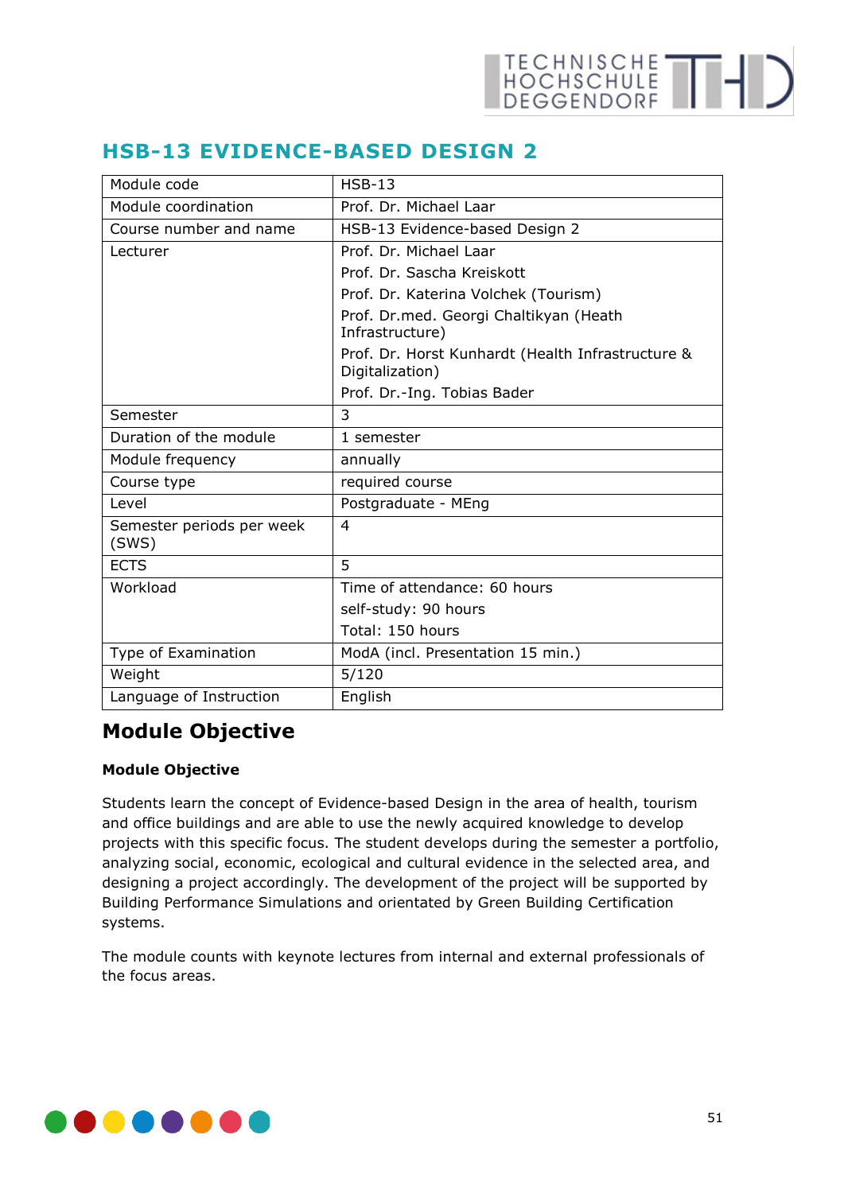## HSB-13 EVIDENCE-BASED DESIGN 2

| Module code | HSB-13 |
|---|---|
| Module coordination | Prof. Dr. Michael Laar |
| Course number and name | HSB-13 Evidence-based Design 2 |
| Lecturer | Prof. Dr. Michael Laar<br>Prof. Dr. Sascha Kreiskott<br>Prof. Dr. Katerina Volchek (Tourism)<br>Prof. Dr.med. Georgi Chaltikyan (Heath Infrastructure)<br>Prof. Dr. Horst Kunhardt (Health Infrastructure & Digitalization)<br>Prof. Dr.-Ing. Tobias Bader |
| Semester | 3 |
| Duration of the module | 1 semester |
| Module frequency | annually |
| Course type | required course |
| Level | Postgraduate - MEng |
| Semester periods per week (SWS) | 4 |
| ECTS | 5 |
| Workload | Time of attendance: 60 hours<br>self-study: 90 hours<br>Total: 150 hours |
| Type of Examination | ModA (incl. Presentation 15 min.) |
| Weight | 5/120 |
| Language of Instruction | English |

## Module Objective

**Module Objective**

Students learn the concept of Evidence-based Design in the area of health, tourism and office buildings and are able to use the newly acquired knowledge to develop projects with this specific focus. The student develops during the semester a portfolio, analyzing social, economic, ecological and cultural evidence in the selected area, and designing a project accordingly. The development of the project will be supported by Building Performance Simulations and orientated by Green Building Certification systems.

The module counts with keynote lectures from internal and external professionals of the focus areas.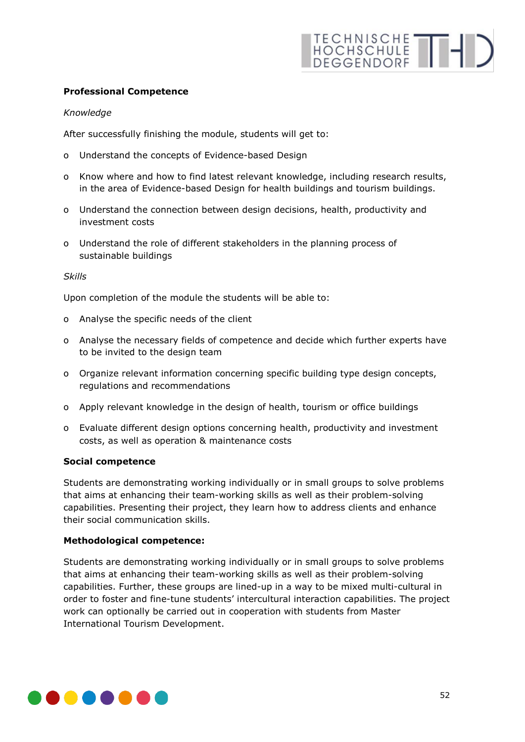**Professional Competence**

*Knowledge*

After successfully finishing the module, students will get to:

- Understand the concepts of Evidence-based Design
- Know where and how to find latest relevant knowledge, including research results, in the area of Evidence-based Design for health buildings and tourism buildings.
- Understand the connection between design decisions, health, productivity and investment costs
- Understand the role of different stakeholders in the planning process of sustainable buildings

*Skills*

Upon completion of the module the students will be able to:

- Analyse the specific needs of the client
- Analyse the necessary fields of competence and decide which further experts have to be invited to the design team
- Organize relevant information concerning specific building type design concepts, regulations and recommendations
- Apply relevant knowledge in the design of health, tourism or office buildings
- Evaluate different design options concerning health, productivity and investment costs, as well as operation & maintenance costs

**Social competence**

Students are demonstrating working individually or in small groups to solve problems that aims at enhancing their team-working skills as well as their problem-solving capabilities. Presenting their project, they learn how to address clients and enhance their social communication skills.

**Methodological competence:**

Students are demonstrating working individually or in small groups to solve problems that aims at enhancing their team-working skills as well as their problem-solving capabilities. Further, these groups are lined-up in a way to be mixed multi-cultural in order to foster and fine-tune students' intercultural interaction capabilities. The project work can optionally be carried out in cooperation with students from Master International Tourism Development.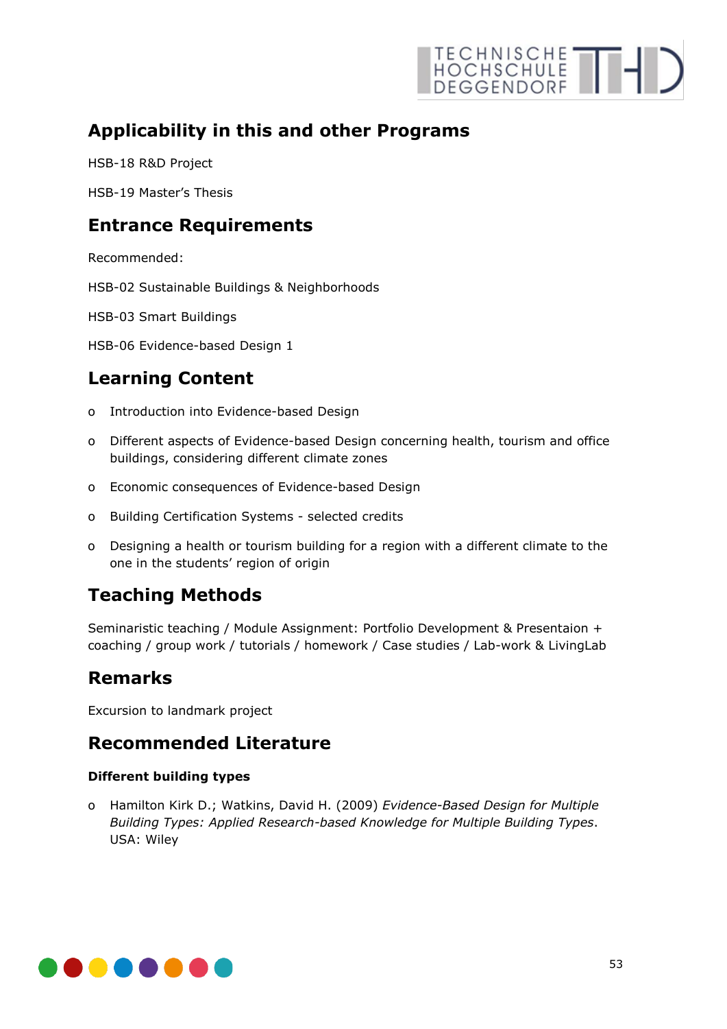## Applicability in this and other Programs

HSB-18 R&D Project

HSB-19 Master's Thesis

## Entrance Requirements

Recommended:

HSB-02 Sustainable Buildings & Neighborhoods

HSB-03 Smart Buildings

HSB-06 Evidence-based Design 1

## Learning Content

- Introduction into Evidence-based Design
- Different aspects of Evidence-based Design concerning health, tourism and office buildings, considering different climate zones
- Economic consequences of Evidence-based Design
- Building Certification Systems - selected credits
- Designing a health or tourism building for a region with a different climate to the one in the students' region of origin

## Teaching Methods

Seminaristic teaching / Module Assignment: Portfolio Development & Presentaion + coaching / group work / tutorials / homework / Case studies / Lab-work & LivingLab

## Remarks

Excursion to landmark project

## Recommended Literature

**Different building types**

- Hamilton Kirk D.; Watkins, David H. (2009) *Evidence-Based Design for Multiple Building Types: Applied Research-based Knowledge for Multiple Building Types*. USA: Wiley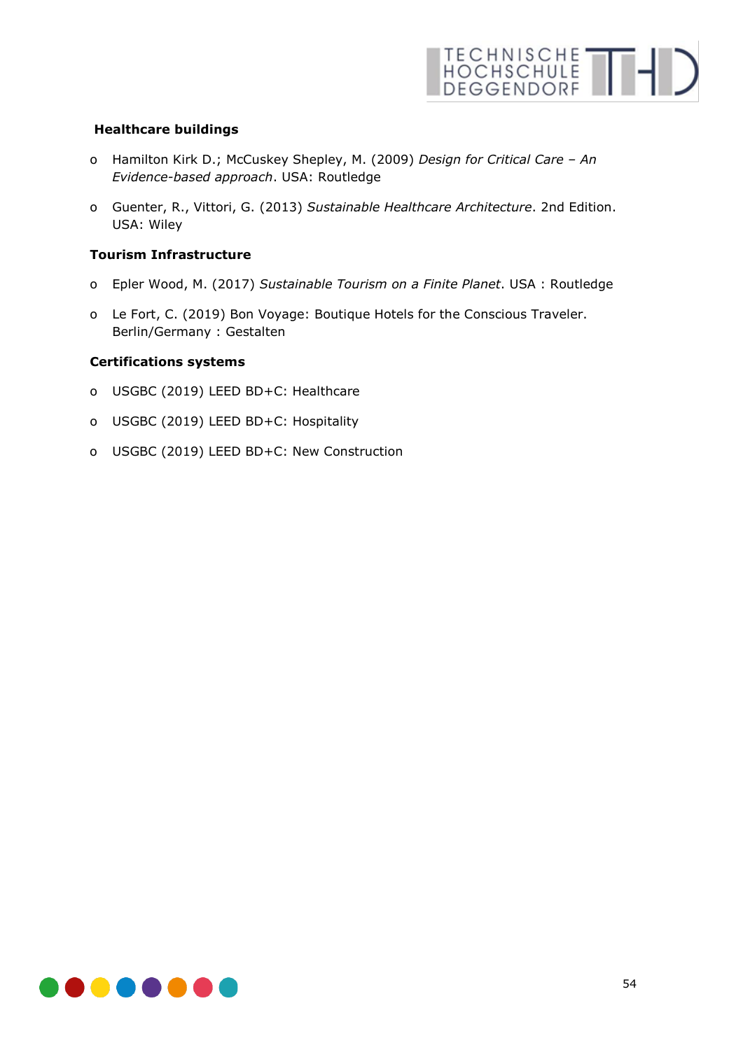**Healthcare buildings**

- Hamilton Kirk D.; McCuskey Shepley, M. (2009) *Design for Critical Care – An Evidence-based approach*. USA: Routledge
- Guenter, R., Vittori, G. (2013) *Sustainable Healthcare Architecture*. 2nd Edition. USA: Wiley

**Tourism Infrastructure**

- Epler Wood, M. (2017) *Sustainable Tourism on a Finite Planet*. USA : Routledge
- Le Fort, C. (2019) Bon Voyage: Boutique Hotels for the Conscious Traveler. Berlin/Germany : Gestalten

**Certifications systems**

- USGBC (2019) LEED BD+C: Healthcare
- USGBC (2019) LEED BD+C: Hospitality
- USGBC (2019) LEED BD+C: New Construction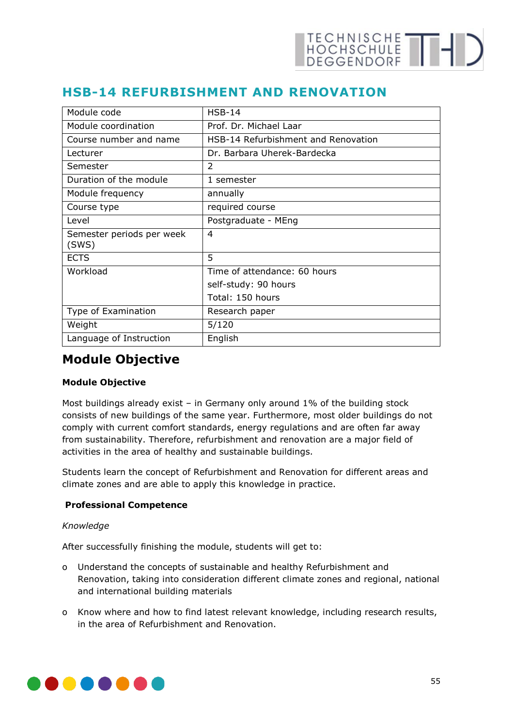# HSB-14 REFURBISHMENT AND RENOVATION

| Module code | HSB-14 |
|---|---|
| Module coordination | Prof. Dr. Michael Laar |
| Course number and name | HSB-14 Refurbishment and Renovation |
| Lecturer | Dr. Barbara Uherek-Bardecka |
| Semester | 2 |
| Duration of the module | 1 semester |
| Module frequency | annually |
| Course type | required course |
| Level | Postgraduate - MEng |
| Semester periods per week (SWS) | 4 |
| ECTS | 5 |
| Workload | Time of attendance: 60 hours<br>self-study: 90 hours<br>Total: 150 hours |
| Type of Examination | Research paper |
| Weight | 5/120 |
| Language of Instruction | English |

## Module Objective

**Module Objective**

Most buildings already exist – in Germany only around 1% of the building stock consists of new buildings of the same year. Furthermore, most older buildings do not comply with current comfort standards, energy regulations and are often far away from sustainability. Therefore, refurbishment and renovation are a major field of activities in the area of healthy and sustainable buildings.

Students learn the concept of Refurbishment and Renovation for different areas and climate zones and are able to apply this knowledge in practice.

**Professional Competence**

*Knowledge*

After successfully finishing the module, students will get to:

- Understand the concepts of sustainable and healthy Refurbishment and Renovation, taking into consideration different climate zones and regional, national and international building materials
- Know where and how to find latest relevant knowledge, including research results, in the area of Refurbishment and Renovation.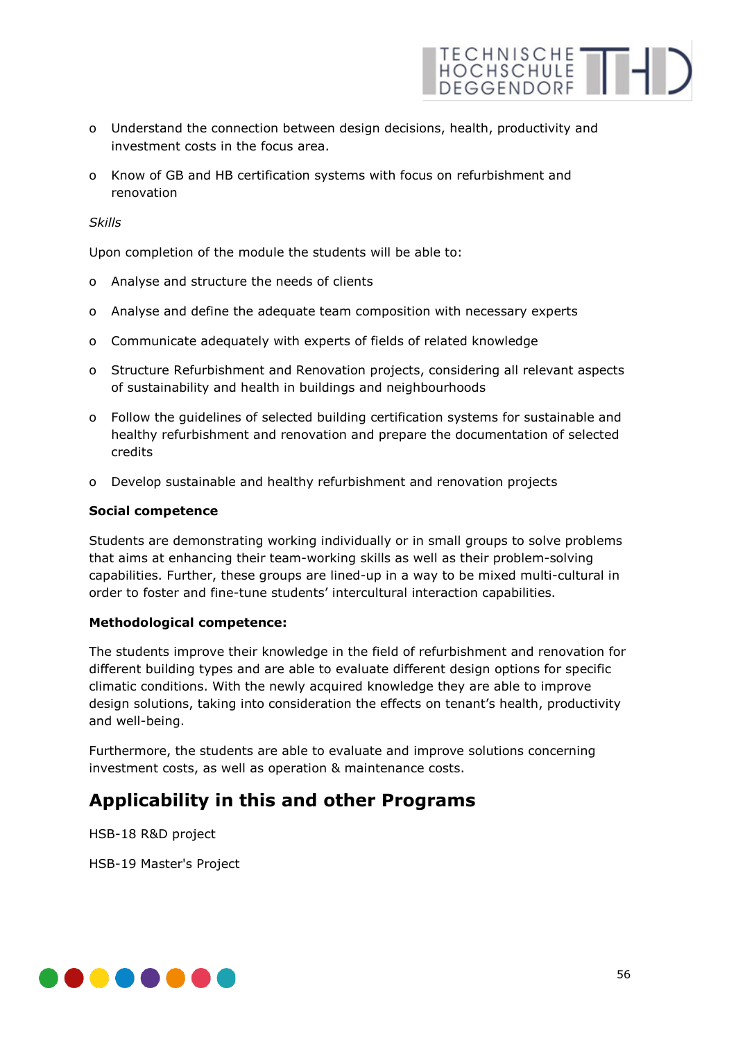- Understand the connection between design decisions, health, productivity and investment costs in the focus area.
- Know of GB and HB certification systems with focus on refurbishment and renovation

*Skills*

Upon completion of the module the students will be able to:

- Analyse and structure the needs of clients
- Analyse and define the adequate team composition with necessary experts
- Communicate adequately with experts of fields of related knowledge
- Structure Refurbishment and Renovation projects, considering all relevant aspects of sustainability and health in buildings and neighbourhoods
- Follow the guidelines of selected building certification systems for sustainable and healthy refurbishment and renovation and prepare the documentation of selected credits
- Develop sustainable and healthy refurbishment and renovation projects

**Social competence**

Students are demonstrating working individually or in small groups to solve problems that aims at enhancing their team-working skills as well as their problem-solving capabilities. Further, these groups are lined-up in a way to be mixed multi-cultural in order to foster and fine-tune students' intercultural interaction capabilities.

**Methodological competence:**

The students improve their knowledge in the field of refurbishment and renovation for different building types and are able to evaluate different design options for specific climatic conditions. With the newly acquired knowledge they are able to improve design solutions, taking into consideration the effects on tenant's health, productivity and well-being.

Furthermore, the students are able to evaluate and improve solutions concerning investment costs, as well as operation & maintenance costs.

## Applicability in this and other Programs

HSB-18 R&D project

HSB-19 Master's Project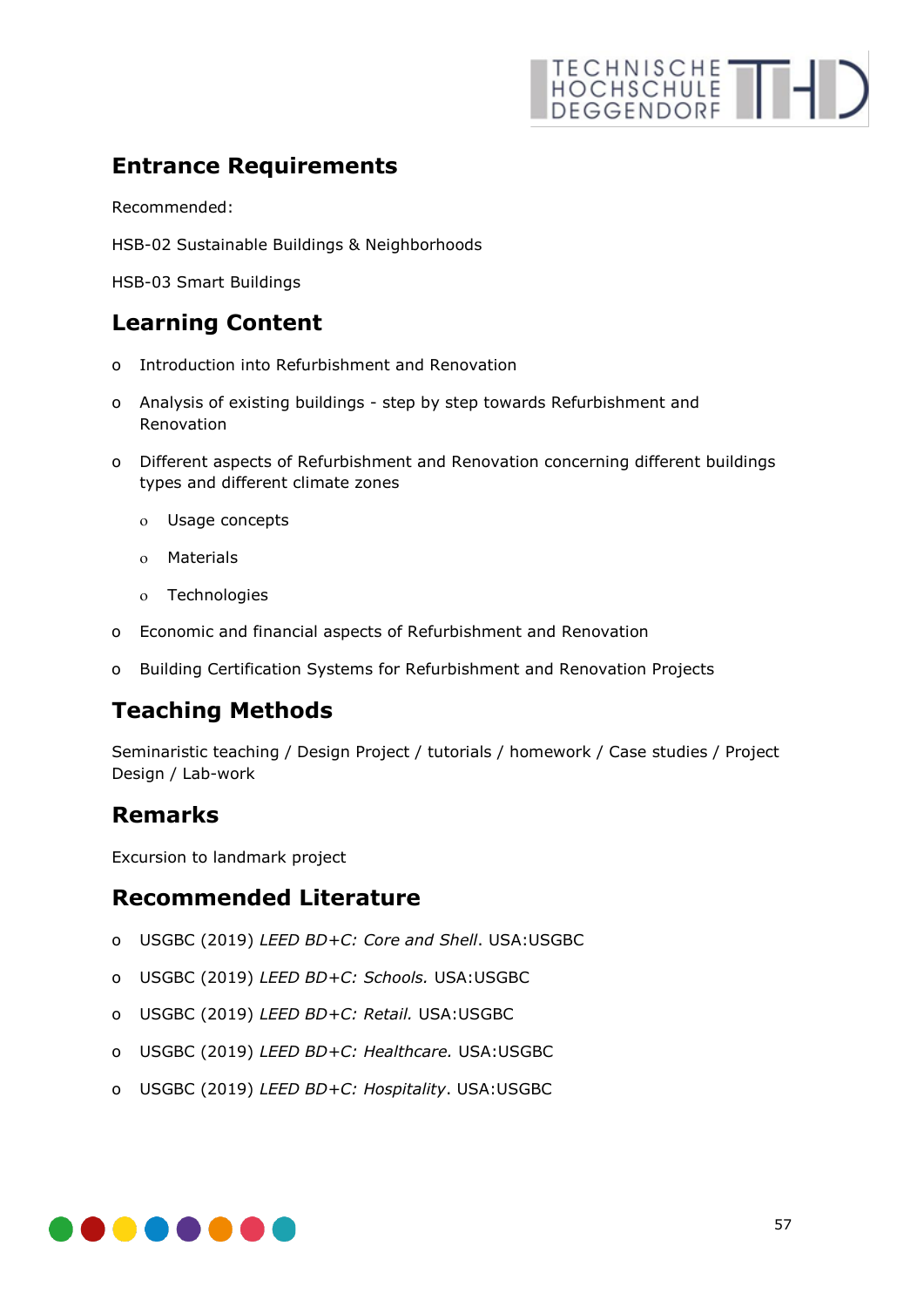## Entrance Requirements

Recommended:

HSB-02 Sustainable Buildings & Neighborhoods

HSB-03 Smart Buildings

## Learning Content

- Introduction into Refurbishment and Renovation
- Analysis of existing buildings - step by step towards Refurbishment and Renovation
- Different aspects of Refurbishment and Renovation concerning different buildings types and different climate zones
  - Usage concepts
  - Materials
  - Technologies
- Economic and financial aspects of Refurbishment and Renovation
- Building Certification Systems for Refurbishment and Renovation Projects

## Teaching Methods

Seminaristic teaching / Design Project / tutorials / homework / Case studies / Project Design / Lab-work

## Remarks

Excursion to landmark project

## Recommended Literature

- USGBC (2019) *LEED BD+C: Core and Shell*. USA:USGBC
- USGBC (2019) *LEED BD+C: Schools.* USA:USGBC
- USGBC (2019) *LEED BD+C: Retail.* USA:USGBC
- USGBC (2019) *LEED BD+C: Healthcare.* USA:USGBC
- USGBC (2019) *LEED BD+C: Hospitality*. USA:USGBC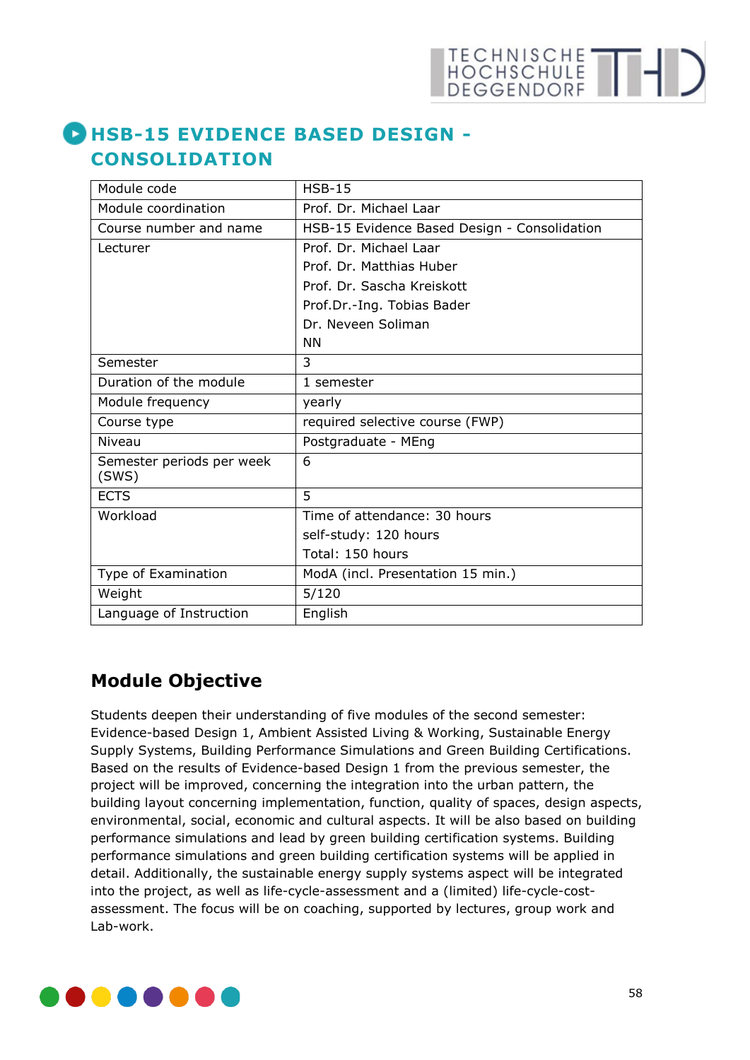# HSB-15 EVIDENCE BASED DESIGN - CONSOLIDATION

| Module code | HSB-15 |
|---|---|
| Module coordination | Prof. Dr. Michael Laar |
| Course number and name | HSB-15 Evidence Based Design - Consolidation |
| Lecturer | Prof. Dr. Michael Laar<br>Prof. Dr. Matthias Huber<br>Prof. Dr. Sascha Kreiskott<br>Prof.Dr.-Ing. Tobias Bader<br>Dr. Neveen Soliman<br>NN |
| Semester | 3 |
| Duration of the module | 1 semester |
| Module frequency | yearly |
| Course type | required selective course (FWP) |
| Niveau | Postgraduate - MEng |
| Semester periods per week (SWS) | 6 |
| ECTS | 5 |
| Workload | Time of attendance: 30 hours<br>self-study: 120 hours<br>Total: 150 hours |
| Type of Examination | ModA (incl. Presentation 15 min.) |
| Weight | 5/120 |
| Language of Instruction | English |

## Module Objective

Students deepen their understanding of five modules of the second semester: Evidence-based Design 1, Ambient Assisted Living & Working, Sustainable Energy Supply Systems, Building Performance Simulations and Green Building Certifications. Based on the results of Evidence-based Design 1 from the previous semester, the project will be improved, concerning the integration into the urban pattern, the building layout concerning implementation, function, quality of spaces, design aspects, environmental, social, economic and cultural aspects. It will be also based on building performance simulations and lead by green building certification systems. Building performance simulations and green building certification systems will be applied in detail. Additionally, the sustainable energy supply systems aspect will be integrated into the project, as well as life-cycle-assessment and a (limited) life-cycle-cost-assessment. The focus will be on coaching, supported by lectures, group work and Lab-work.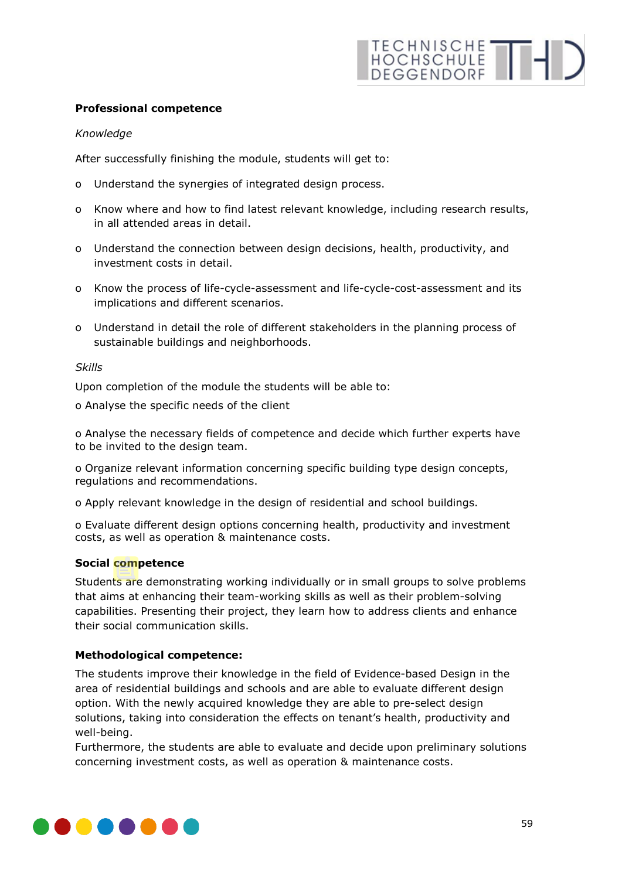**Professional competence**

*Knowledge*

After successfully finishing the module, students will get to:

- Understand the synergies of integrated design process.
- Know where and how to find latest relevant knowledge, including research results, in all attended areas in detail.
- Understand the connection between design decisions, health, productivity, and investment costs in detail.
- Know the process of life-cycle-assessment and life-cycle-cost-assessment and its implications and different scenarios.
- Understand in detail the role of different stakeholders in the planning process of sustainable buildings and neighborhoods.

*Skills*

Upon completion of the module the students will be able to:

- Analyse the specific needs of the client
- Analyse the necessary fields of competence and decide which further experts have to be invited to the design team.
- Organize relevant information concerning specific building type design concepts, regulations and recommendations.
- Apply relevant knowledge in the design of residential and school buildings.
- Evaluate different design options concerning health, productivity and investment costs, as well as operation & maintenance costs.

**Social competence**

Students are demonstrating working individually or in small groups to solve problems that aims at enhancing their team-working skills as well as their problem-solving capabilities. Presenting their project, they learn how to address clients and enhance their social communication skills.

**Methodological competence:**

The students improve their knowledge in the field of Evidence-based Design in the area of residential buildings and schools and are able to evaluate different design option. With the newly acquired knowledge they are able to pre-select design solutions, taking into consideration the effects on tenant's health, productivity and well-being.
Furthermore, the students are able to evaluate and decide upon preliminary solutions concerning investment costs, as well as operation & maintenance costs.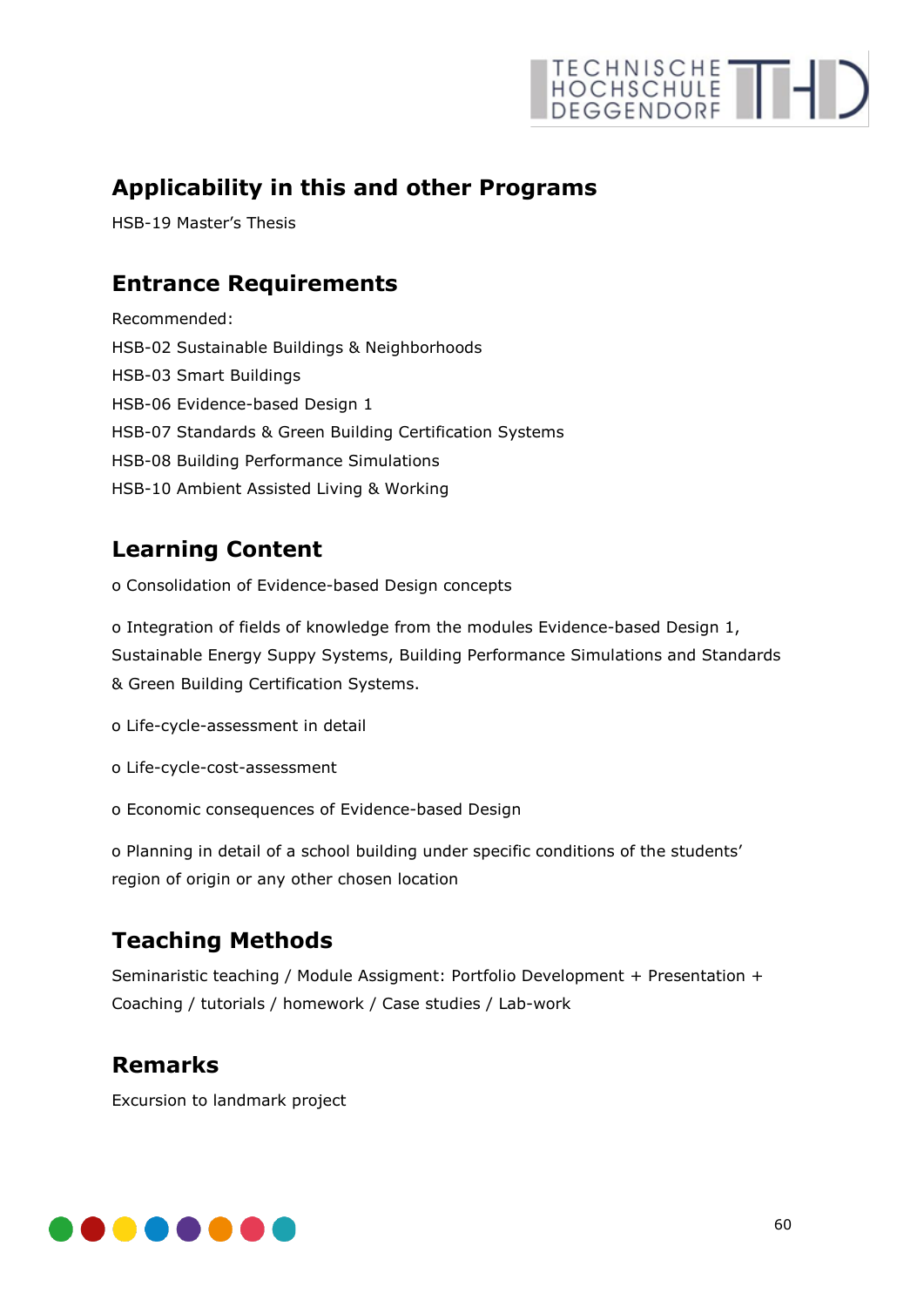## Applicability in this and other Programs

HSB-19 Master's Thesis

## Entrance Requirements

Recommended:

HSB-02 Sustainable Buildings & Neighborhoods

HSB-03 Smart Buildings

HSB-06 Evidence-based Design 1

HSB-07 Standards & Green Building Certification Systems

HSB-08 Building Performance Simulations

HSB-10 Ambient Assisted Living & Working

## Learning Content

o Consolidation of Evidence-based Design concepts

o Integration of fields of knowledge from the modules Evidence-based Design 1, Sustainable Energy Suppy Systems, Building Performance Simulations and Standards & Green Building Certification Systems.

o Life-cycle-assessment in detail

o Life-cycle-cost-assessment

o Economic consequences of Evidence-based Design

o Planning in detail of a school building under specific conditions of the students' region of origin or any other chosen location

## Teaching Methods

Seminaristic teaching / Module Assigment: Portfolio Development + Presentation + Coaching / tutorials / homework / Case studies / Lab-work

## Remarks

Excursion to landmark project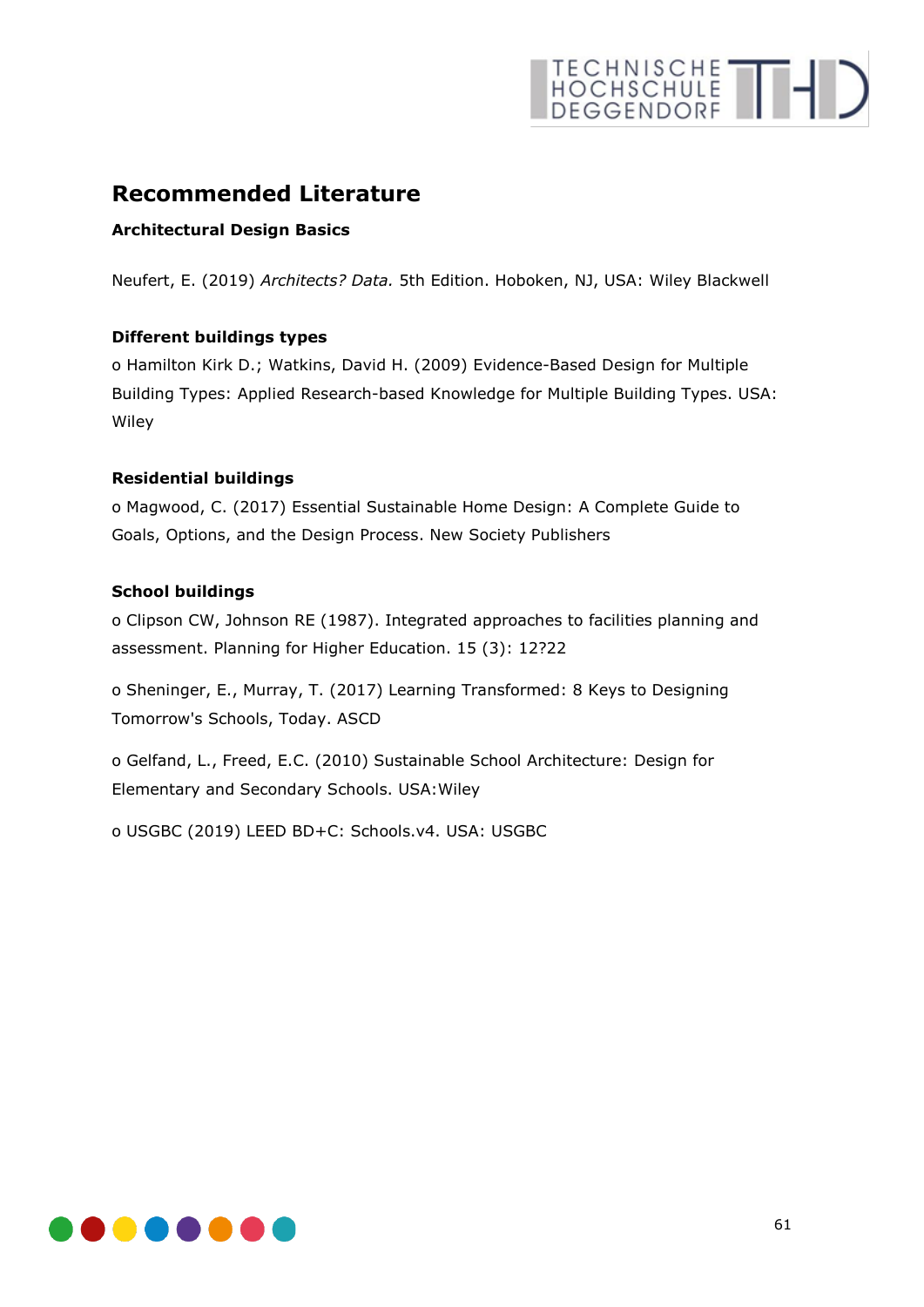## Recommended Literature

**Architectural Design Basics**

Neufert, E. (2019) *Architects? Data.* 5th Edition. Hoboken, NJ, USA: Wiley Blackwell

**Different buildings types**

o Hamilton Kirk D.; Watkins, David H. (2009) Evidence-Based Design for Multiple Building Types: Applied Research-based Knowledge for Multiple Building Types. USA: Wiley

**Residential buildings**

o Magwood, C. (2017) Essential Sustainable Home Design: A Complete Guide to Goals, Options, and the Design Process. New Society Publishers

**School buildings**

o Clipson CW, Johnson RE (1987). Integrated approaches to facilities planning and assessment. Planning for Higher Education. 15 (3): 12?22

o Sheninger, E., Murray, T. (2017) Learning Transformed: 8 Keys to Designing Tomorrow's Schools, Today. ASCD

o Gelfand, L., Freed, E.C. (2010) Sustainable School Architecture: Design for Elementary and Secondary Schools. USA:Wiley

o USGBC (2019) LEED BD+C: Schools.v4. USA: USGBC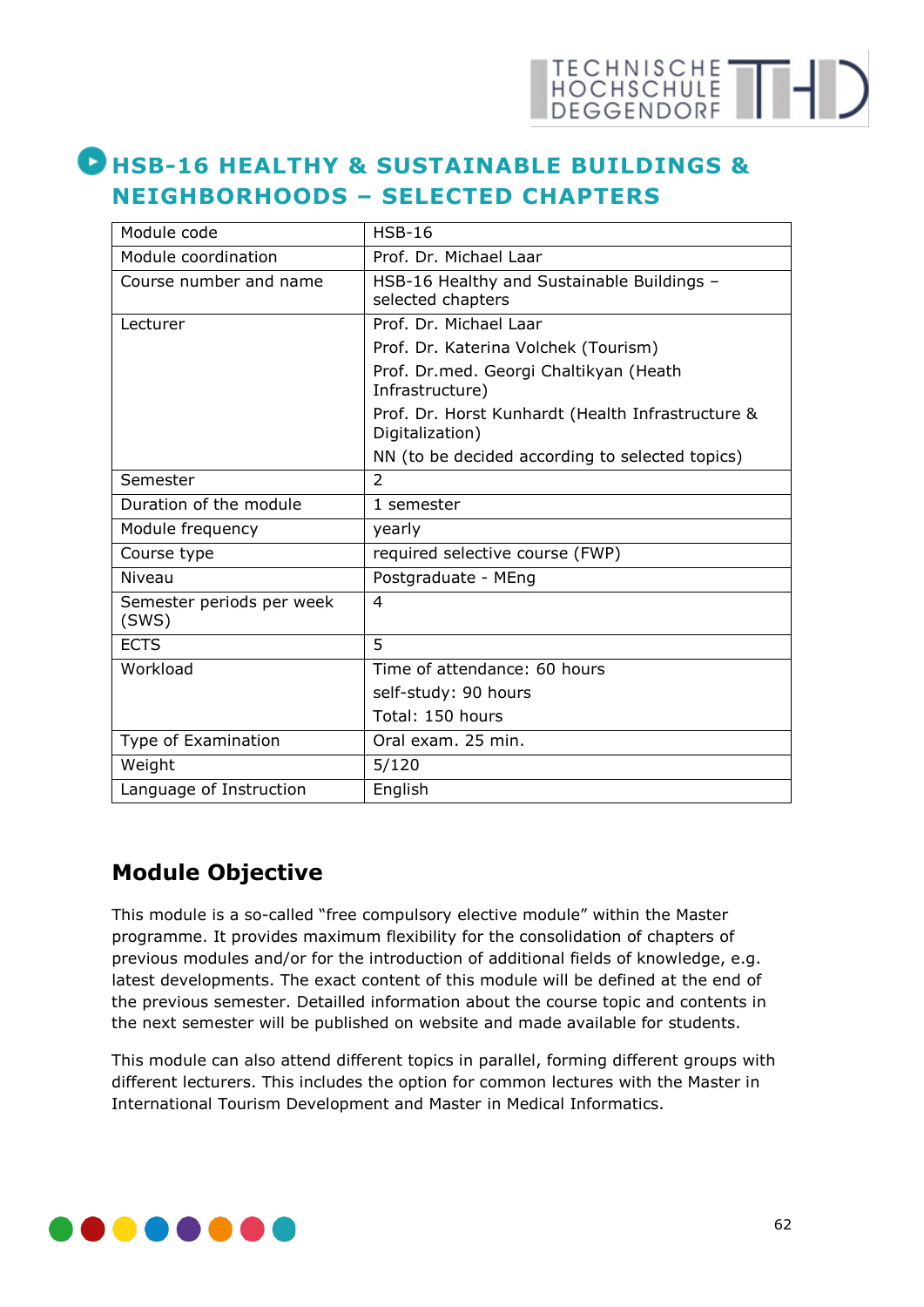# HSB-16 HEALTHY & SUSTAINABLE BUILDINGS & NEIGHBORHOODS – SELECTED CHAPTERS

| Module code | HSB-16 |
|---|---|
| Module coordination | Prof. Dr. Michael Laar |
| Course number and name | HSB-16 Healthy and Sustainable Buildings – selected chapters |
| Lecturer | Prof. Dr. Michael Laar<br>Prof. Dr. Katerina Volchek (Tourism)<br>Prof. Dr.med. Georgi Chaltikyan (Heath Infrastructure)<br>Prof. Dr. Horst Kunhardt (Health Infrastructure & Digitalization)<br>NN (to be decided according to selected topics) |
| Semester | 2 |
| Duration of the module | 1 semester |
| Module frequency | yearly |
| Course type | required selective course (FWP) |
| Niveau | Postgraduate - MEng |
| Semester periods per week (SWS) | 4 |
| ECTS | 5 |
| Workload | Time of attendance: 60 hours<br>self-study: 90 hours<br>Total: 150 hours |
| Type of Examination | Oral exam. 25 min. |
| Weight | 5/120 |
| Language of Instruction | English |

## Module Objective

This module is a so-called "free compulsory elective module" within the Master programme. It provides maximum flexibility for the consolidation of chapters of previous modules and/or for the introduction of additional fields of knowledge, e.g. latest developments. The exact content of this module will be defined at the end of the previous semester. Detailled information about the course topic and contents in the next semester will be published on website and made available for students.

This module can also attend different topics in parallel, forming different groups with different lecturers. This includes the option for common lectures with the Master in International Tourism Development and Master in Medical Informatics.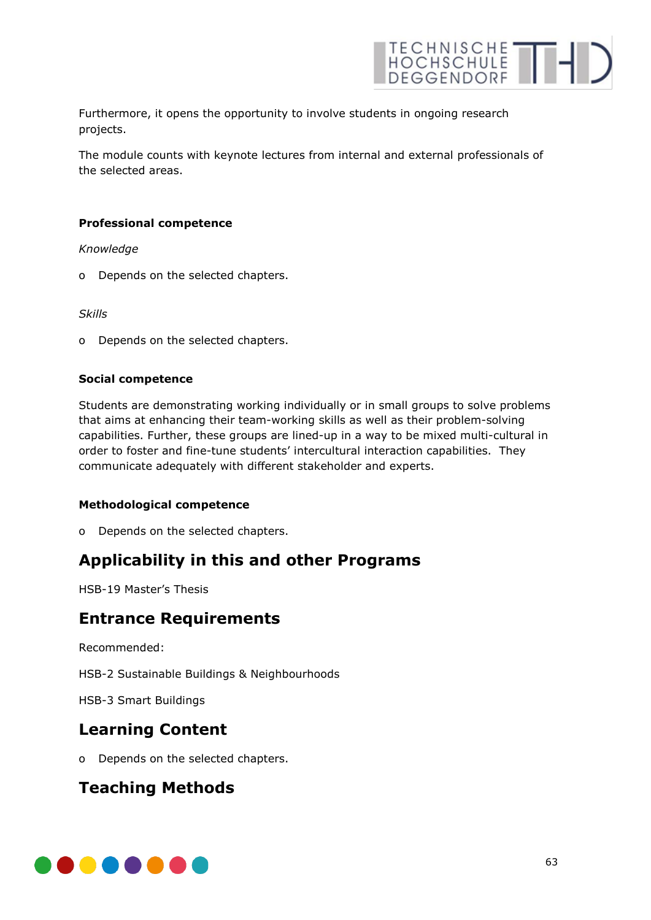Furthermore, it opens the opportunity to involve students in ongoing research projects.

The module counts with keynote lectures from internal and external professionals of the selected areas.

**Professional competence**

*Knowledge*

- Depends on the selected chapters.

*Skills*

- Depends on the selected chapters.

**Social competence**

Students are demonstrating working individually or in small groups to solve problems that aims at enhancing their team-working skills as well as their problem-solving capabilities. Further, these groups are lined-up in a way to be mixed multi-cultural in order to foster and fine-tune students' intercultural interaction capabilities. They communicate adequately with different stakeholder and experts.

**Methodological competence**

- Depends on the selected chapters.

## Applicability in this and other Programs

HSB-19 Master's Thesis

## Entrance Requirements

Recommended:

HSB-2 Sustainable Buildings & Neighbourhoods

HSB-3 Smart Buildings

## Learning Content

- Depends on the selected chapters.

## Teaching Methods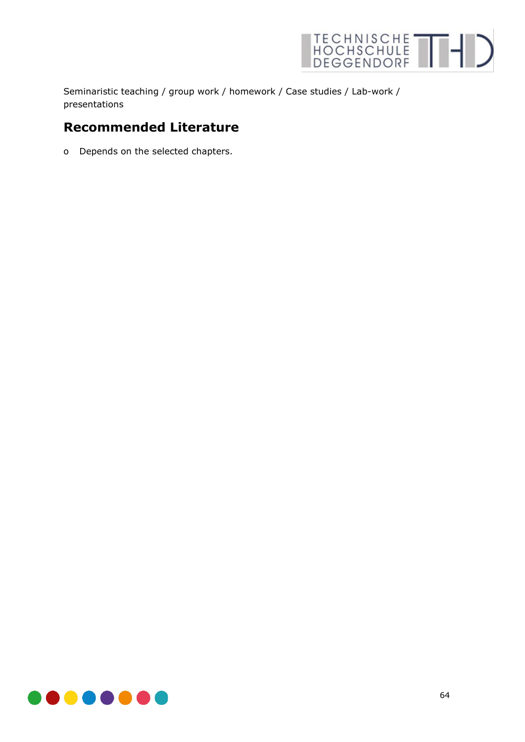Seminaristic teaching / group work / homework / Case studies / Lab-work / presentations

## Recommended Literature

- Depends on the selected chapters.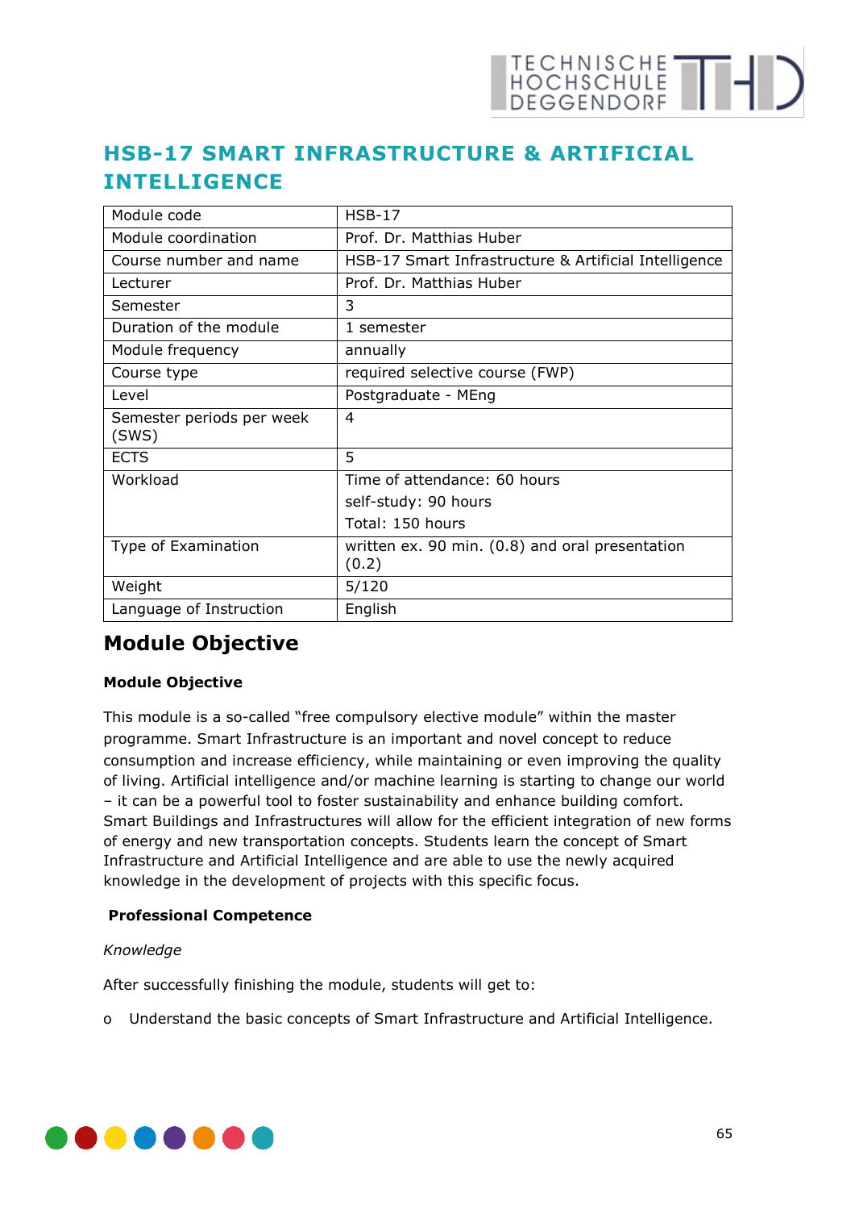# HSB-17 SMART INFRASTRUCTURE & ARTIFICIAL INTELLIGENCE

| Module code | HSB-17 |
|---|---|
| Module coordination | Prof. Dr. Matthias Huber |
| Course number and name | HSB-17 Smart Infrastructure & Artificial Intelligence |
| Lecturer | Prof. Dr. Matthias Huber |
| Semester | 3 |
| Duration of the module | 1 semester |
| Module frequency | annually |
| Course type | required selective course (FWP) |
| Level | Postgraduate - MEng |
| Semester periods per week (SWS) | 4 |
| ECTS | 5 |
| Workload | Time of attendance: 60 hours<br>self-study: 90 hours<br>Total: 150 hours |
| Type of Examination | written ex. 90 min. (0.8) and oral presentation (0.2) |
| Weight | 5/120 |
| Language of Instruction | English |

## Module Objective

### Module Objective

This module is a so-called “free compulsory elective module” within the master programme. Smart Infrastructure is an important and novel concept to reduce consumption and increase efficiency, while maintaining or even improving the quality of living. Artificial intelligence and/or machine learning is starting to change our world – it can be a powerful tool to foster sustainability and enhance building comfort. Smart Buildings and Infrastructures will allow for the efficient integration of new forms of energy and new transportation concepts. Students learn the concept of Smart Infrastructure and Artificial Intelligence and are able to use the newly acquired knowledge in the development of projects with this specific focus.

### Professional Competence

*Knowledge*

After successfully finishing the module, students will get to:

- Understand the basic concepts of Smart Infrastructure and Artificial Intelligence.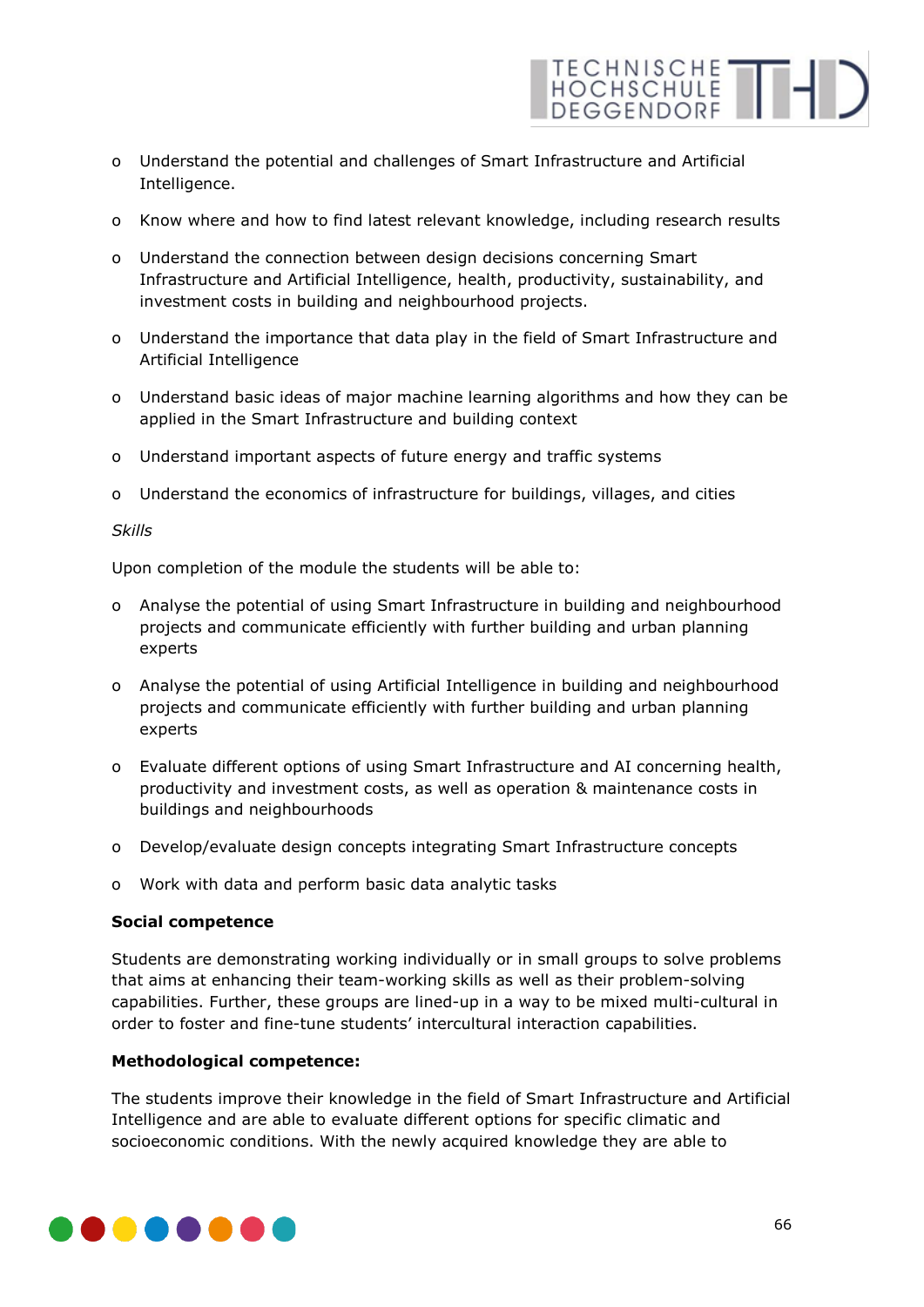- Understand the potential and challenges of Smart Infrastructure and Artificial Intelligence.
- Know where and how to find latest relevant knowledge, including research results
- Understand the connection between design decisions concerning Smart Infrastructure and Artificial Intelligence, health, productivity, sustainability, and investment costs in building and neighbourhood projects.
- Understand the importance that data play in the field of Smart Infrastructure and Artificial Intelligence
- Understand basic ideas of major machine learning algorithms and how they can be applied in the Smart Infrastructure and building context
- Understand important aspects of future energy and traffic systems
- Understand the economics of infrastructure for buildings, villages, and cities

*Skills*

Upon completion of the module the students will be able to:

- Analyse the potential of using Smart Infrastructure in building and neighbourhood projects and communicate efficiently with further building and urban planning experts
- Analyse the potential of using Artificial Intelligence in building and neighbourhood projects and communicate efficiently with further building and urban planning experts
- Evaluate different options of using Smart Infrastructure and AI concerning health, productivity and investment costs, as well as operation & maintenance costs in buildings and neighbourhoods
- Develop/evaluate design concepts integrating Smart Infrastructure concepts
- Work with data and perform basic data analytic tasks

**Social competence**

Students are demonstrating working individually or in small groups to solve problems that aims at enhancing their team-working skills as well as their problem-solving capabilities. Further, these groups are lined-up in a way to be mixed multi-cultural in order to foster and fine-tune students' intercultural interaction capabilities.

**Methodological competence:**

The students improve their knowledge in the field of Smart Infrastructure and Artificial Intelligence and are able to evaluate different options for specific climatic and socioeconomic conditions. With the newly acquired knowledge they are able to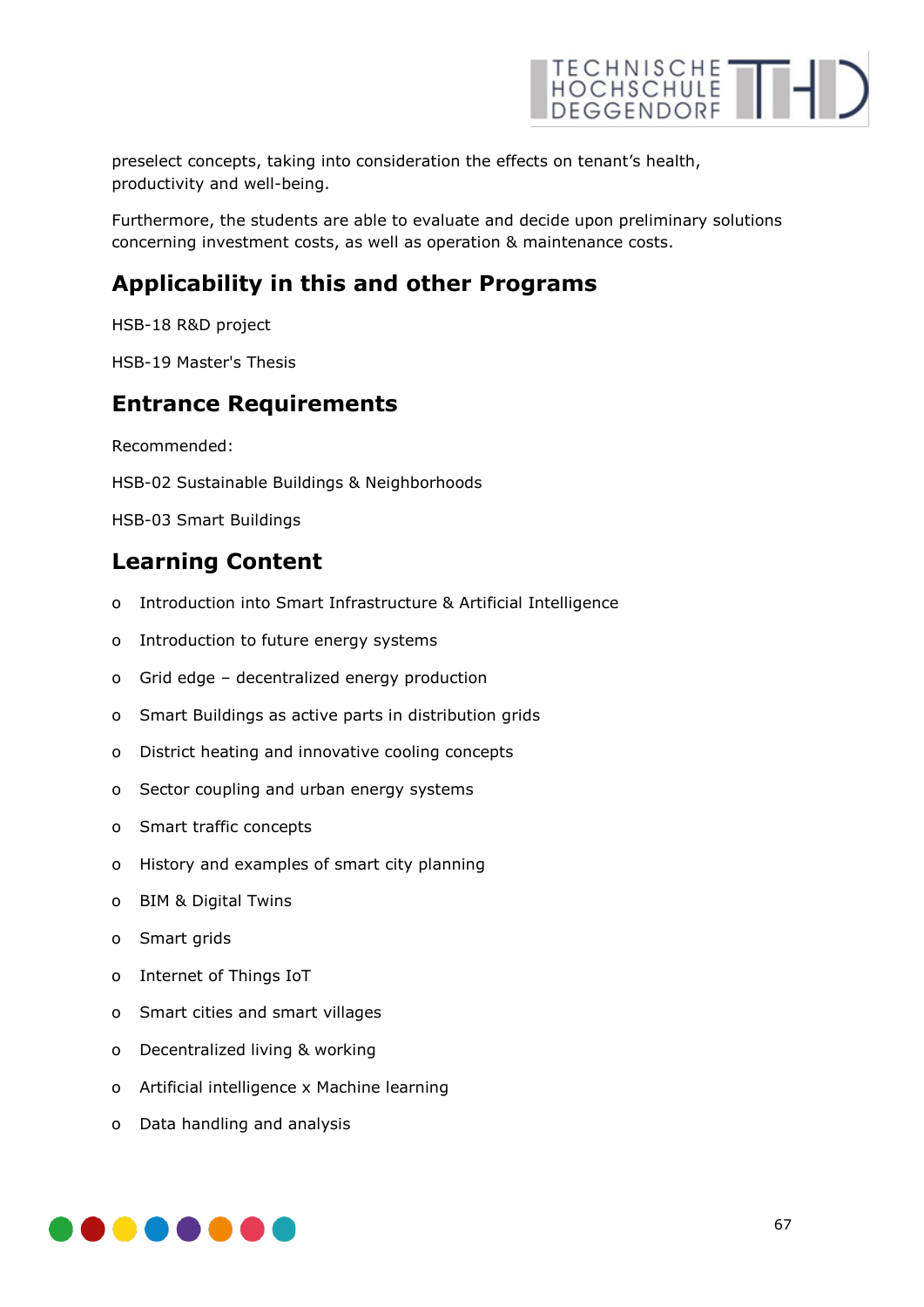preselect concepts, taking into consideration the effects on tenant's health, productivity and well-being.

Furthermore, the students are able to evaluate and decide upon preliminary solutions concerning investment costs, as well as operation & maintenance costs.

## Applicability in this and other Programs

HSB-18 R&D project

HSB-19 Master's Thesis

## Entrance Requirements

Recommended:

HSB-02 Sustainable Buildings & Neighborhoods

HSB-03 Smart Buildings

## Learning Content

- Introduction into Smart Infrastructure & Artificial Intelligence
- Introduction to future energy systems
- Grid edge – decentralized energy production
- Smart Buildings as active parts in distribution grids
- District heating and innovative cooling concepts
- Sector coupling and urban energy systems
- Smart traffic concepts
- History and examples of smart city planning
- BIM & Digital Twins
- Smart grids
- Internet of Things IoT
- Smart cities and smart villages
- Decentralized living & working
- Artificial intelligence x Machine learning
- Data handling and analysis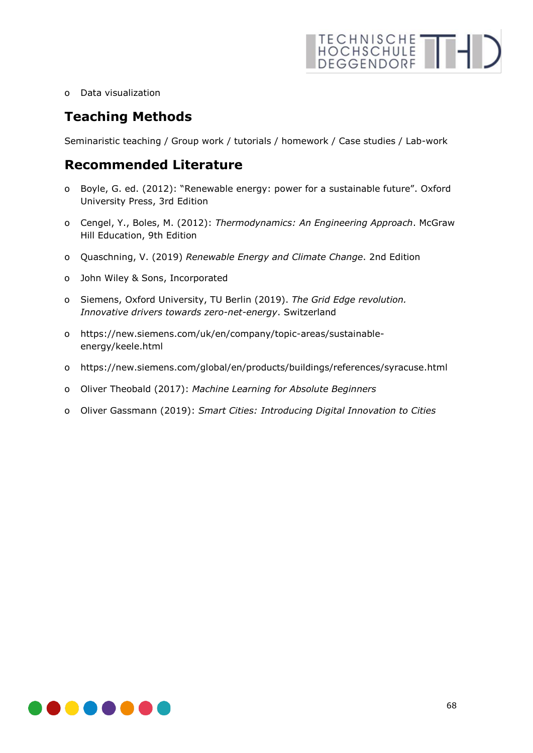- Data visualization

## Teaching Methods

Seminaristic teaching / Group work / tutorials / homework / Case studies / Lab-work

## Recommended Literature

- Boyle, G. ed. (2012): “Renewable energy: power for a sustainable future”. Oxford University Press, 3rd Edition
- Cengel, Y., Boles, M. (2012): *Thermodynamics: An Engineering Approach*. McGraw Hill Education, 9th Edition
- Quaschning, V. (2019) *Renewable Energy and Climate Change*. 2nd Edition
- John Wiley & Sons, Incorporated
- Siemens, Oxford University, TU Berlin (2019). *The Grid Edge revolution. Innovative drivers towards zero-net-energy*. Switzerland
- https://new.siemens.com/uk/en/company/topic-areas/sustainable-energy/keele.html
- https://new.siemens.com/global/en/products/buildings/references/syracuse.html
- Oliver Theobald (2017): *Machine Learning for Absolute Beginners*
- Oliver Gassmann (2019): *Smart Cities: Introducing Digital Innovation to Cities*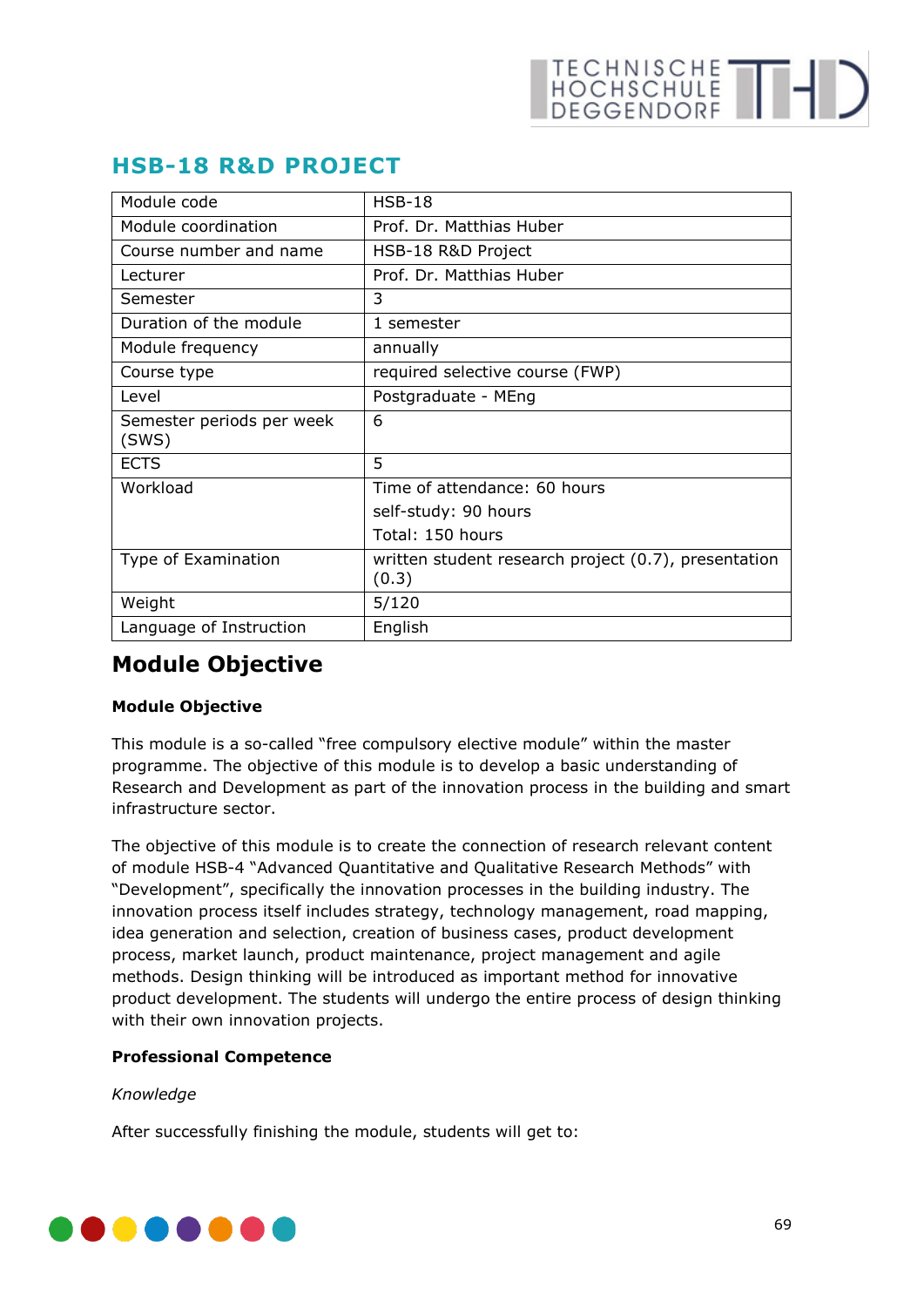## HSB-18 R&D PROJECT

| Module code | HSB-18 |
|---|---|
| Module coordination | Prof. Dr. Matthias Huber |
| Course number and name | HSB-18 R&D Project |
| Lecturer | Prof. Dr. Matthias Huber |
| Semester | 3 |
| Duration of the module | 1 semester |
| Module frequency | annually |
| Course type | required selective course (FWP) |
| Level | Postgraduate - MEng |
| Semester periods per week (SWS) | 6 |
| ECTS | 5 |
| Workload | Time of attendance: 60 hours<br>self-study: 90 hours<br>Total: 150 hours |
| Type of Examination | written student research project (0.7), presentation (0.3) |
| Weight | 5/120 |
| Language of Instruction | English |

# Module Objective

**Module Objective**

This module is a so-called “free compulsory elective module” within the master programme. The objective of this module is to develop a basic understanding of Research and Development as part of the innovation process in the building and smart infrastructure sector.

The objective of this module is to create the connection of research relevant content of module HSB-4 “Advanced Quantitative and Qualitative Research Methods” with “Development”, specifically the innovation processes in the building industry. The innovation process itself includes strategy, technology management, road mapping, idea generation and selection, creation of business cases, product development process, market launch, product maintenance, project management and agile methods. Design thinking will be introduced as important method for innovative product development. The students will undergo the entire process of design thinking with their own innovation projects.

**Professional Competence**

*Knowledge*

After successfully finishing the module, students will get to: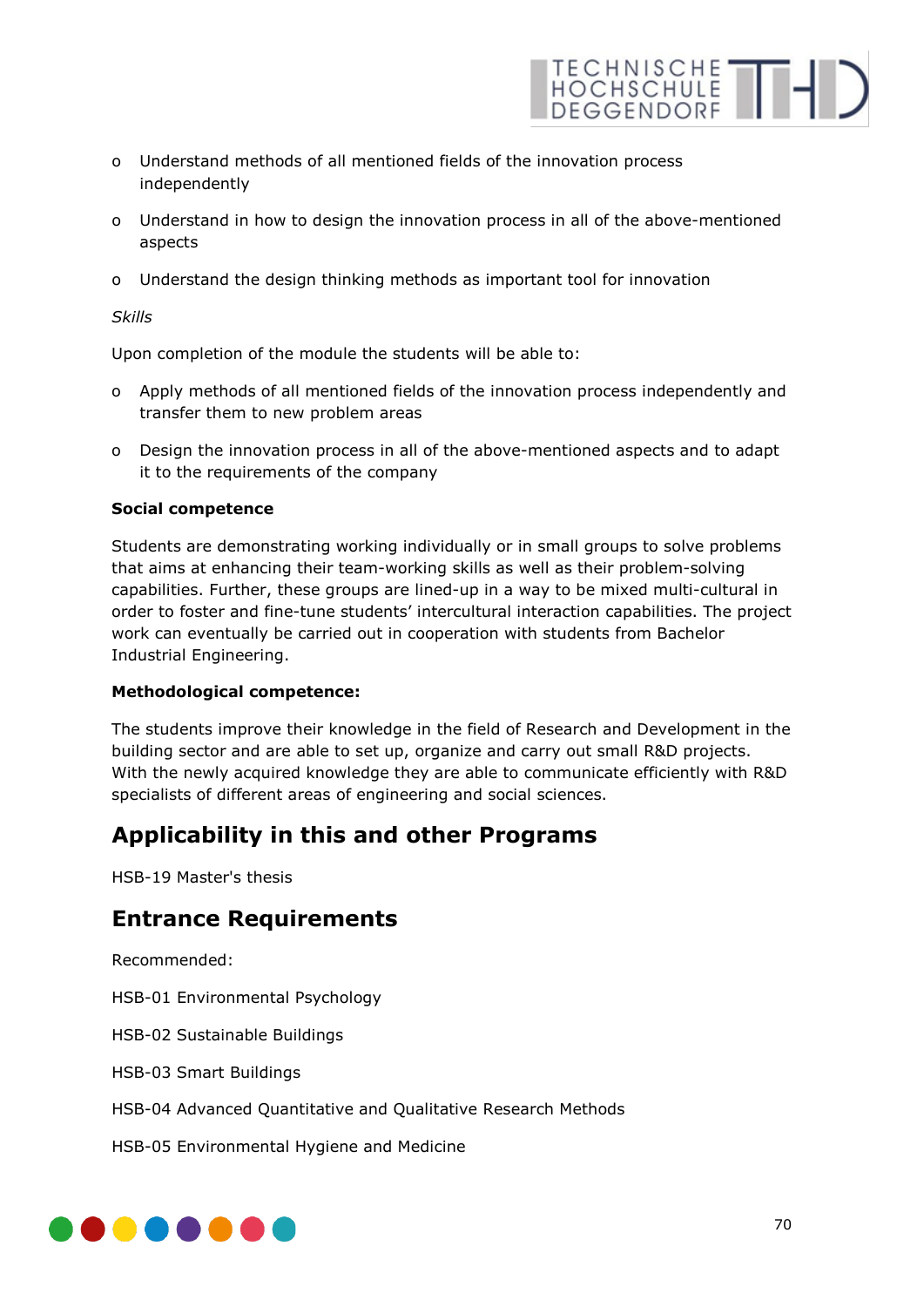- Understand methods of all mentioned fields of the innovation process independently
- Understand in how to design the innovation process in all of the above-mentioned aspects
- Understand the design thinking methods as important tool for innovation

*Skills*

Upon completion of the module the students will be able to:

- Apply methods of all mentioned fields of the innovation process independently and transfer them to new problem areas
- Design the innovation process in all of the above-mentioned aspects and to adapt it to the requirements of the company

**Social competence**

Students are demonstrating working individually or in small groups to solve problems that aims at enhancing their team-working skills as well as their problem-solving capabilities. Further, these groups are lined-up in a way to be mixed multi-cultural in order to foster and fine-tune students' intercultural interaction capabilities. The project work can eventually be carried out in cooperation with students from Bachelor Industrial Engineering.

**Methodological competence:**

The students improve their knowledge in the field of Research and Development in the building sector and are able to set up, organize and carry out small R&D projects. With the newly acquired knowledge they are able to communicate efficiently with R&D specialists of different areas of engineering and social sciences.

## Applicability in this and other Programs

HSB-19 Master's thesis

## Entrance Requirements

Recommended:

HSB-01 Environmental Psychology

HSB-02 Sustainable Buildings

HSB-03 Smart Buildings

HSB-04 Advanced Quantitative and Qualitative Research Methods

HSB-05 Environmental Hygiene and Medicine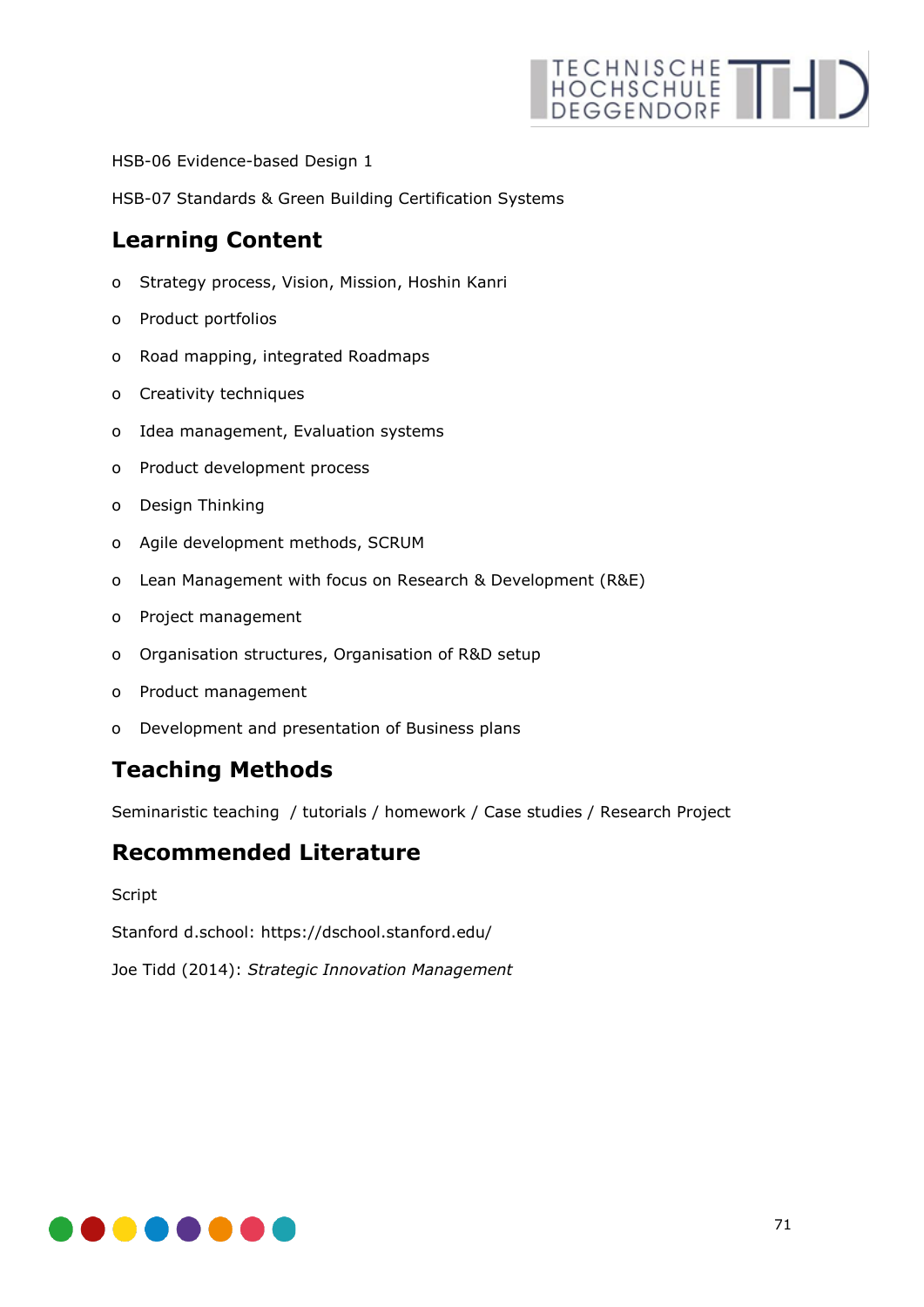HSB-06 Evidence-based Design 1

HSB-07 Standards & Green Building Certification Systems

## Learning Content

- Strategy process, Vision, Mission, Hoshin Kanri
- Product portfolios
- Road mapping, integrated Roadmaps
- Creativity techniques
- Idea management, Evaluation systems
- Product development process
- Design Thinking
- Agile development methods, SCRUM
- Lean Management with focus on Research & Development (R&E)
- Project management
- Organisation structures, Organisation of R&D setup
- Product management
- Development and presentation of Business plans

## Teaching Methods

Seminaristic teaching / tutorials / homework / Case studies / Research Project

## Recommended Literature

Script

Stanford d.school: https://dschool.stanford.edu/

Joe Tidd (2014): *Strategic Innovation Management*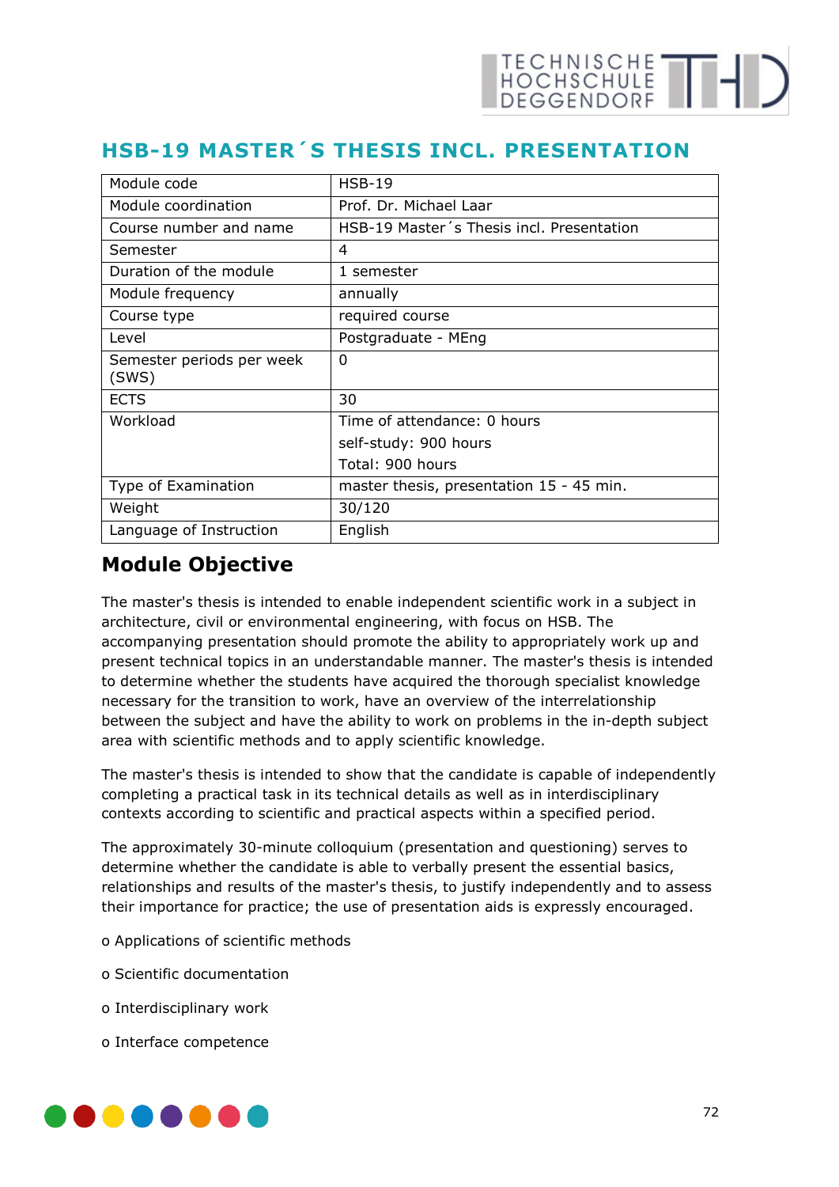## HSB-19 MASTER´S THESIS INCL. PRESENTATION

| Module code | HSB-19 |
|---|---|
| Module coordination | Prof. Dr. Michael Laar |
| Course number and name | HSB-19 Master´s Thesis incl. Presentation |
| Semester | 4 |
| Duration of the module | 1 semester |
| Module frequency | annually |
| Course type | required course |
| Level | Postgraduate - MEng |
| Semester periods per week (SWS) | 0 |
| ECTS | 30 |
| Workload | Time of attendance: 0 hours<br>self-study: 900 hours<br>Total: 900 hours |
| Type of Examination | master thesis, presentation 15 - 45 min. |
| Weight | 30/120 |
| Language of Instruction | English |

## Module Objective

The master's thesis is intended to enable independent scientific work in a subject in architecture, civil or environmental engineering, with focus on HSB. The accompanying presentation should promote the ability to appropriately work up and present technical topics in an understandable manner. The master's thesis is intended to determine whether the students have acquired the thorough specialist knowledge necessary for the transition to work, have an overview of the interrelationship between the subject and have the ability to work on problems in the in-depth subject area with scientific methods and to apply scientific knowledge.

The master's thesis is intended to show that the candidate is capable of independently completing a practical task in its technical details as well as in interdisciplinary contexts according to scientific and practical aspects within a specified period.

The approximately 30-minute colloquium (presentation and questioning) serves to determine whether the candidate is able to verbally present the essential basics, relationships and results of the master's thesis, to justify independently and to assess their importance for practice; the use of presentation aids is expressly encouraged.

- Applications of scientific methods
- Scientific documentation
- Interdisciplinary work
- Interface competence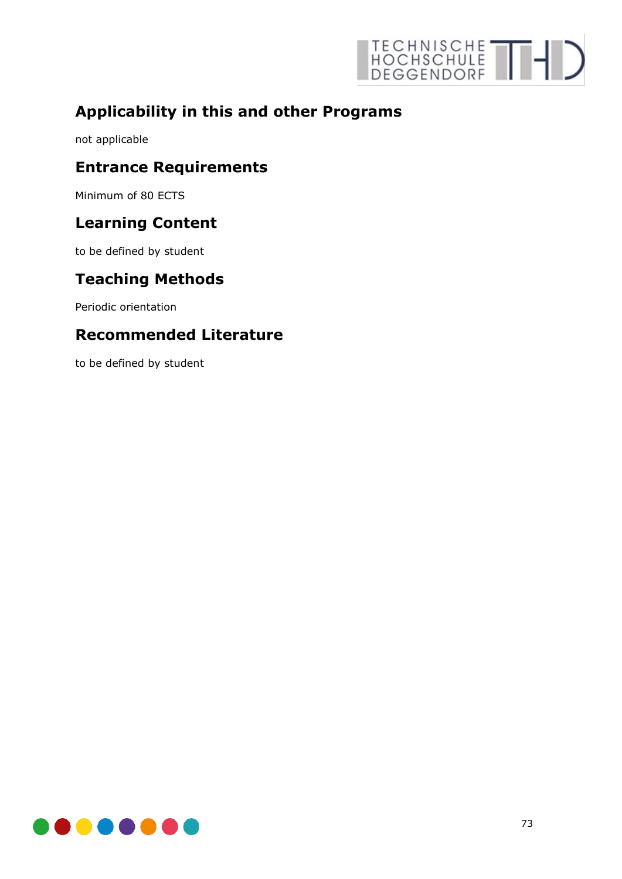## Applicability in this and other Programs

not applicable

## Entrance Requirements

Minimum of 80 ECTS

## Learning Content

to be defined by student

## Teaching Methods

Periodic orientation

## Recommended Literature

to be defined by student